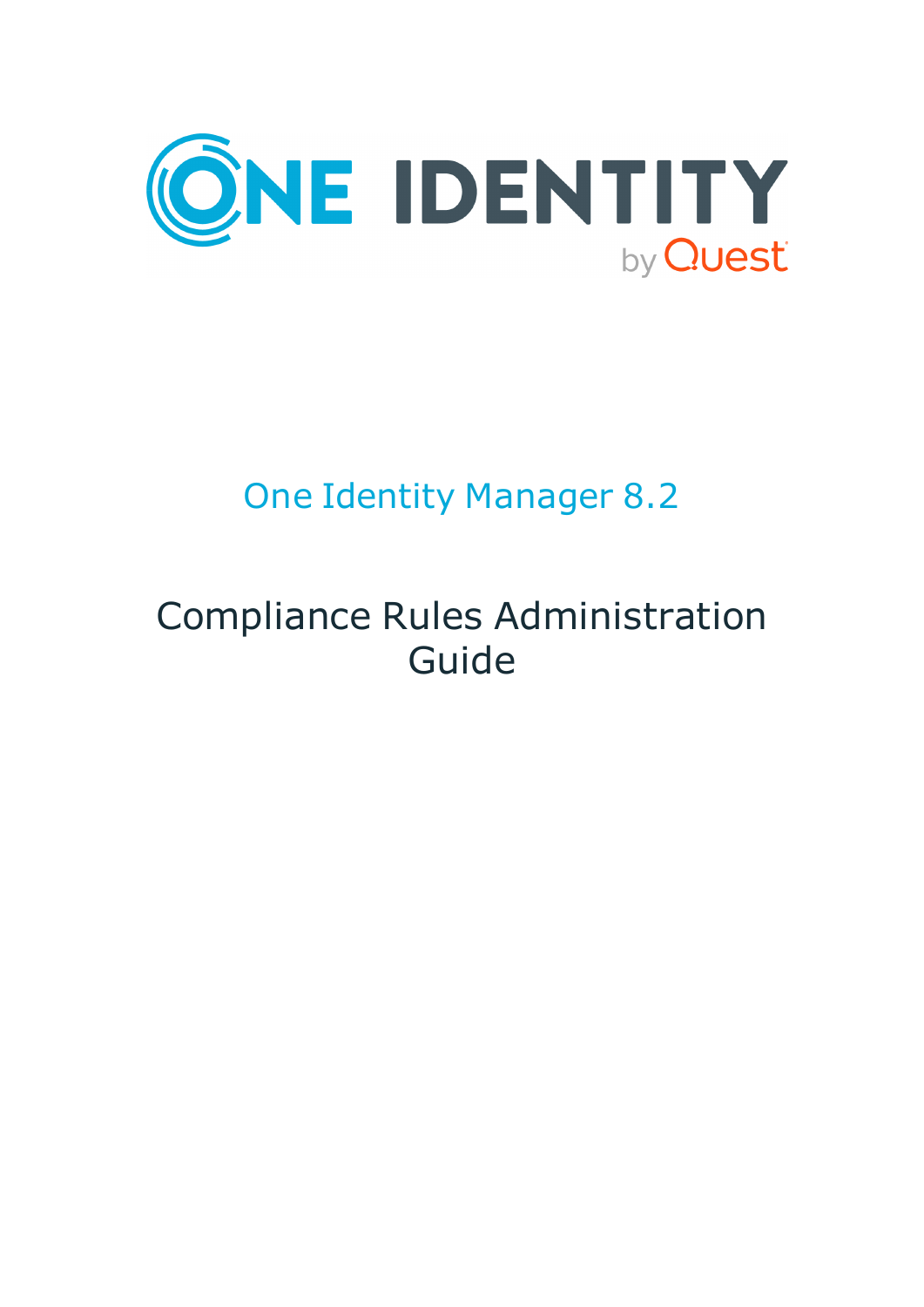ONE IDENTITY by Quest

# One Identity Manager 8.2

# Compliance Rules Administration Guide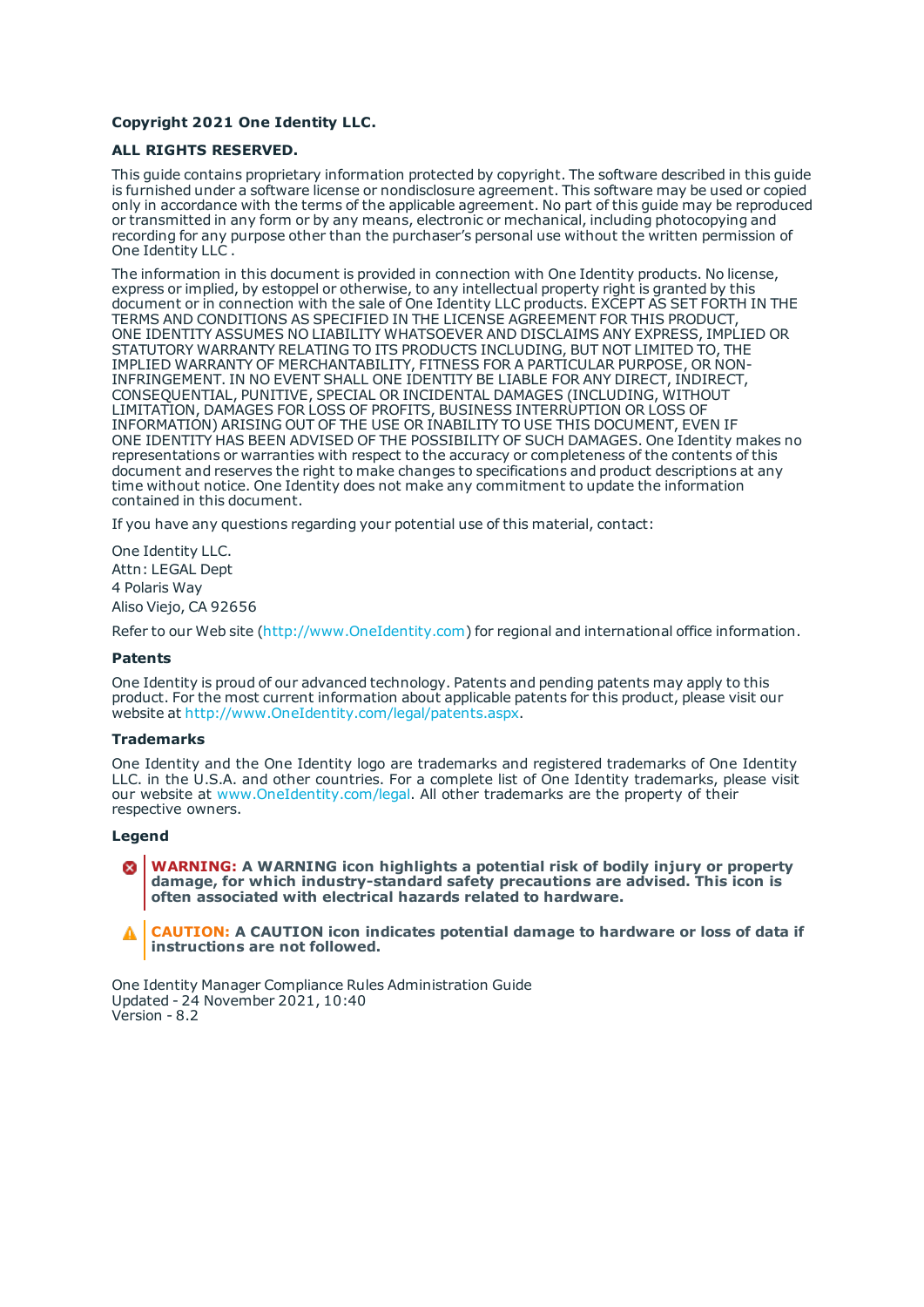**Copyright 2021 One Identity LLC.**

**ALL RIGHTS RESERVED.**

This guide contains proprietary information protected by copyright. The software described in this guide is furnished under a software license or nondisclosure agreement. This software may be used or copied only in accordance with the terms of the applicable agreement. No part of this guide may be reproduced or transmitted in any form or by any means, electronic or mechanical, including photocopying and recording for any purpose other than the purchaser's personal use without the written permission of One Identity LLC .

The information in this document is provided in connection with One Identity products. No license, express or implied, by estoppel or otherwise, to any intellectual property right is granted by this document or in connection with the sale of One Identity LLC products. EXCEPT AS SET FORTH IN THE TERMS AND CONDITIONS AS SPECIFIED IN THE LICENSE AGREEMENT FOR THIS PRODUCT, ONE IDENTITY ASSUMES NO LIABILITY WHATSOEVER AND DISCLAIMS ANY EXPRESS, IMPLIED OR STATUTORY WARRANTY RELATING TO ITS PRODUCTS INCLUDING, BUT NOT LIMITED TO, THE IMPLIED WARRANTY OF MERCHANTABILITY, FITNESS FOR A PARTICULAR PURPOSE, OR NON-INFRINGEMENT. IN NO EVENT SHALL ONE IDENTITY BE LIABLE FOR ANY DIRECT, INDIRECT, CONSEQUENTIAL, PUNITIVE, SPECIAL OR INCIDENTAL DAMAGES (INCLUDING, WITHOUT LIMITATION, DAMAGES FOR LOSS OF PROFITS, BUSINESS INTERRUPTION OR LOSS OF INFORMATION) ARISING OUT OF THE USE OR INABILITY TO USE THIS DOCUMENT, EVEN IF ONE IDENTITY HAS BEEN ADVISED OF THE POSSIBILITY OF SUCH DAMAGES. One Identity makes no representations or warranties with respect to the accuracy or completeness of the contents of this document and reserves the right to make changes to specifications and product descriptions at any time without notice. One Identity does not make any commitment to update the information contained in this document.

If you have any questions regarding your potential use of this material, contact:

One Identity LLC.
Attn: LEGAL Dept
4 Polaris Way
Aliso Viejo, CA 92656

Refer to our Web site (http://www.OneIdentity.com) for regional and international office information.

**Patents**

One Identity is proud of our advanced technology. Patents and pending patents may apply to this product. For the most current information about applicable patents for this product, please visit our website at http://www.OneIdentity.com/legal/patents.aspx.

**Trademarks**

One Identity and the One Identity logo are trademarks and registered trademarks of One Identity LLC. in the U.S.A. and other countries. For a complete list of One Identity trademarks, please visit our website at www.OneIdentity.com/legal. All other trademarks are the property of their respective owners.

**Legend**

**WARNING: A WARNING icon highlights a potential risk of bodily injury or property damage, for which industry-standard safety precautions are advised. This icon is often associated with electrical hazards related to hardware.**

**CAUTION: A CAUTION icon indicates potential damage to hardware or loss of data if instructions are not followed.**

One Identity Manager Compliance Rules Administration Guide
Updated - 24 November 2021, 10:40
Version - 8.2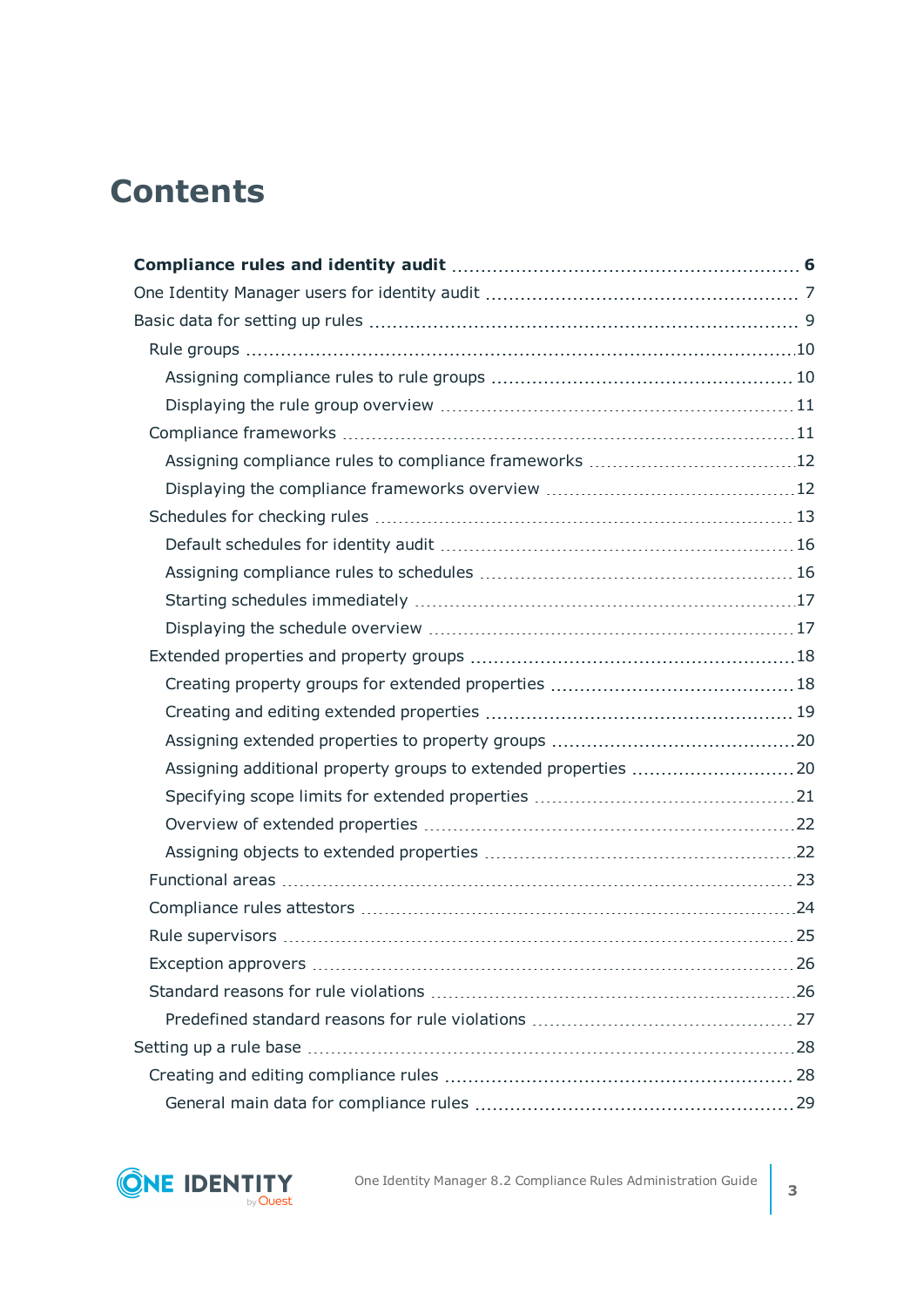# Contents

**Compliance rules and identity audit** 6

One Identity Manager users for identity audit 7

Basic data for setting up rules 9

- Rule groups 10
  - Assigning compliance rules to rule groups 10
  - Displaying the rule group overview 11
- Compliance frameworks 11
  - Assigning compliance rules to compliance frameworks 12
  - Displaying the compliance frameworks overview 12
- Schedules for checking rules 13
  - Default schedules for identity audit 16
  - Assigning compliance rules to schedules 16
  - Starting schedules immediately 17
  - Displaying the schedule overview 17
- Extended properties and property groups 18
  - Creating property groups for extended properties 18
  - Creating and editing extended properties 19
  - Assigning extended properties to property groups 20
  - Assigning additional property groups to extended properties 20
  - Specifying scope limits for extended properties 21
  - Overview of extended properties 22
  - Assigning objects to extended properties 22
- Functional areas 23
- Compliance rules attestors 24
- Rule supervisors 25
- Exception approvers 26
- Standard reasons for rule violations 26
  - Predefined standard reasons for rule violations 27

Setting up a rule base 28

- Creating and editing compliance rules 28
  - General main data for compliance rules 29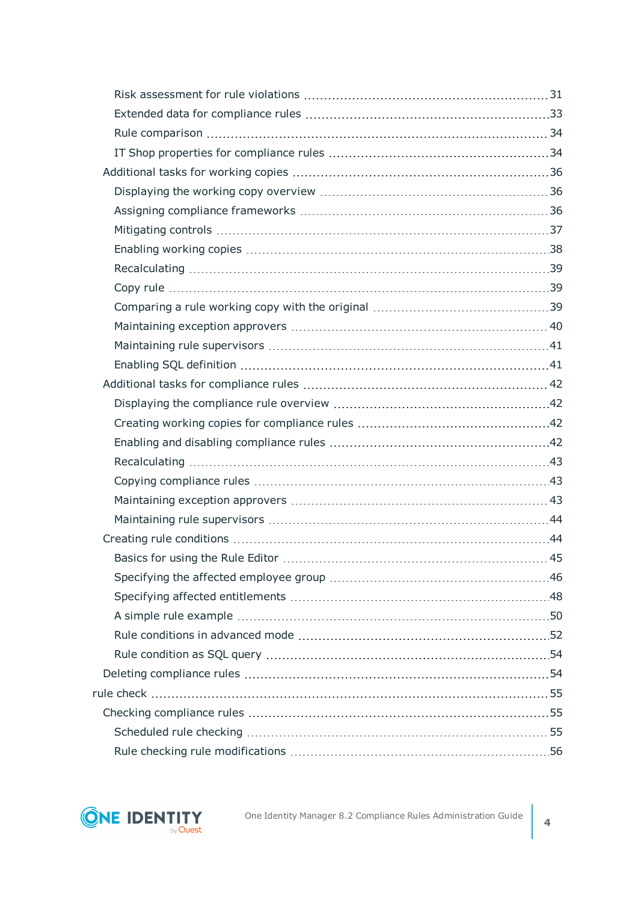- Risk assessment for rule violations 31
- Extended data for compliance rules 33
- Rule comparison 34
- IT Shop properties for compliance rules 34

Additional tasks for working copies 36

- Displaying the working copy overview 36
- Assigning compliance frameworks 36
- Mitigating controls 37
- Enabling working copies 38
- Recalculating 39
- Copy rule 39
- Comparing a rule working copy with the original 39
- Maintaining exception approvers 40
- Maintaining rule supervisors 41
- Enabling SQL definition 41

Additional tasks for compliance rules 42

- Displaying the compliance rule overview 42
- Creating working copies for compliance rules 42
- Enabling and disabling compliance rules 42
- Recalculating 43
- Copying compliance rules 43
- Maintaining exception approvers 43
- Maintaining rule supervisors 44

Creating rule conditions 44

- Basics for using the Rule Editor 45
- Specifying the affected employee group 46
- Specifying affected entitlements 48
- A simple rule example 50
- Rule conditions in advanced mode 52
- Rule condition as SQL query 54

Deleting compliance rules 54

rule check 55

Checking compliance rules 55

- Scheduled rule checking 55
- Rule checking rule modifications 56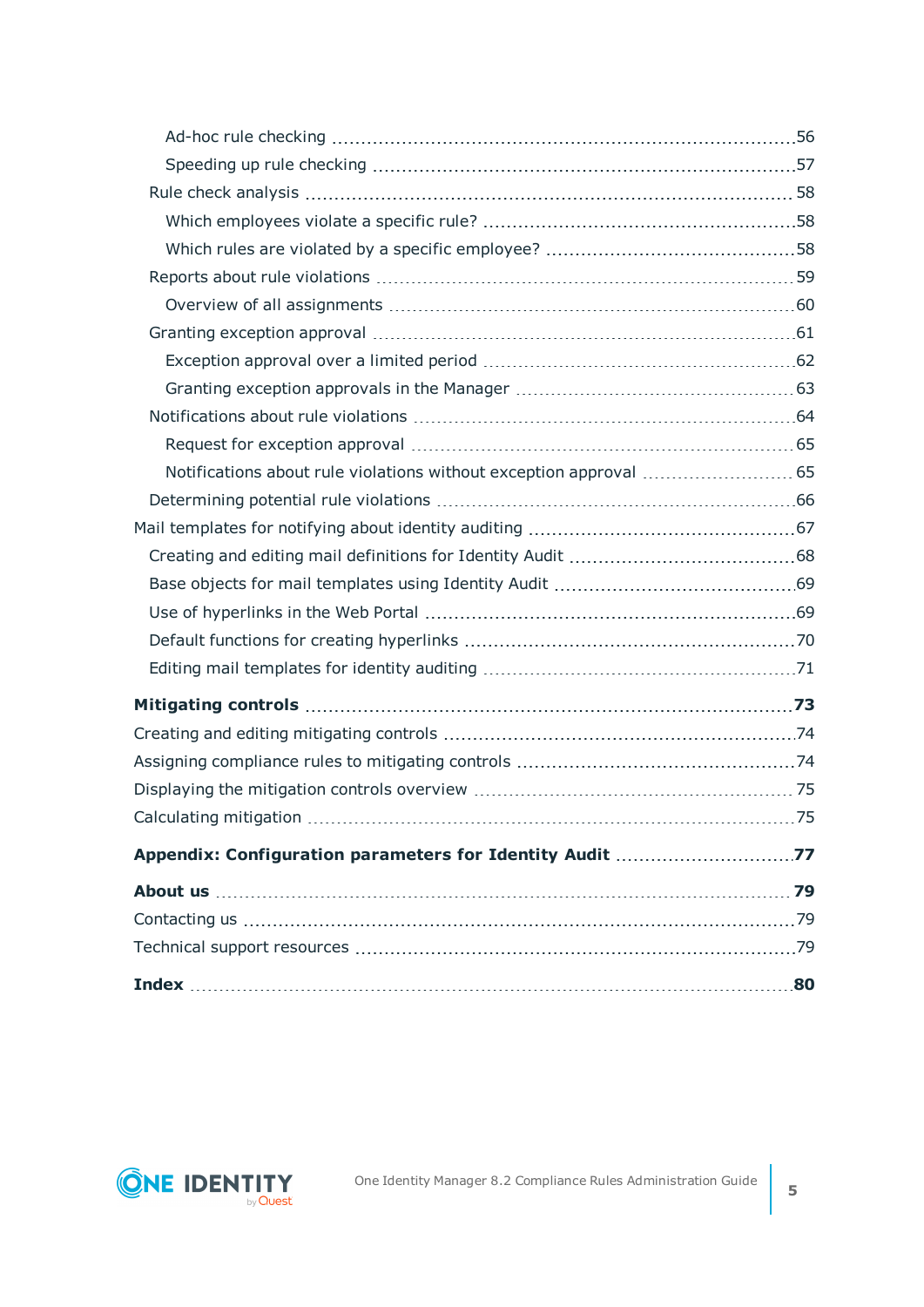- Ad-hoc rule checking ... 56
- Speeding up rule checking ... 57
- Rule check analysis ... 58
  - Which employees violate a specific rule? ... 58
  - Which rules are violated by a specific employee? ... 58
- Reports about rule violations ... 59
  - Overview of all assignments ... 60
- Granting exception approval ... 61
  - Exception approval over a limited period ... 62
  - Granting exception approvals in the Manager ... 63
- Notifications about rule violations ... 64
  - Request for exception approval ... 65
  - Notifications about rule violations without exception approval ... 65
- Determining potential rule violations ... 66

Mail templates for notifying about identity auditing ... 67
- Creating and editing mail definitions for Identity Audit ... 68
- Base objects for mail templates using Identity Audit ... 69
- Use of hyperlinks in the Web Portal ... 69
- Default functions for creating hyperlinks ... 70
- Editing mail templates for identity auditing ... 71

**Mitigating controls ... 73**

Creating and editing mitigating controls ... 74

Assigning compliance rules to mitigating controls ... 74

Displaying the mitigation controls overview ... 75

Calculating mitigation ... 75

**Appendix: Configuration parameters for Identity Audit ... 77**

**About us ... 79**

Contacting us ... 79

Technical support resources ... 79

**Index ... 80**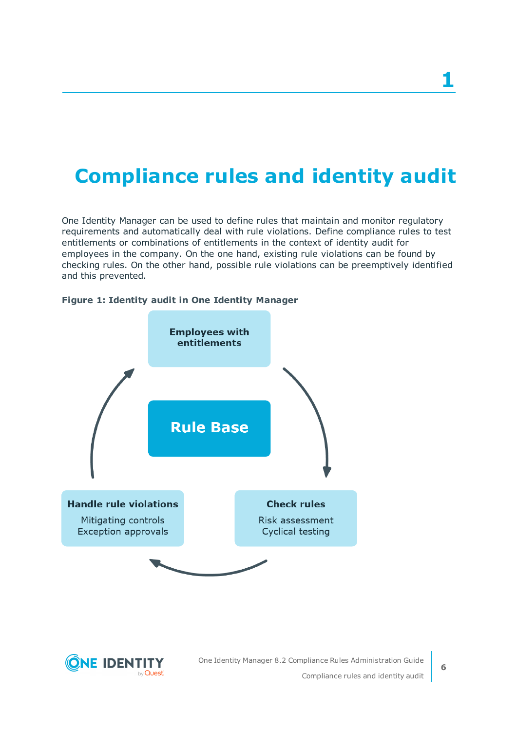# 1

# Compliance rules and identity audit

One Identity Manager can be used to define rules that maintain and monitor regulatory requirements and automatically deal with rule violations. Define compliance rules to test entitlements or combinations of entitlements in the context of identity audit for employees in the company. On the one hand, existing rule violations can be found by checking rules. On the other hand, possible rule violations can be preemptively identified and this prevented.

**Figure 1: Identity audit in One Identity Manager**

**Employees with entitlements**

**Rule Base**

**Handle rule violations**

Mitigating controls
Exception approvals

**Check rules**

Risk assessment
Cyclical testing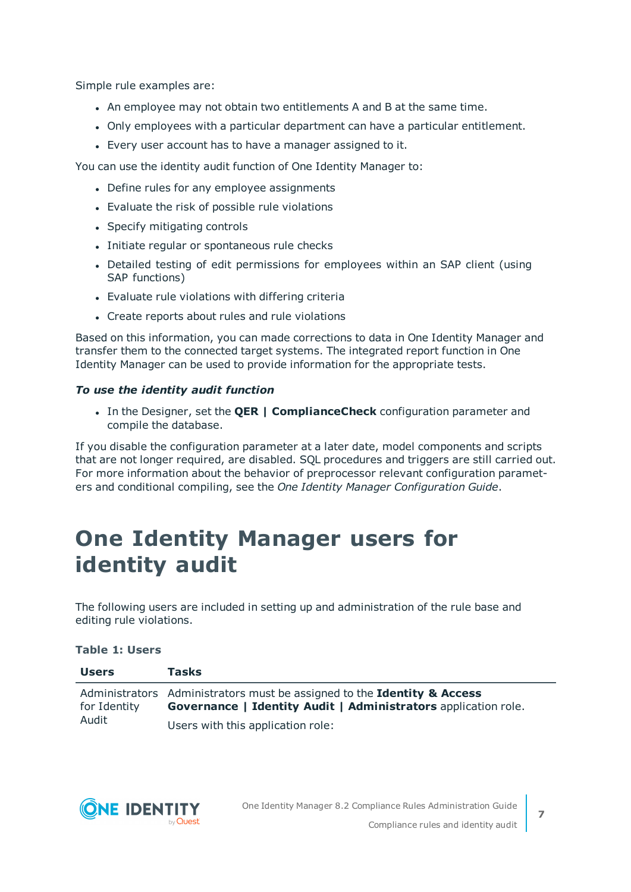Simple rule examples are:

- An employee may not obtain two entitlements A and B at the same time.
- Only employees with a particular department can have a particular entitlement.
- Every user account has to have a manager assigned to it.

You can use the identity audit function of One Identity Manager to:

- Define rules for any employee assignments
- Evaluate the risk of possible rule violations
- Specify mitigating controls
- Initiate regular or spontaneous rule checks
- Detailed testing of edit permissions for employees within an SAP client (using SAP functions)
- Evaluate rule violations with differing criteria
- Create reports about rules and rule violations

Based on this information, you can made corrections to data in One Identity Manager and transfer them to the connected target systems. The integrated report function in One Identity Manager can be used to provide information for the appropriate tests.

***To use the identity audit function***

- In the Designer, set the **QER | ComplianceCheck** configuration parameter and compile the database.

If you disable the configuration parameter at a later date, model components and scripts that are not longer required, are disabled. SQL procedures and triggers are still carried out. For more information about the behavior of preprocessor relevant configuration parameters and conditional compiling, see the *One Identity Manager Configuration Guide*.

# One Identity Manager users for identity audit

The following users are included in setting up and administration of the rule base and editing rule violations.

**Table 1: Users**

| Users | Tasks |
|---|---|
| Administrators for Identity Audit | Administrators must be assigned to the **Identity & Access Governance \| Identity Audit \| Administrators** application role.<br><br>Users with this application role: |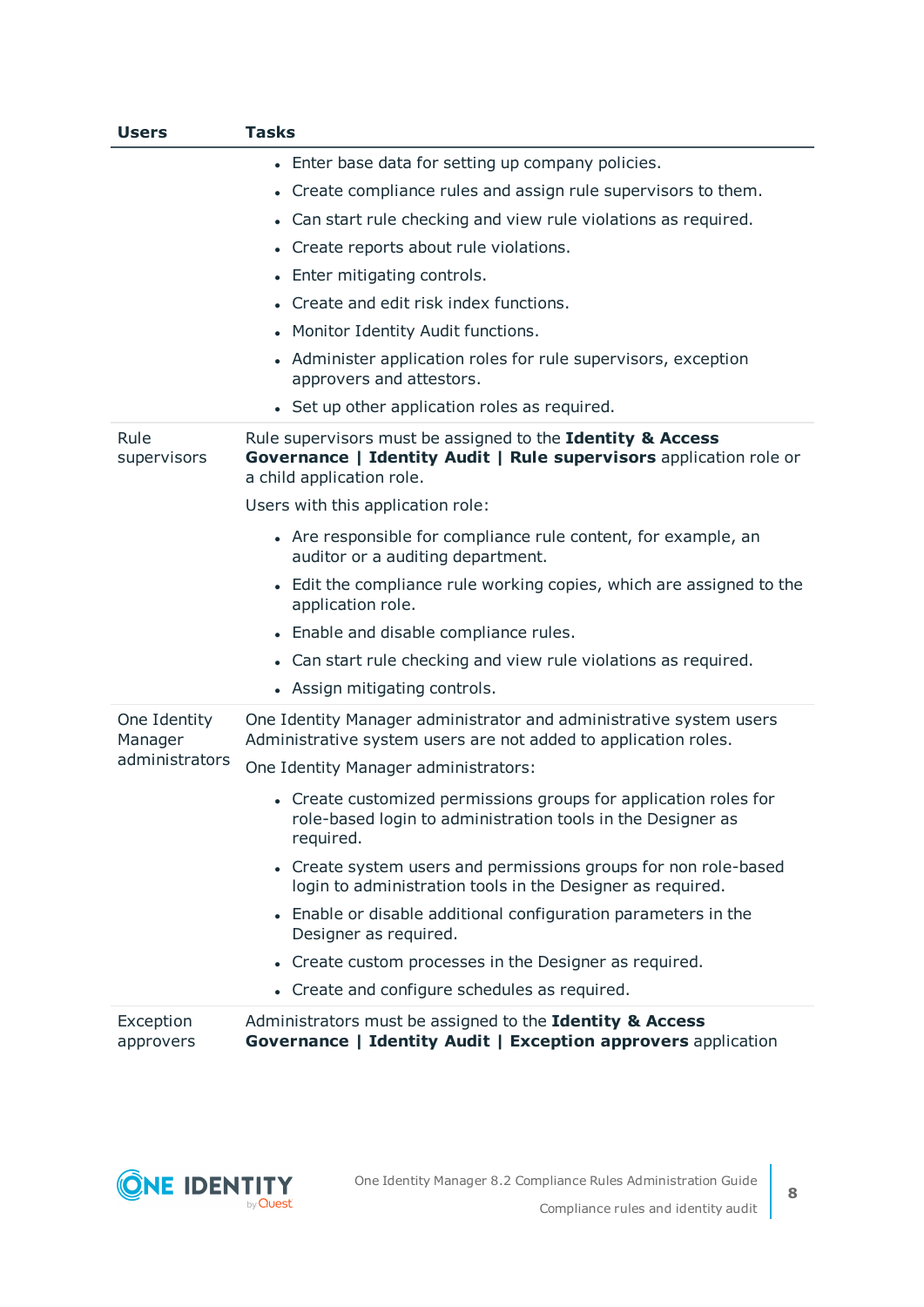| Users | Tasks |
|---|---|
| | • Enter base data for setting up company policies.<br>• Create compliance rules and assign rule supervisors to them.<br>• Can start rule checking and view rule violations as required.<br>• Create reports about rule violations.<br>• Enter mitigating controls.<br>• Create and edit risk index functions.<br>• Monitor Identity Audit functions.<br>• Administer application roles for rule supervisors, exception approvers and attestors.<br>• Set up other application roles as required. |
| Rule supervisors | Rule supervisors must be assigned to the **Identity & Access Governance \| Identity Audit \| Rule supervisors** application role or a child application role.<br><br>Users with this application role:<br>• Are responsible for compliance rule content, for example, an auditor or a auditing department.<br>• Edit the compliance rule working copies, which are assigned to the application role.<br>• Enable and disable compliance rules.<br>• Can start rule checking and view rule violations as required.<br>• Assign mitigating controls. |
| One Identity Manager administrators | One Identity Manager administrator and administrative system users Administrative system users are not added to application roles.<br><br>One Identity Manager administrators:<br>• Create customized permissions groups for application roles for role-based login to administration tools in the Designer as required.<br>• Create system users and permissions groups for non role-based login to administration tools in the Designer as required.<br>• Enable or disable additional configuration parameters in the Designer as required.<br>• Create custom processes in the Designer as required.<br>• Create and configure schedules as required. |
| Exception approvers | Administrators must be assigned to the **Identity & Access Governance \| Identity Audit \| Exception approvers** application |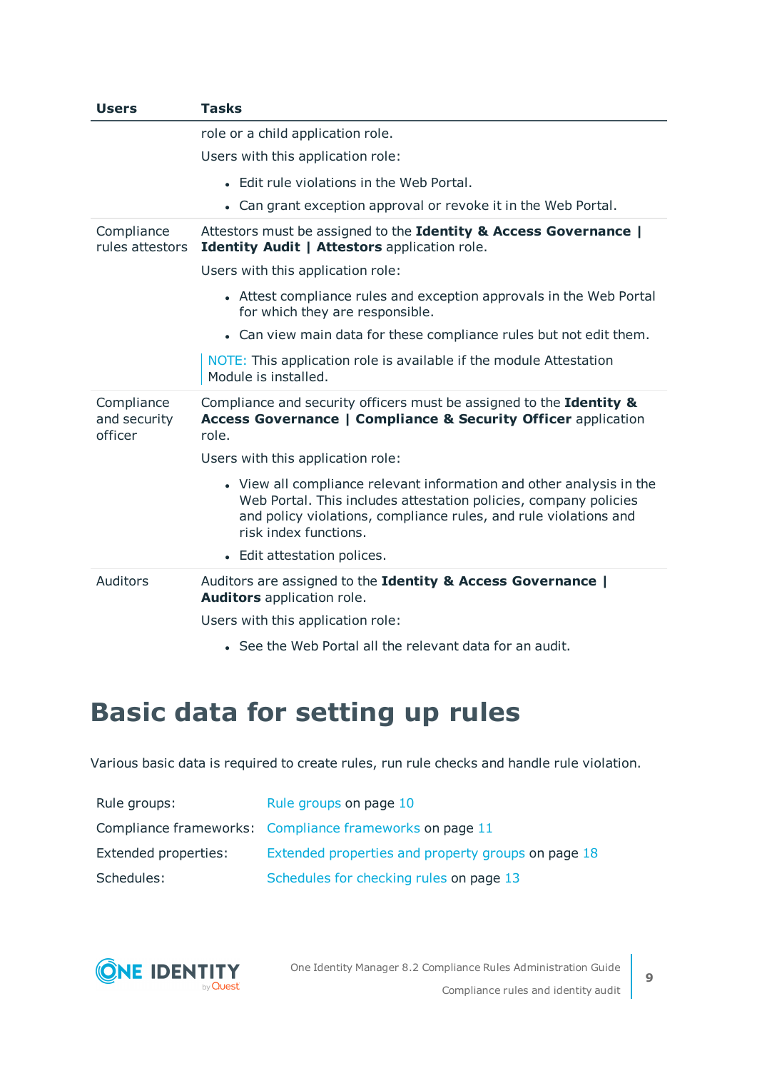| Users | Tasks |
|---|---|
| | role or a child application role.<br><br>Users with this application role:<br><br>- Edit rule violations in the Web Portal.<br>- Can grant exception approval or revoke it in the Web Portal. |
| Compliance rules attestors | Attestors must be assigned to the **Identity & Access Governance \| Identity Audit \| Attestors** application role.<br><br>Users with this application role:<br><br>- Attest compliance rules and exception approvals in the Web Portal for which they are responsible.<br>- Can view main data for these compliance rules but not edit them.<br><br>NOTE: This application role is available if the module Attestation Module is installed. |
| Compliance and security officer | Compliance and security officers must be assigned to the **Identity & Access Governance \| Compliance & Security Officer** application role.<br><br>Users with this application role:<br><br>- View all compliance relevant information and other analysis in the Web Portal. This includes attestation policies, company policies and policy violations, compliance rules, and rule violations and risk index functions.<br>- Edit attestation polices. |
| Auditors | Auditors are assigned to the **Identity & Access Governance \| Auditors** application role.<br><br>Users with this application role:<br><br>- See the Web Portal all the relevant data for an audit. |

# Basic data for setting up rules

Various basic data is required to create rules, run rule checks and handle rule violation.

| | |
|---|---|
| Rule groups: | Rule groups on page 10 |
| Compliance frameworks: | Compliance frameworks on page 11 |
| Extended properties: | Extended properties and property groups on page 18 |
| Schedules: | Schedules for checking rules on page 13 |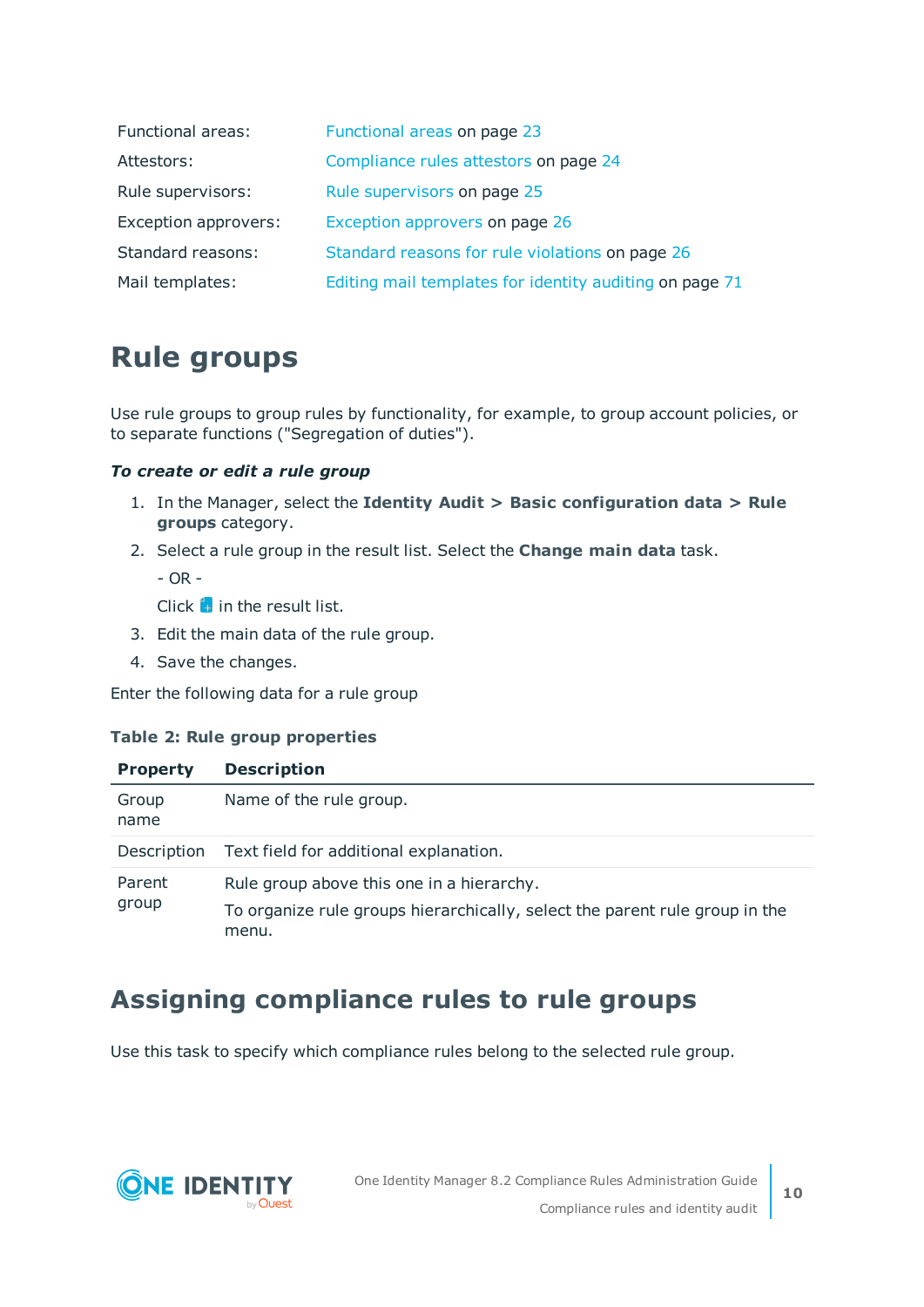| | |
|---|---|
| Functional areas: | Functional areas on page 23 |
| Attestors: | Compliance rules attestors on page 24 |
| Rule supervisors: | Rule supervisors on page 25 |
| Exception approvers: | Exception approvers on page 26 |
| Standard reasons: | Standard reasons for rule violations on page 26 |
| Mail templates: | Editing mail templates for identity auditing on page 71 |

# Rule groups

Use rule groups to group rules by functionality, for example, to group account policies, or to separate functions ("Segregation of duties").

***To create or edit a rule group***

1. In the Manager, select the **Identity Audit > Basic configuration data > Rule groups** category.
2. Select a rule group in the result list. Select the **Change main data** task.

   - OR -

   Click in the result list.
3. Edit the main data of the rule group.
4. Save the changes.

Enter the following data for a rule group

**Table 2: Rule group properties**

| Property | Description |
|---|---|
| Group name | Name of the rule group. |
| Description | Text field for additional explanation. |
| Parent group | Rule group above this one in a hierarchy.<br>To organize rule groups hierarchically, select the parent rule group in the menu. |

# Assigning compliance rules to rule groups

Use this task to specify which compliance rules belong to the selected rule group.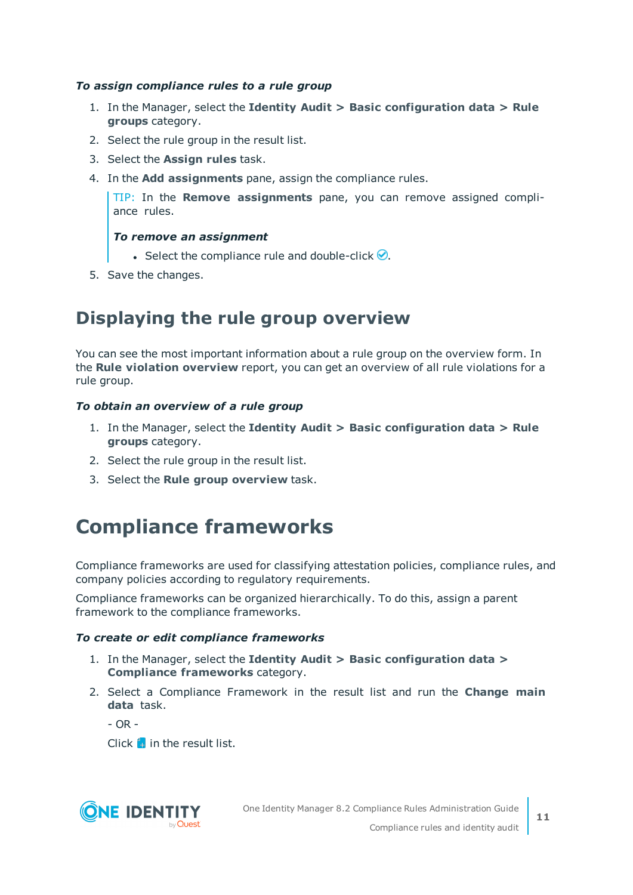***To assign compliance rules to a rule group***

1. In the Manager, select the **Identity Audit > Basic configuration data > Rule groups** category.
2. Select the rule group in the result list.
3. Select the **Assign rules** task.
4. In the **Add assignments** pane, assign the compliance rules.

   TIP: In the **Remove assignments** pane, you can remove assigned compliance rules.

   ***To remove an assignment***

   - Select the compliance rule and double-click ✅.
5. Save the changes.

## Displaying the rule group overview

You can see the most important information about a rule group on the overview form. In the **Rule violation overview** report, you can get an overview of all rule violations for a rule group.

***To obtain an overview of a rule group***

1. In the Manager, select the **Identity Audit > Basic configuration data > Rule groups** category.
2. Select the rule group in the result list.
3. Select the **Rule group overview** task.

# Compliance frameworks

Compliance frameworks are used for classifying attestation policies, compliance rules, and company policies according to regulatory requirements.

Compliance frameworks can be organized hierarchically. To do this, assign a parent framework to the compliance frameworks.

***To create or edit compliance frameworks***

1. In the Manager, select the **Identity Audit > Basic configuration data > Compliance frameworks** category.
2. Select a Compliance Framework in the result list and run the **Change main data** task.

   - OR -

   Click in the result list.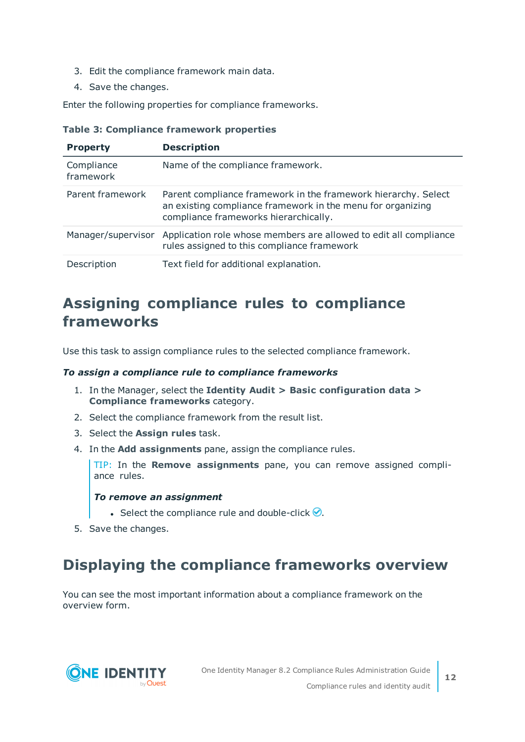3. Edit the compliance framework main data.
4. Save the changes.

Enter the following properties for compliance frameworks.

**Table 3: Compliance framework properties**

| Property | Description |
|---|---|
| Compliance framework | Name of the compliance framework. |
| Parent framework | Parent compliance framework in the framework hierarchy. Select an existing compliance framework in the menu for organizing compliance frameworks hierarchically. |
| Manager/supervisor | Application role whose members are allowed to edit all compliance rules assigned to this compliance framework |
| Description | Text field for additional explanation. |

## Assigning compliance rules to compliance frameworks

Use this task to assign compliance rules to the selected compliance framework.

***To assign a compliance rule to compliance frameworks***

1. In the Manager, select the **Identity Audit > Basic configuration data > Compliance frameworks** category.
2. Select the compliance framework from the result list.
3. Select the **Assign rules** task.
4. In the **Add assignments** pane, assign the compliance rules.

   TIP: In the **Remove assignments** pane, you can remove assigned compliance rules.

   ***To remove an assignment***

   - Select the compliance rule and double-click ✅.
5. Save the changes.

## Displaying the compliance frameworks overview

You can see the most important information about a compliance framework on the overview form.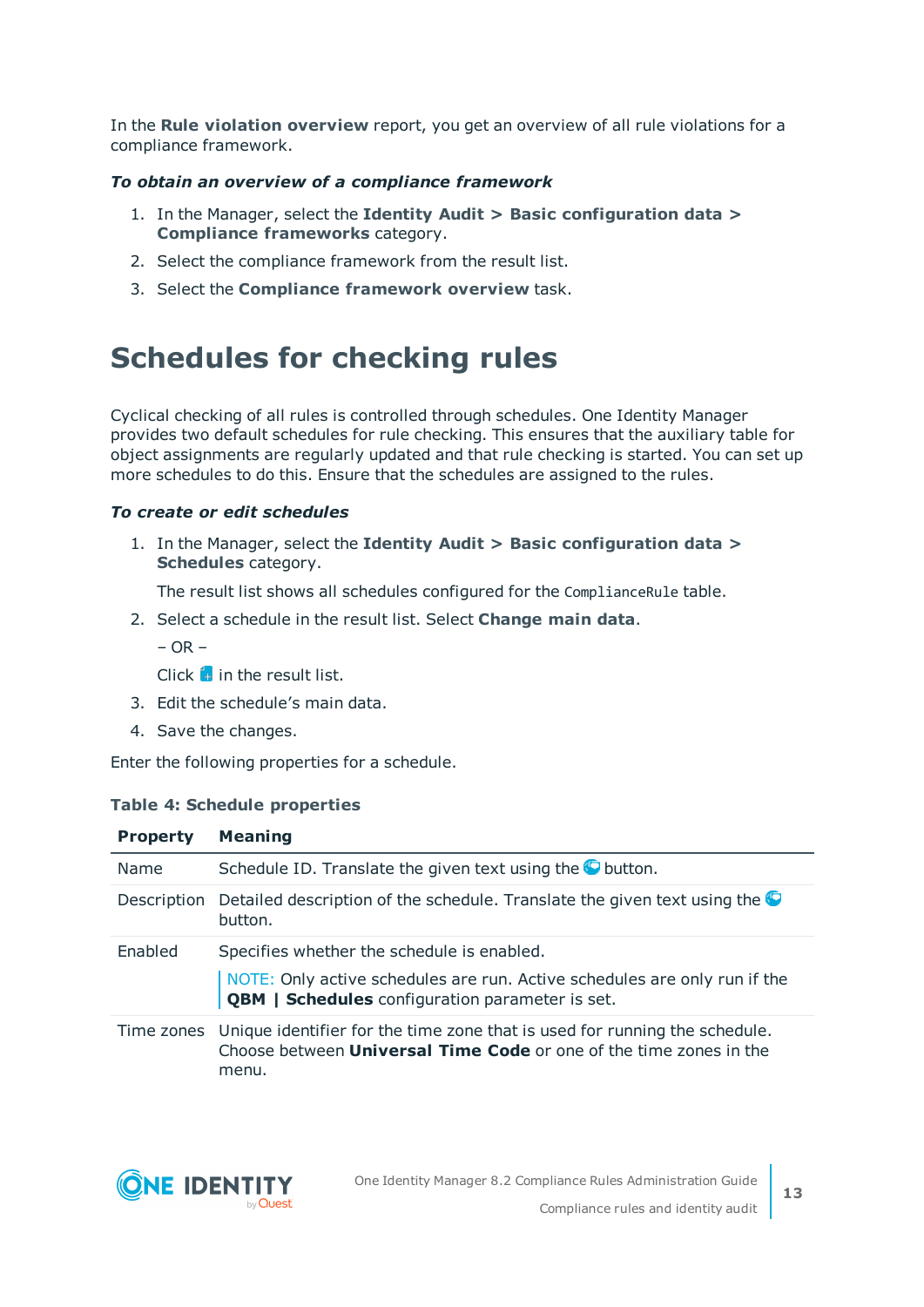In the **Rule violation overview** report, you get an overview of all rule violations for a compliance framework.

***To obtain an overview of a compliance framework***

1. In the Manager, select the **Identity Audit > Basic configuration data > Compliance frameworks** category.
2. Select the compliance framework from the result list.
3. Select the **Compliance framework overview** task.

# Schedules for checking rules

Cyclical checking of all rules is controlled through schedules. One Identity Manager provides two default schedules for rule checking. This ensures that the auxiliary table for object assignments are regularly updated and that rule checking is started. You can set up more schedules to do this. Ensure that the schedules are assigned to the rules.

***To create or edit schedules***

1. In the Manager, select the **Identity Audit > Basic configuration data > Schedules** category.

   The result list shows all schedules configured for the `ComplianceRule` table.
2. Select a schedule in the result list. Select **Change main data**.

   – OR –

   Click in the result list.
3. Edit the schedule's main data.
4. Save the changes.

Enter the following properties for a schedule.

**Table 4: Schedule properties**

| Property | Meaning |
|---|---|
| Name | Schedule ID. Translate the given text using the button. |
| Description | Detailed description of the schedule. Translate the given text using the button. |
| Enabled | Specifies whether the schedule is enabled.<br>NOTE: Only active schedules are run. Active schedules are only run if the **QBM \| Schedules** configuration parameter is set. |
| Time zones | Unique identifier for the time zone that is used for running the schedule. Choose between **Universal Time Code** or one of the time zones in the menu. |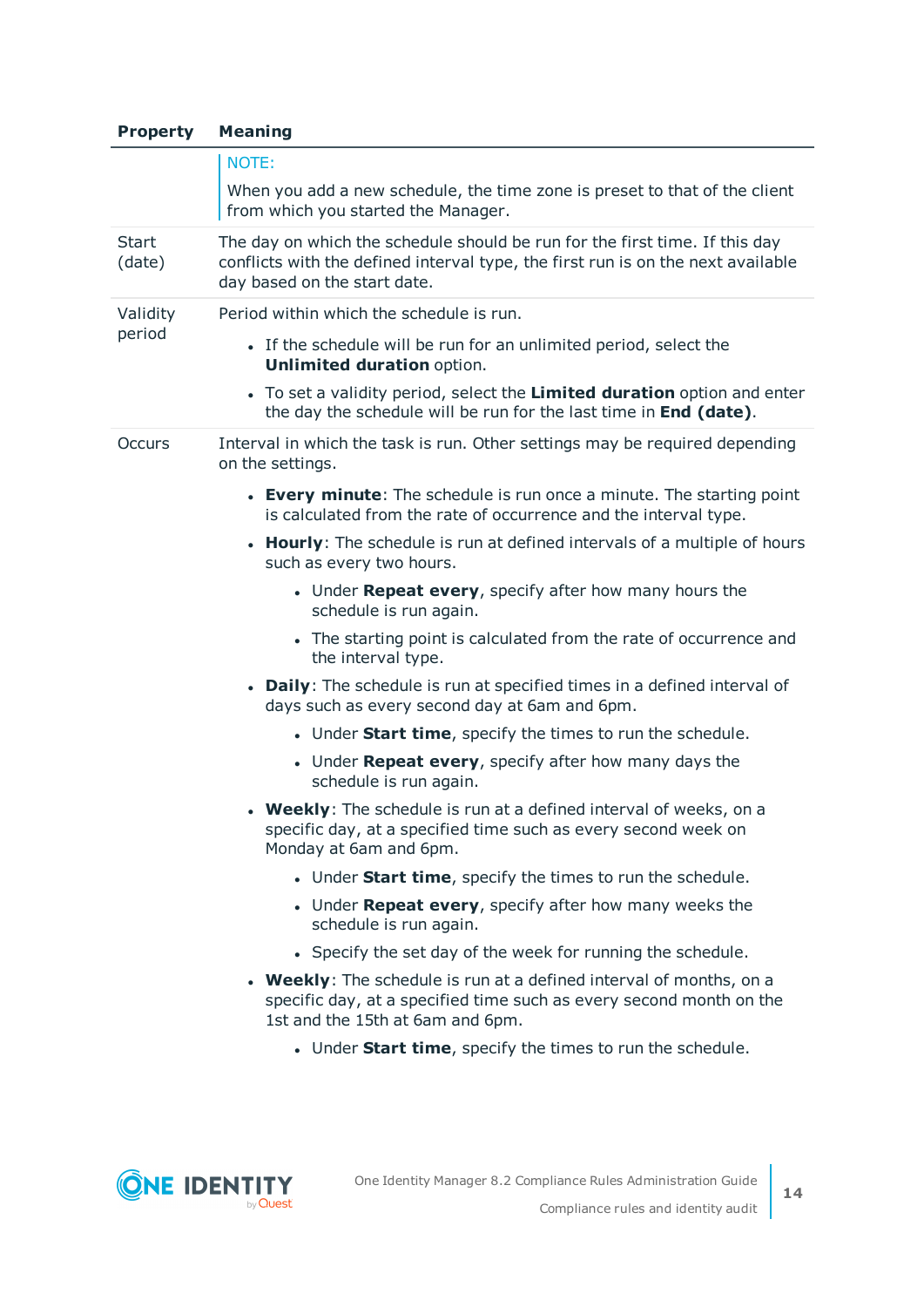| Property | Meaning |
|---|---|
| | NOTE:<br>When you add a new schedule, the time zone is preset to that of the client from which you started the Manager. |
| Start (date) | The day on which the schedule should be run for the first time. If this day conflicts with the defined interval type, the first run is on the next available day based on the start date. |
| Validity period | Period within which the schedule is run.<br>• If the schedule will be run for an unlimited period, select the **Unlimited duration** option.<br>• To set a validity period, select the **Limited duration** option and enter the day the schedule will be run for the last time in **End (date)**. |
| Occurs | Interval in which the task is run. Other settings may be required depending on the settings.<br>• **Every minute**: The schedule is run once a minute. The starting point is calculated from the rate of occurrence and the interval type.<br>• **Hourly**: The schedule is run at defined intervals of a multiple of hours such as every two hours.<br>&nbsp;&nbsp;&nbsp;&nbsp;• Under **Repeat every**, specify after how many hours the schedule is run again.<br>&nbsp;&nbsp;&nbsp;&nbsp;• The starting point is calculated from the rate of occurrence and the interval type.<br>• **Daily**: The schedule is run at specified times in a defined interval of days such as every second day at 6am and 6pm.<br>&nbsp;&nbsp;&nbsp;&nbsp;• Under **Start time**, specify the times to run the schedule.<br>&nbsp;&nbsp;&nbsp;&nbsp;• Under **Repeat every**, specify after how many days the schedule is run again.<br>• **Weekly**: The schedule is run at a defined interval of weeks, on a specific day, at a specified time such as every second week on Monday at 6am and 6pm.<br>&nbsp;&nbsp;&nbsp;&nbsp;• Under **Start time**, specify the times to run the schedule.<br>&nbsp;&nbsp;&nbsp;&nbsp;• Under **Repeat every**, specify after how many weeks the schedule is run again.<br>&nbsp;&nbsp;&nbsp;&nbsp;• Specify the set day of the week for running the schedule.<br>• **Weekly**: The schedule is run at a defined interval of months, on a specific day, at a specified time such as every second month on the 1st and the 15th at 6am and 6pm.<br>&nbsp;&nbsp;&nbsp;&nbsp;• Under **Start time**, specify the times to run the schedule. |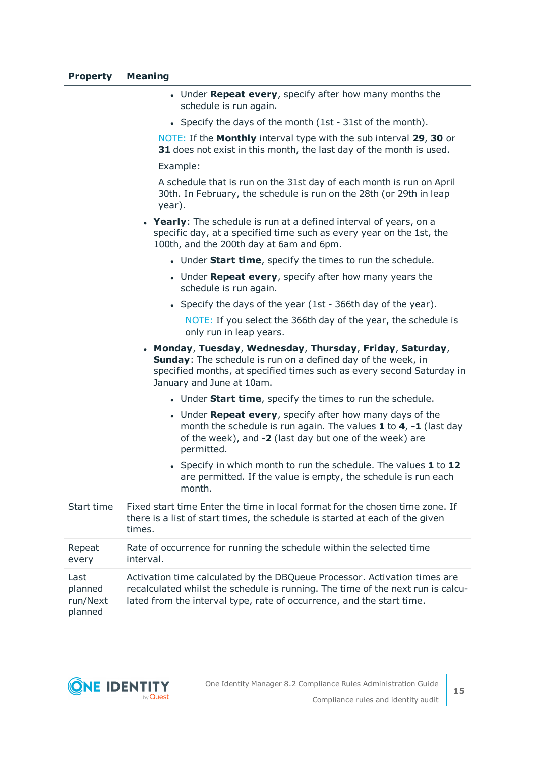| Property | Meaning |
|---|---|
| | <ul><li>Under **Repeat every**, specify after how many months the schedule is run again.</li><li>Specify the days of the month (1st - 31st of the month).</li></ul>NOTE: If the **Monthly** interval type with the sub interval **29**, **30** or **31** does not exist in this month, the last day of the month is used.<br>Example:<br>A schedule that is run on the 31st day of each month is run on April 30th. In February, the schedule is run on the 28th (or 29th in leap year).<ul><li>**Yearly**: The schedule is run at a defined interval of years, on a specific day, at a specified time such as every year on the 1st, the 100th, and the 200th day at 6am and 6pm.<ul><li>Under **Start time**, specify the times to run the schedule.</li><li>Under **Repeat every**, specify after how many years the schedule is run again.</li><li>Specify the days of the year (1st - 366th day of the year).</li></ul>NOTE: If you select the 366th day of the year, the schedule is only run in leap years.</li><li>**Monday**, **Tuesday**, **Wednesday**, **Thursday**, **Friday**, **Saturday**, **Sunday**: The schedule is run on a defined day of the week, in specified months, at specified times such as every second Saturday in January and June at 10am.<ul><li>Under **Start time**, specify the times to run the schedule.</li><li>Under **Repeat every**, specify after how many days of the month the schedule is run again. The values **1** to **4**, **-1** (last day of the week), and **-2** (last day but one of the week) are permitted.</li><li>Specify in which month to run the schedule. The values **1** to **12** are permitted. If the value is empty, the schedule is run each month.</li></ul></li></ul> |
| Start time | Fixed start time Enter the time in local format for the chosen time zone. If there is a list of start times, the schedule is started at each of the given times. |
| Repeat every | Rate of occurrence for running the schedule within the selected time interval. |
| Last planned run/Next planned | Activation time calculated by the DBQueue Processor. Activation times are recalculated whilst the schedule is running. The time of the next run is calculated from the interval type, rate of occurrence, and the start time. |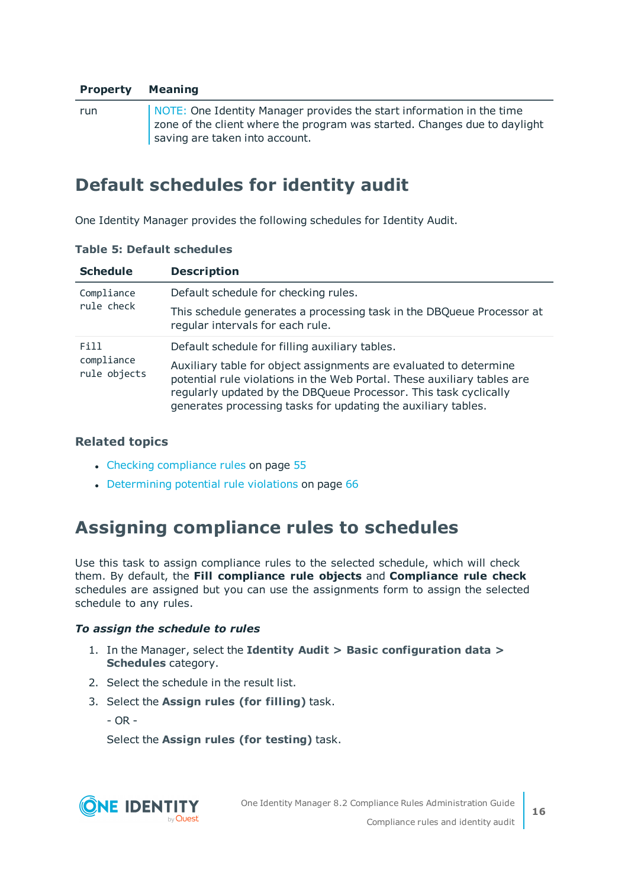| Property | Meaning |
|---|---|
| run | NOTE: One Identity Manager provides the start information in the time zone of the client where the program was started. Changes due to daylight saving are taken into account. |

## Default schedules for identity audit

One Identity Manager provides the following schedules for Identity Audit.

**Table 5: Default schedules**

| Schedule | Description |
|---|---|
| `Compliance rule check` | Default schedule for checking rules.<br><br>This schedule generates a processing task in the DBQueue Processor at regular intervals for each rule. |
| `Fill compliance rule objects` | Default schedule for filling auxiliary tables.<br><br>Auxiliary table for object assignments are evaluated to determine potential rule violations in the Web Portal. These auxiliary tables are regularly updated by the DBQueue Processor. This task cyclically generates processing tasks for updating the auxiliary tables. |

### Related topics

- Checking compliance rules on page 55
- Determining potential rule violations on page 66

## Assigning compliance rules to schedules

Use this task to assign compliance rules to the selected schedule, which will check them. By default, the **Fill compliance rule objects** and **Compliance rule check** schedules are assigned but you can use the assignments form to assign the selected schedule to any rules.

***To assign the schedule to rules***

1. In the Manager, select the **Identity Audit > Basic configuration data > Schedules** category.
2. Select the schedule in the result list.
3. Select the **Assign rules (for filling)** task.

   \- OR -

   Select the **Assign rules (for testing)** task.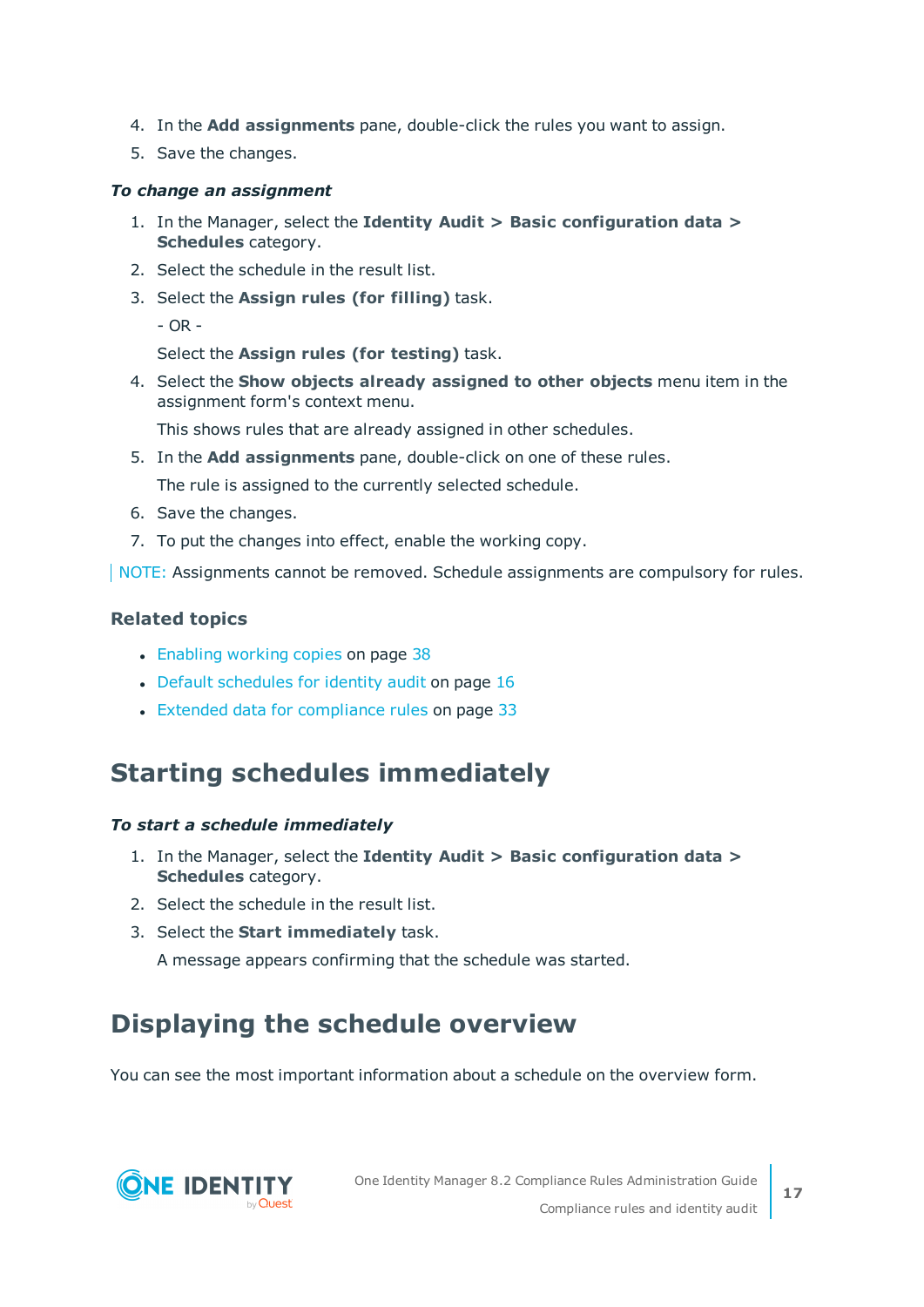4. In the **Add assignments** pane, double-click the rules you want to assign.
5. Save the changes.

***To change an assignment***

1. In the Manager, select the **Identity Audit > Basic configuration data > Schedules** category.
2. Select the schedule in the result list.
3. Select the **Assign rules (for filling)** task.

   - OR -

   Select the **Assign rules (for testing)** task.
4. Select the **Show objects already assigned to other objects** menu item in the assignment form's context menu.

   This shows rules that are already assigned in other schedules.
5. In the **Add assignments** pane, double-click on one of these rules.

   The rule is assigned to the currently selected schedule.
6. Save the changes.
7. To put the changes into effect, enable the working copy.

NOTE: Assignments cannot be removed. Schedule assignments are compulsory for rules.

### Related topics

- Enabling working copies on page 38
- Default schedules for identity audit on page 16
- Extended data for compliance rules on page 33

## Starting schedules immediately

***To start a schedule immediately***

1. In the Manager, select the **Identity Audit > Basic configuration data > Schedules** category.
2. Select the schedule in the result list.
3. Select the **Start immediately** task.

   A message appears confirming that the schedule was started.

## Displaying the schedule overview

You can see the most important information about a schedule on the overview form.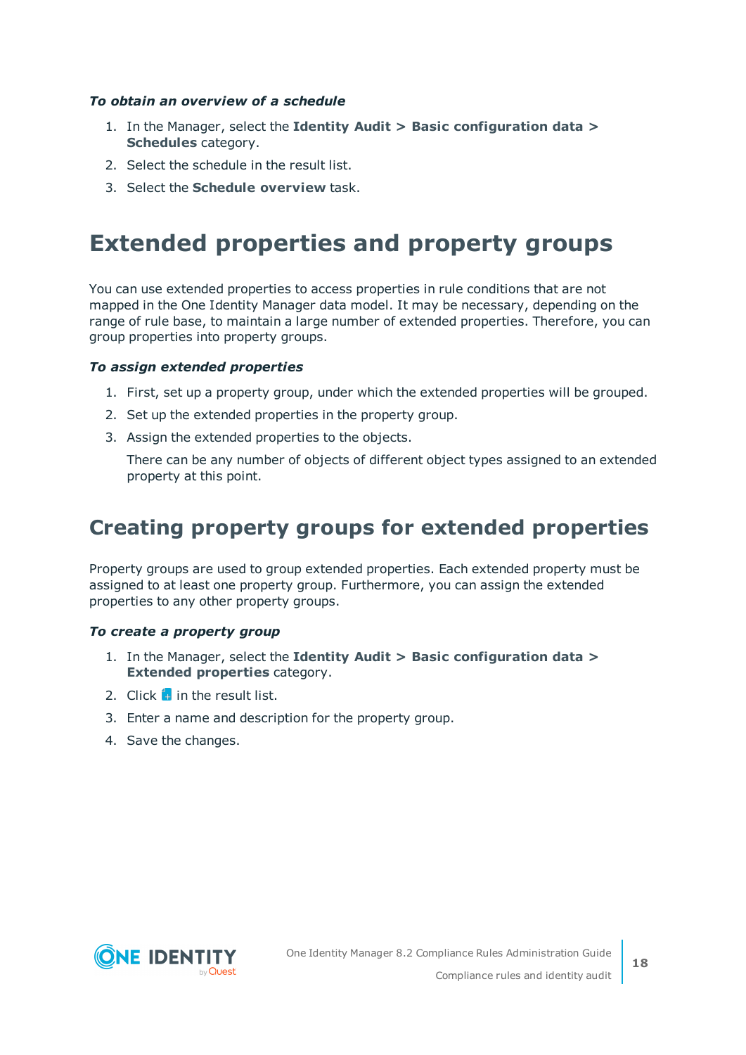*To obtain an overview of a schedule*

1. In the Manager, select the **Identity Audit > Basic configuration data > Schedules** category.
2. Select the schedule in the result list.
3. Select the **Schedule overview** task.

# Extended properties and property groups

You can use extended properties to access properties in rule conditions that are not mapped in the One Identity Manager data model. It may be necessary, depending on the range of rule base, to maintain a large number of extended properties. Therefore, you can group properties into property groups.

*To assign extended properties*

1. First, set up a property group, under which the extended properties will be grouped.
2. Set up the extended properties in the property group.
3. Assign the extended properties to the objects.

   There can be any number of objects of different object types assigned to an extended property at this point.

## Creating property groups for extended properties

Property groups are used to group extended properties. Each extended property must be assigned to at least one property group. Furthermore, you can assign the extended properties to any other property groups.

*To create a property group*

1. In the Manager, select the **Identity Audit > Basic configuration data > Extended properties** category.
2. Click in the result list.
3. Enter a name and description for the property group.
4. Save the changes.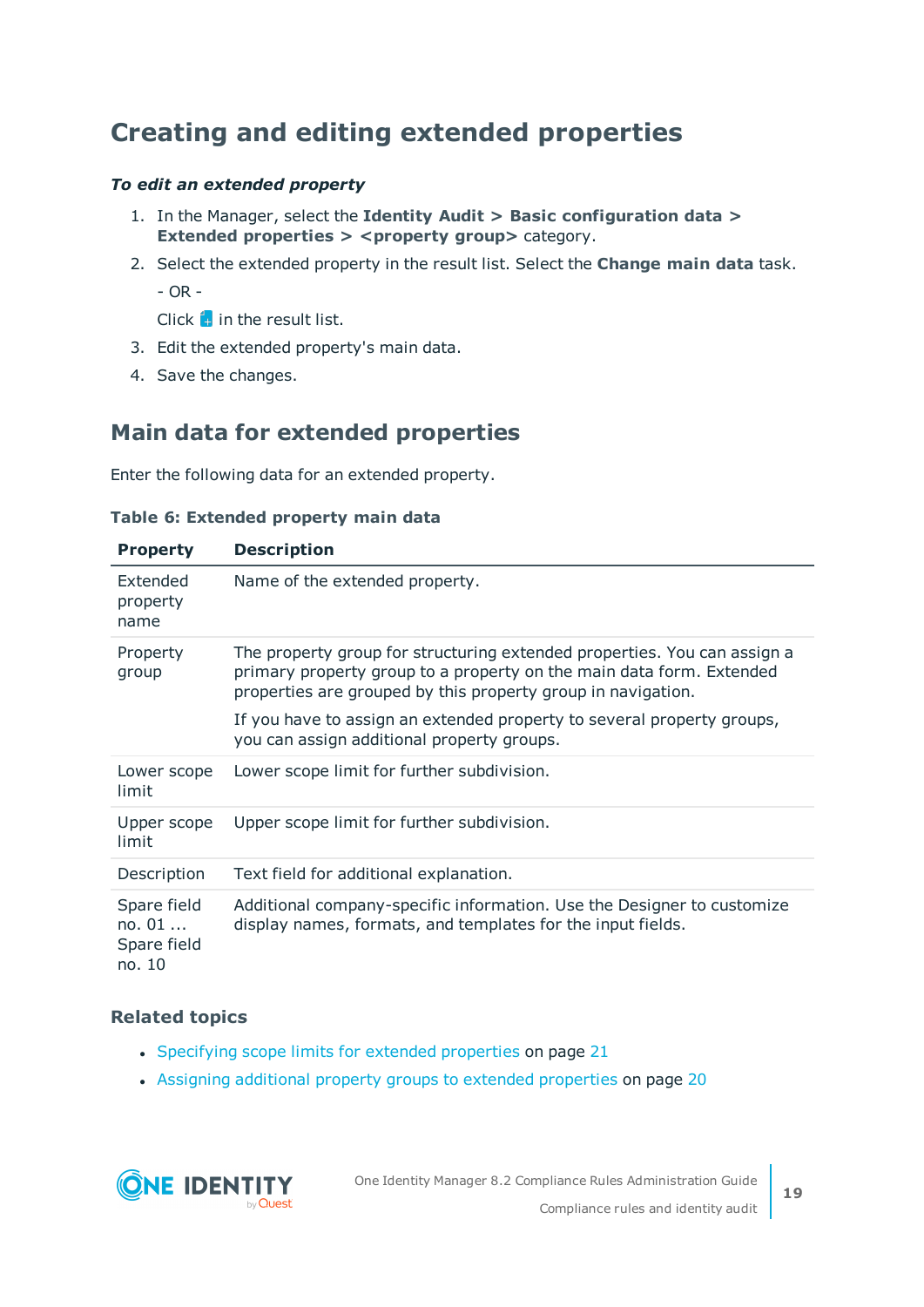# Creating and editing extended properties

***To edit an extended property***

1. In the Manager, select the **Identity Audit > Basic configuration data > Extended properties > <property group>** category.
2. Select the extended property in the result list. Select the **Change main data** task.

   - OR -

   Click in the result list.
3. Edit the extended property's main data.
4. Save the changes.

## Main data for extended properties

Enter the following data for an extended property.

**Table 6: Extended property main data**

| Property | Description |
|---|---|
| Extended property name | Name of the extended property. |
| Property group | The property group for structuring extended properties. You can assign a primary property group to a property on the main data form. Extended properties are grouped by this property group in navigation.<br><br>If you have to assign an extended property to several property groups, you can assign additional property groups. |
| Lower scope limit | Lower scope limit for further subdivision. |
| Upper scope limit | Upper scope limit for further subdivision. |
| Description | Text field for additional explanation. |
| Spare field no. 01 ... Spare field no. 10 | Additional company-specific information. Use the Designer to customize display names, formats, and templates for the input fields. |

### Related topics

- Specifying scope limits for extended properties on page 21
- Assigning additional property groups to extended properties on page 20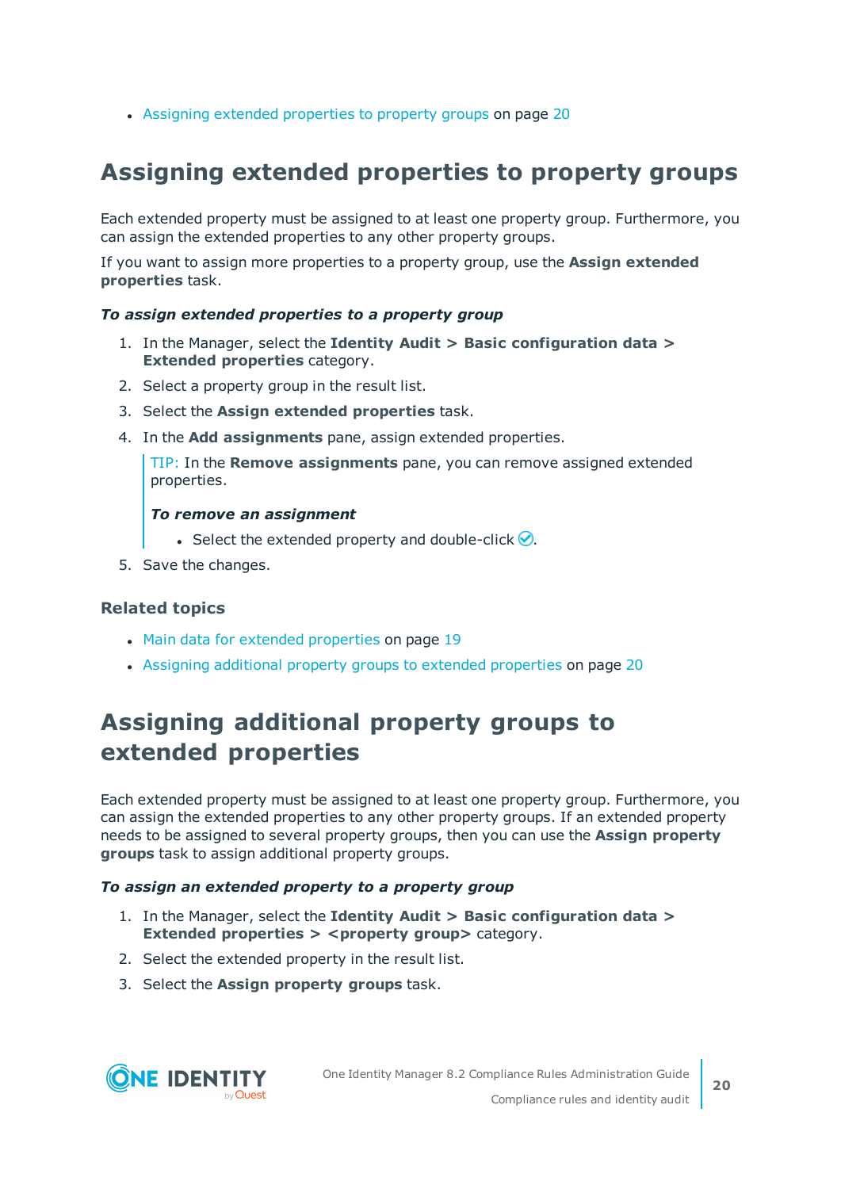- Assigning extended properties to property groups on page 20

## Assigning extended properties to property groups

Each extended property must be assigned to at least one property group. Furthermore, you can assign the extended properties to any other property groups.

If you want to assign more properties to a property group, use the **Assign extended properties** task.

***To assign extended properties to a property group***

1. In the Manager, select the **Identity Audit > Basic configuration data > Extended properties** category.
2. Select a property group in the result list.
3. Select the **Assign extended properties** task.
4. In the **Add assignments** pane, assign extended properties.

   > TIP: In the **Remove assignments** pane, you can remove assigned extended properties.
   >
   > ***To remove an assignment***
   >
   > - Select the extended property and double-click ✅.

5. Save the changes.

### Related topics

- Main data for extended properties on page 19
- Assigning additional property groups to extended properties on page 20

## Assigning additional property groups to extended properties

Each extended property must be assigned to at least one property group. Furthermore, you can assign the extended properties to any other property groups. If an extended property needs to be assigned to several property groups, then you can use the **Assign property groups** task to assign additional property groups.

***To assign an extended property to a property group***

1. In the Manager, select the **Identity Audit > Basic configuration data > Extended properties > <property group>** category.
2. Select the extended property in the result list.
3. Select the **Assign property groups** task.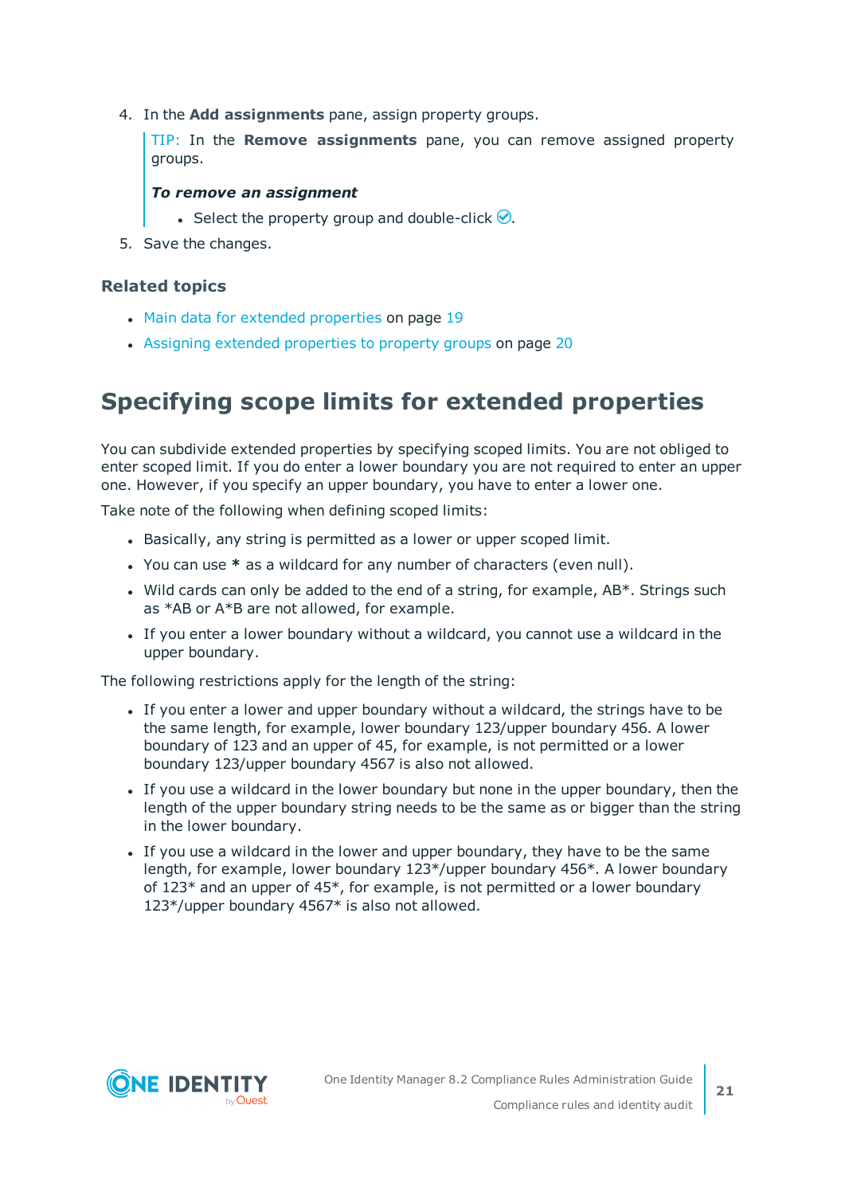4. In the **Add assignments** pane, assign property groups.

   > TIP: In the **Remove assignments** pane, you can remove assigned property groups.
   >
   > ***To remove an assignment***
   >
   > - Select the property group and double-click ✅.

5. Save the changes.

### Related topics

- Main data for extended properties on page 19
- Assigning extended properties to property groups on page 20

## Specifying scope limits for extended properties

You can subdivide extended properties by specifying scoped limits. You are not obliged to enter scoped limit. If you do enter a lower boundary you are not required to enter an upper one. However, if you specify an upper boundary, you have to enter a lower one.

Take note of the following when defining scoped limits:

- Basically, any string is permitted as a lower or upper scoped limit.
- You can use **\*** as a wildcard for any number of characters (even null).
- Wild cards can only be added to the end of a string, for example, AB*. Strings such as *AB or A*B are not allowed, for example.
- If you enter a lower boundary without a wildcard, you cannot use a wildcard in the upper boundary.

The following restrictions apply for the length of the string:

- If you enter a lower and upper boundary without a wildcard, the strings have to be the same length, for example, lower boundary 123/upper boundary 456. A lower boundary of 123 and an upper of 45, for example, is not permitted or a lower boundary 123/upper boundary 4567 is also not allowed.
- If you use a wildcard in the lower boundary but none in the upper boundary, then the length of the upper boundary string needs to be the same as or bigger than the string in the lower boundary.
- If you use a wildcard in the lower and upper boundary, they have to be the same length, for example, lower boundary 123*/upper boundary 456*. A lower boundary of 123* and an upper of 45*, for example, is not permitted or a lower boundary 123*/upper boundary 4567* is also not allowed.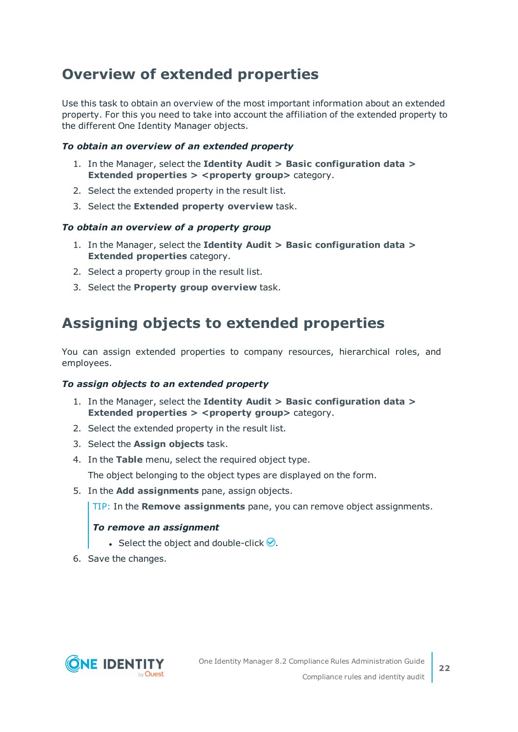## Overview of extended properties

Use this task to obtain an overview of the most important information about an extended property. For this you need to take into account the affiliation of the extended property to the different One Identity Manager objects.

***To obtain an overview of an extended property***

1. In the Manager, select the **Identity Audit > Basic configuration data > Extended properties > <property group>** category.
2. Select the extended property in the result list.
3. Select the **Extended property overview** task.

***To obtain an overview of a property group***

1. In the Manager, select the **Identity Audit > Basic configuration data > Extended properties** category.
2. Select a property group in the result list.
3. Select the **Property group overview** task.

## Assigning objects to extended properties

You can assign extended properties to company resources, hierarchical roles, and employees.

***To assign objects to an extended property***

1. In the Manager, select the **Identity Audit > Basic configuration data > Extended properties > <property group>** category.
2. Select the extended property in the result list.
3. Select the **Assign objects** task.
4. In the **Table** menu, select the required object type.

   The object belonging to the object types are displayed on the form.
5. In the **Add assignments** pane, assign objects.

   TIP: In the **Remove assignments** pane, you can remove object assignments.

   ***To remove an assignment***

   - Select the object and double-click ✅.
6. Save the changes.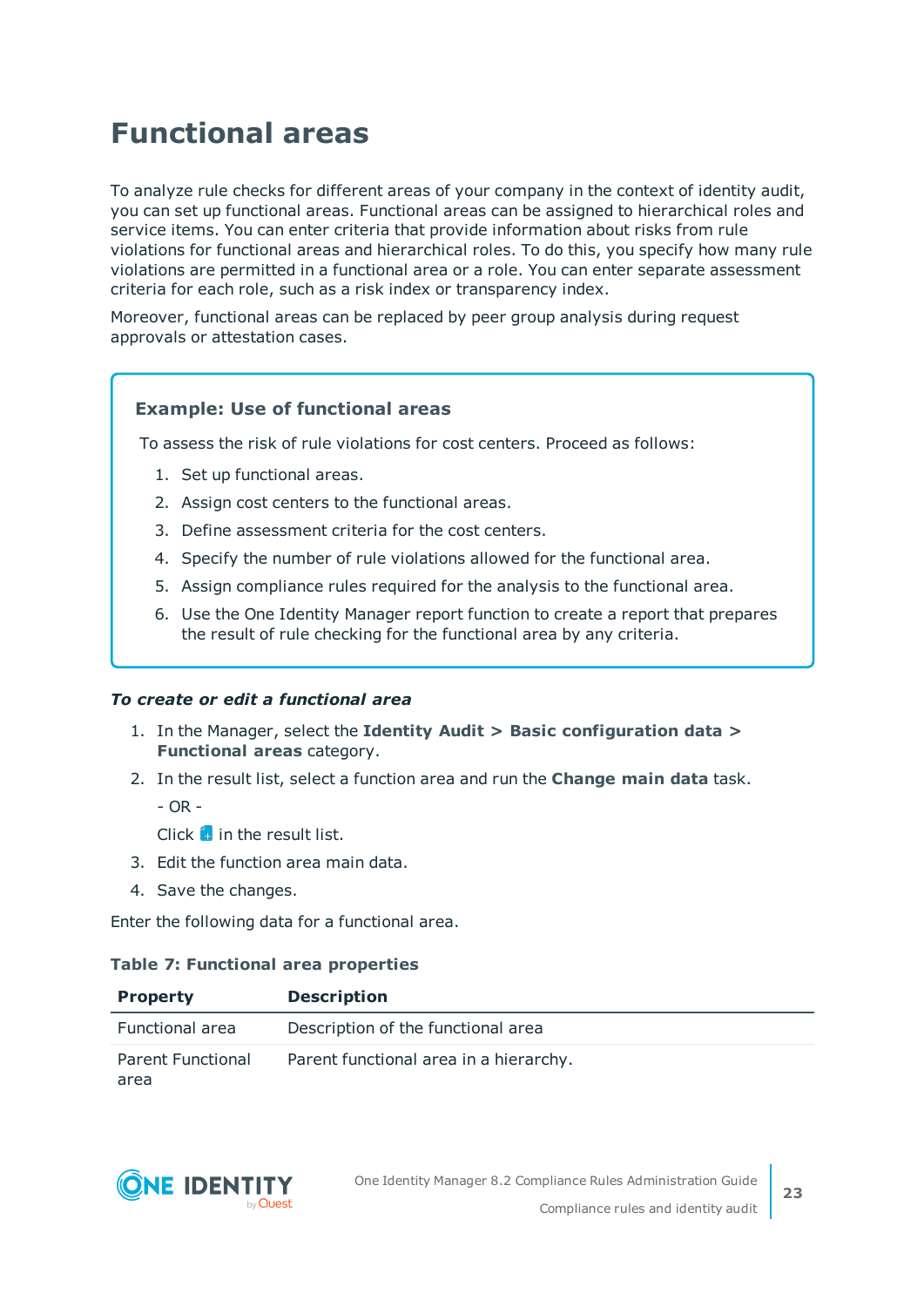# Functional areas

To analyze rule checks for different areas of your company in the context of identity audit, you can set up functional areas. Functional areas can be assigned to hierarchical roles and service items. You can enter criteria that provide information about risks from rule violations for functional areas and hierarchical roles. To do this, you specify how many rule violations are permitted in a functional area or a role. You can enter separate assessment criteria for each role, such as a risk index or transparency index.

Moreover, functional areas can be replaced by peer group analysis during request approvals or attestation cases.

> **Example: Use of functional areas**
>
> To assess the risk of rule violations for cost centers. Proceed as follows:
>
> 1. Set up functional areas.
> 2. Assign cost centers to the functional areas.
> 3. Define assessment criteria for the cost centers.
> 4. Specify the number of rule violations allowed for the functional area.
> 5. Assign compliance rules required for the analysis to the functional area.
> 6. Use the One Identity Manager report function to create a report that prepares the result of rule checking for the functional area by any criteria.

***To create or edit a functional area***

1. In the Manager, select the **Identity Audit > Basic configuration data > Functional areas** category.
2. In the result list, select a function area and run the **Change main data** task.

   - OR -

   Click in the result list.
3. Edit the function area main data.
4. Save the changes.

Enter the following data for a functional area.

**Table 7: Functional area properties**

| Property | Description |
|---|---|
| Functional area | Description of the functional area |
| Parent Functional area | Parent functional area in a hierarchy. |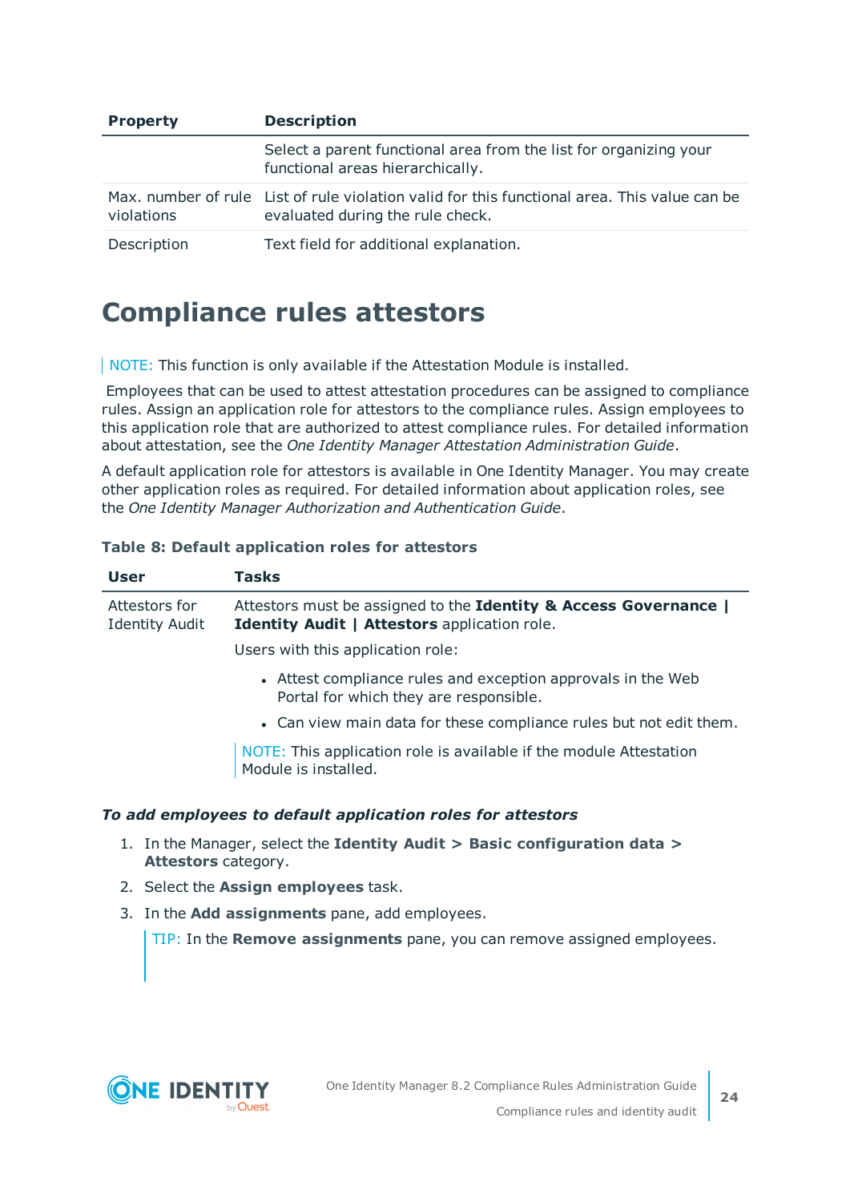| Property | Description |
|---|---|
| | Select a parent functional area from the list for organizing your functional areas hierarchically. |
| Max. number of rule violations | List of rule violation valid for this functional area. This value can be evaluated during the rule check. |
| Description | Text field for additional explanation. |

# Compliance rules attestors

NOTE: This function is only available if the Attestation Module is installed.

Employees that can be used to attest attestation procedures can be assigned to compliance rules. Assign an application role for attestors to the compliance rules. Assign employees to this application role that are authorized to attest compliance rules. For detailed information about attestation, see the *One Identity Manager Attestation Administration Guide*.

A default application role for attestors is available in One Identity Manager. You may create other application roles as required. For detailed information about application roles, see the *One Identity Manager Authorization and Authentication Guide*.

**Table 8: Default application roles for attestors**

| User | Tasks |
|---|---|
| Attestors for Identity Audit | Attestors must be assigned to the **Identity & Access Governance \| Identity Audit \| Attestors** application role.<br><br>Users with this application role:<br><br>• Attest compliance rules and exception approvals in the Web Portal for which they are responsible.<br>• Can view main data for these compliance rules but not edit them.<br><br>NOTE: This application role is available if the module Attestation Module is installed. |

***To add employees to default application roles for attestors***

1. In the Manager, select the **Identity Audit > Basic configuration data > Attestors** category.
2. Select the **Assign employees** task.
3. In the **Add assignments** pane, add employees.

   TIP: In the **Remove assignments** pane, you can remove assigned employees.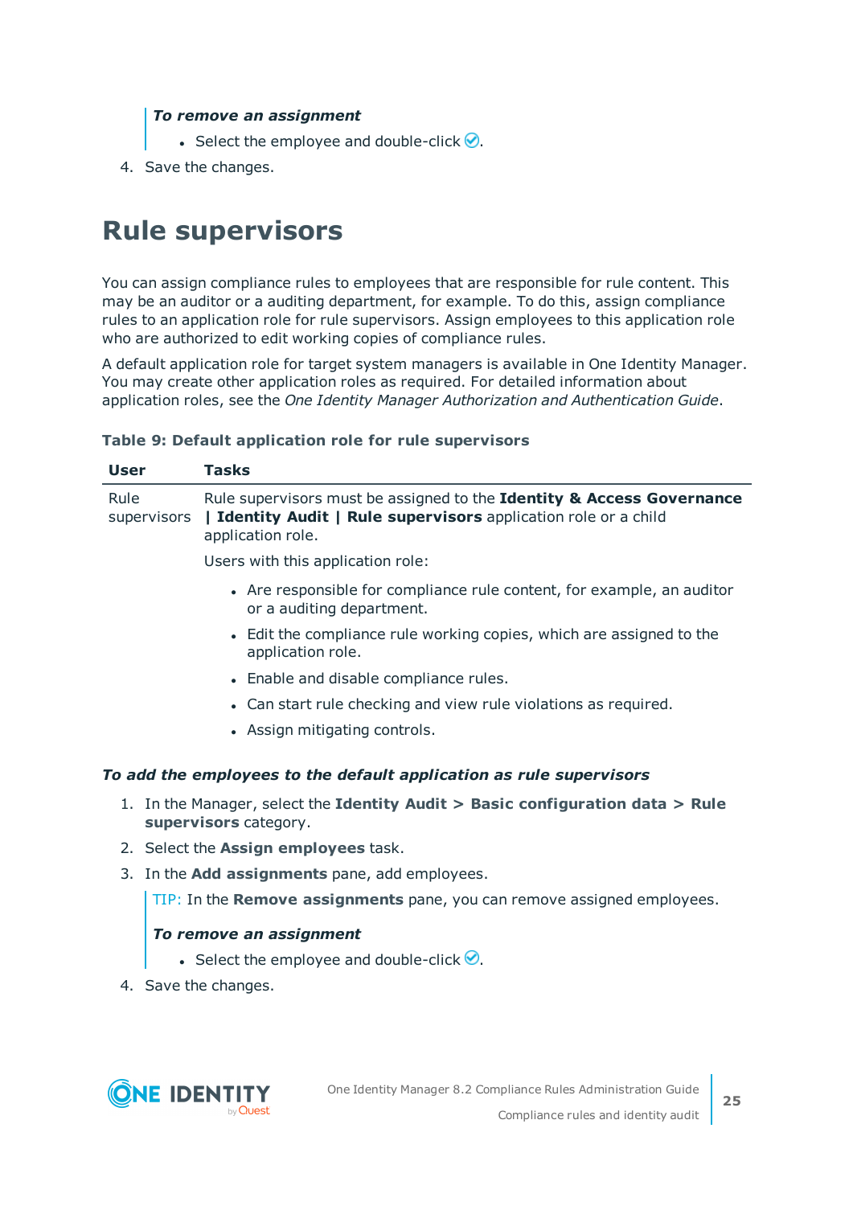*To remove an assignment*

- Select the employee and double-click ✅.

4. Save the changes.

# Rule supervisors

You can assign compliance rules to employees that are responsible for rule content. This may be an auditor or a auditing department, for example. To do this, assign compliance rules to an application role for rule supervisors. Assign employees to this application role who are authorized to edit working copies of compliance rules.

A default application role for target system managers is available in One Identity Manager. You may create other application roles as required. For detailed information about application roles, see the *One Identity Manager Authorization and Authentication Guide*.

**Table 9: Default application role for rule supervisors**

| User | Tasks |
|---|---|
| Rule supervisors | Rule supervisors must be assigned to the **Identity & Access Governance \| Identity Audit \| Rule supervisors** application role or a child application role.<br><br>Users with this application role:<br><br>- Are responsible for compliance rule content, for example, an auditor or a auditing department.<br>- Edit the compliance rule working copies, which are assigned to the application role.<br>- Enable and disable compliance rules.<br>- Can start rule checking and view rule violations as required.<br>- Assign mitigating controls. |

***To add the employees to the default application as rule supervisors***

1. In the Manager, select the **Identity Audit > Basic configuration data > Rule supervisors** category.
2. Select the **Assign employees** task.
3. In the **Add assignments** pane, add employees.

   TIP: In the **Remove assignments** pane, you can remove assigned employees.

   *To remove an assignment*

   - Select the employee and double-click ✅.

4. Save the changes.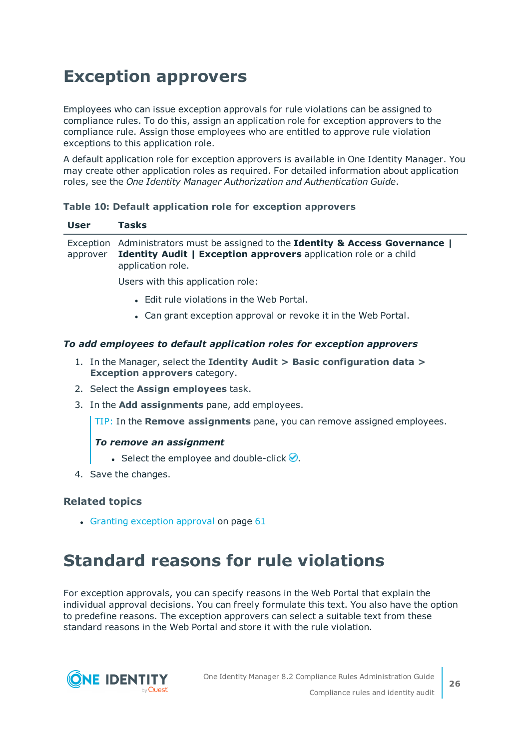# Exception approvers

Employees who can issue exception approvals for rule violations can be assigned to compliance rules. To do this, assign an application role for exception approvers to the compliance rule. Assign those employees who are entitled to approve rule violation exceptions to this application role.

A default application role for exception approvers is available in One Identity Manager. You may create other application roles as required. For detailed information about application roles, see the *One Identity Manager Authorization and Authentication Guide*.

**Table 10: Default application role for exception approvers**

| User | Tasks |
|---|---|
| Exception approver | Administrators must be assigned to the **Identity & Access Governance \| Identity Audit \| Exception approvers** application role or a child application role.<br><br>Users with this application role:<br><br>• Edit rule violations in the Web Portal.<br>• Can grant exception approval or revoke it in the Web Portal. |

***To add employees to default application roles for exception approvers***

1. In the Manager, select the **Identity Audit > Basic configuration data > Exception approvers** category.
2. Select the **Assign employees** task.
3. In the **Add assignments** pane, add employees.

   TIP: In the **Remove assignments** pane, you can remove assigned employees.

   ***To remove an assignment***

   - Select the employee and double-click ✅.
4. Save the changes.

### Related topics

- Granting exception approval on page 61

# Standard reasons for rule violations

For exception approvals, you can specify reasons in the Web Portal that explain the individual approval decisions. You can freely formulate this text. You also have the option to predefine reasons. The exception approvers can select a suitable text from these standard reasons in the Web Portal and store it with the rule violation.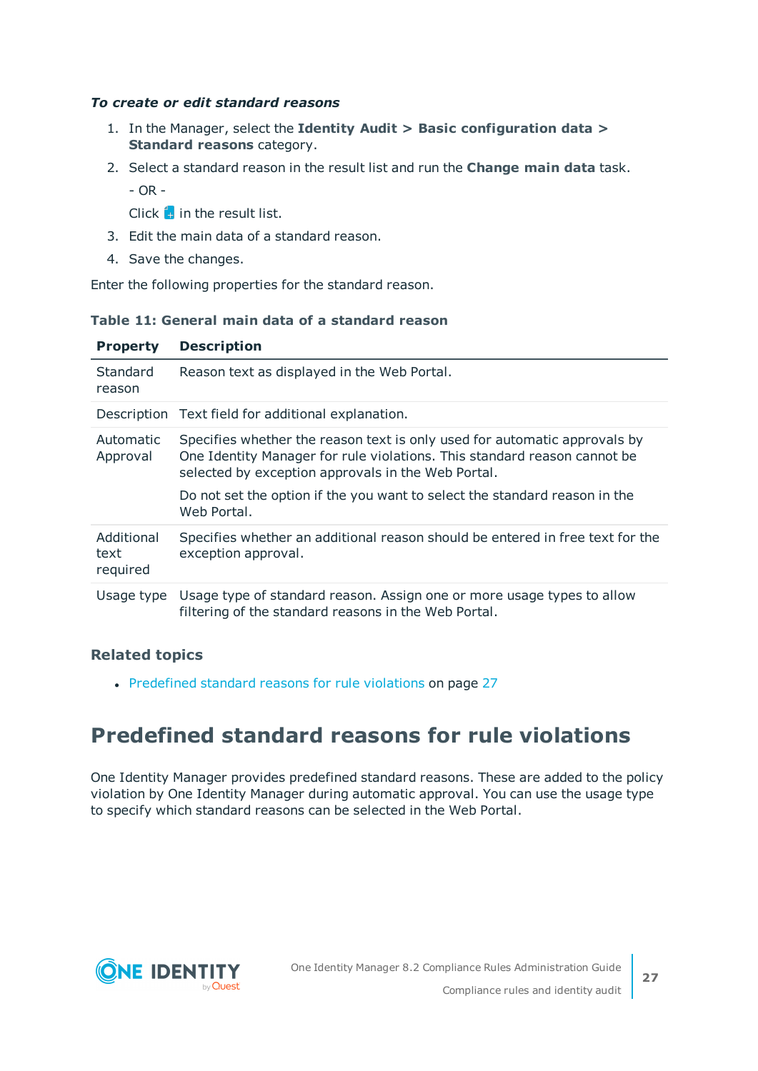*To create or edit standard reasons*

1. In the Manager, select the **Identity Audit > Basic configuration data > Standard reasons** category.
2. Select a standard reason in the result list and run the **Change main data** task.

   - OR -

   Click in the result list.
3. Edit the main data of a standard reason.
4. Save the changes.

Enter the following properties for the standard reason.

**Table 11: General main data of a standard reason**

| Property | Description |
|---|---|
| Standard reason | Reason text as displayed in the Web Portal. |
| Description | Text field for additional explanation. |
| Automatic Approval | Specifies whether the reason text is only used for automatic approvals by One Identity Manager for rule violations. This standard reason cannot be selected by exception approvals in the Web Portal.<br><br>Do not set the option if the you want to select the standard reason in the Web Portal. |
| Additional text required | Specifies whether an additional reason should be entered in free text for the exception approval. |
| Usage type | Usage type of standard reason. Assign one or more usage types to allow filtering of the standard reasons in the Web Portal. |

### Related topics

- Predefined standard reasons for rule violations on page 27

## Predefined standard reasons for rule violations

One Identity Manager provides predefined standard reasons. These are added to the policy violation by One Identity Manager during automatic approval. You can use the usage type to specify which standard reasons can be selected in the Web Portal.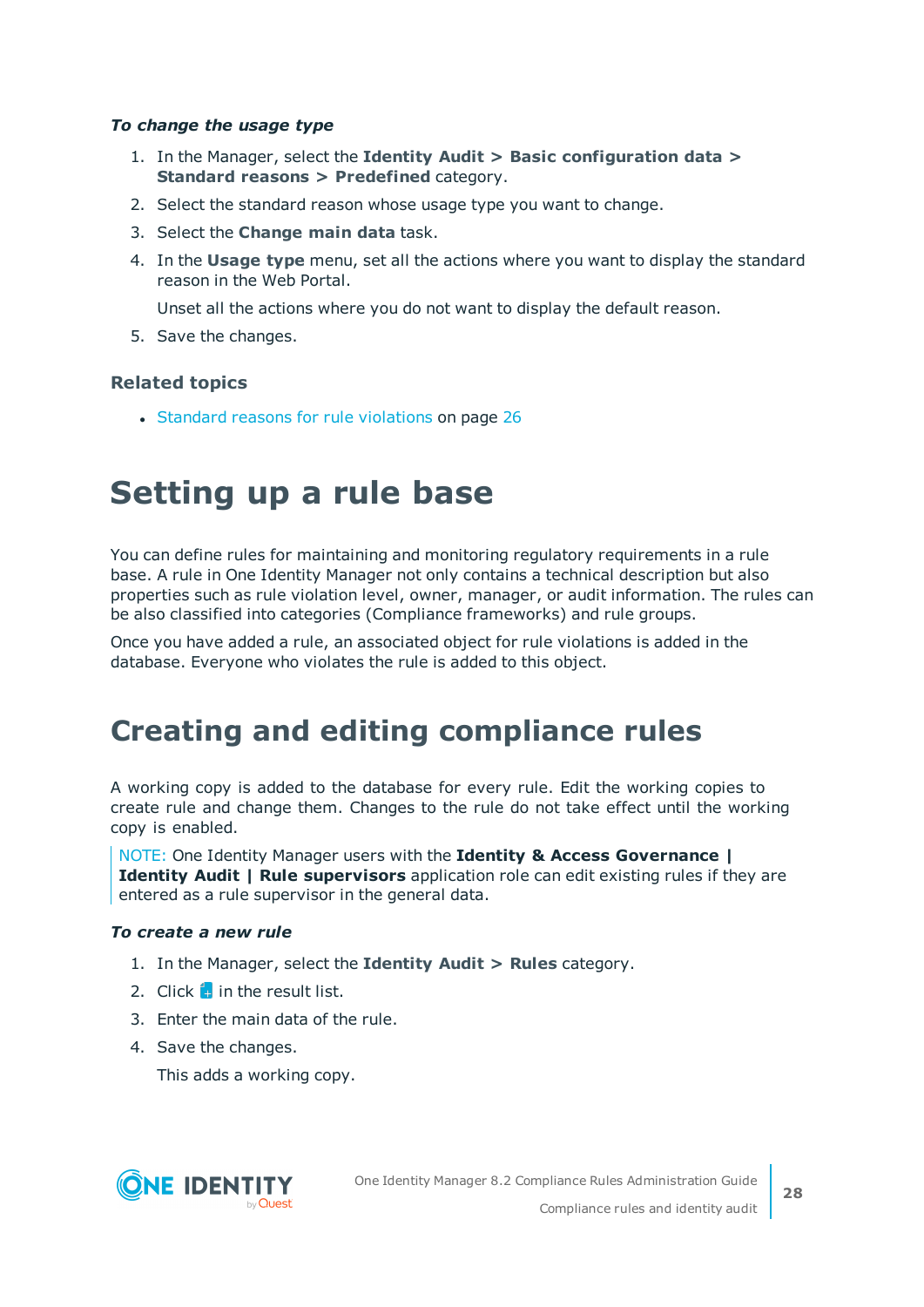*To change the usage type*

1. In the Manager, select the **Identity Audit > Basic configuration data > Standard reasons > Predefined** category.
2. Select the standard reason whose usage type you want to change.
3. Select the **Change main data** task.
4. In the **Usage type** menu, set all the actions where you want to display the standard reason in the Web Portal.

   Unset all the actions where you do not want to display the default reason.
5. Save the changes.

### Related topics

- Standard reasons for rule violations on page 26

# Setting up a rule base

You can define rules for maintaining and monitoring regulatory requirements in a rule base. A rule in One Identity Manager not only contains a technical description but also properties such as rule violation level, owner, manager, or audit information. The rules can be also classified into categories (Compliance frameworks) and rule groups.

Once you have added a rule, an associated object for rule violations is added in the database. Everyone who violates the rule is added to this object.

## Creating and editing compliance rules

A working copy is added to the database for every rule. Edit the working copies to create rule and change them. Changes to the rule do not take effect until the working copy is enabled.

> NOTE: One Identity Manager users with the **Identity & Access Governance | Identity Audit | Rule supervisors** application role can edit existing rules if they are entered as a rule supervisor in the general data.

*To create a new rule*

1. In the Manager, select the **Identity Audit > Rules** category.
2. Click  in the result list.
3. Enter the main data of the rule.
4. Save the changes.

   This adds a working copy.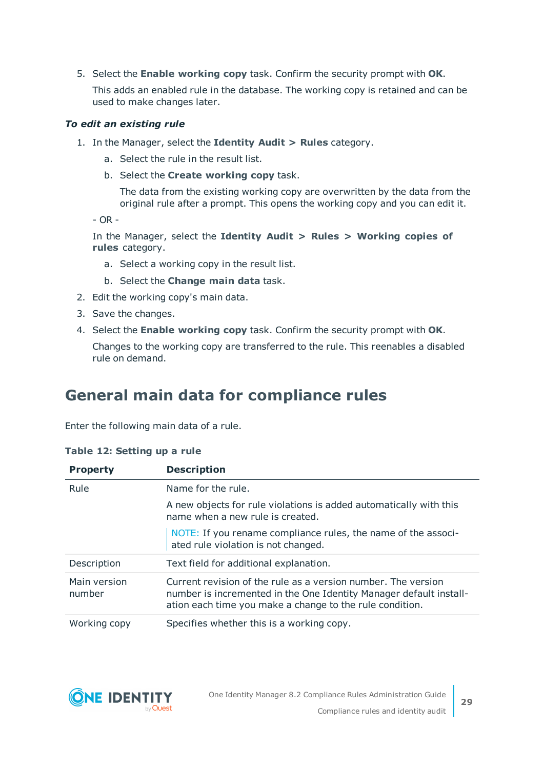5. Select the **Enable working copy** task. Confirm the security prompt with **OK**.

   This adds an enabled rule in the database. The working copy is retained and can be used to make changes later.

***To edit an existing rule***

1. In the Manager, select the **Identity Audit > Rules** category.

   a. Select the rule in the result list.

   b. Select the **Create working copy** task.

      The data from the existing working copy are overwritten by the data from the original rule after a prompt. This opens the working copy and you can edit it.

   \- OR -

   In the Manager, select the **Identity Audit > Rules > Working copies of rules** category.

   a. Select a working copy in the result list.

   b. Select the **Change main data** task.

2. Edit the working copy's main data.
3. Save the changes.
4. Select the **Enable working copy** task. Confirm the security prompt with **OK**.

   Changes to the working copy are transferred to the rule. This reenables a disabled rule on demand.

## General main data for compliance rules

Enter the following main data of a rule.

**Table 12: Setting up a rule**

| Property | Description |
| --- | --- |
| Rule | Name for the rule.<br><br>A new objects for rule violations is added automatically with this name when a new rule is created.<br><br>NOTE: If you rename compliance rules, the name of the associated rule violation is not changed. |
| Description | Text field for additional explanation. |
| Main version number | Current revision of the rule as a version number. The version number is incremented in the One Identity Manager default installation each time you make a change to the rule condition. |
| Working copy | Specifies whether this is a working copy. |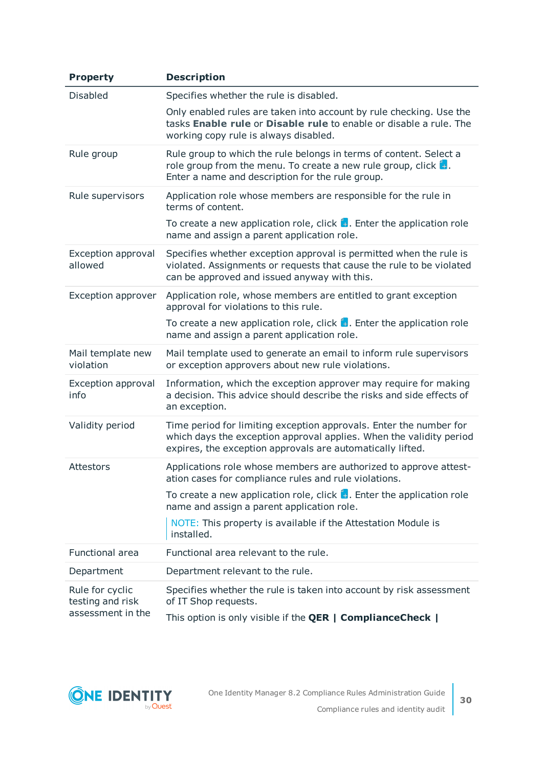| Property | Description |
|---|---|
| Disabled | Specifies whether the rule is disabled.<br><br>Only enabled rules are taken into account by rule checking. Use the tasks **Enable rule** or **Disable rule** to enable or disable a rule. The working copy rule is always disabled. |
| Rule group | Rule group to which the rule belongs in terms of content. Select a role group from the menu. To create a new rule group, click . Enter a name and description for the rule group. |
| Rule supervisors | Application role whose members are responsible for the rule in terms of content.<br><br>To create a new application role, click . Enter the application role name and assign a parent application role. |
| Exception approval allowed | Specifies whether exception approval is permitted when the rule is violated. Assignments or requests that cause the rule to be violated can be approved and issued anyway with this. |
| Exception approver | Application role, whose members are entitled to grant exception approval for violations to this rule.<br><br>To create a new application role, click . Enter the application role name and assign a parent application role. |
| Mail template new violation | Mail template used to generate an email to inform rule supervisors or exception approvers about new rule violations. |
| Exception approval info | Information, which the exception approver may require for making a decision. This advice should describe the risks and side effects of an exception. |
| Validity period | Time period for limiting exception approvals. Enter the number for which days the exception approval applies. When the validity period expires, the exception approvals are automatically lifted. |
| Attestors | Applications role whose members are authorized to approve attestation cases for compliance rules and rule violations.<br><br>To create a new application role, click . Enter the application role name and assign a parent application role.<br><br>NOTE: This property is available if the Attestation Module is installed. |
| Functional area | Functional area relevant to the rule. |
| Department | Department relevant to the rule. |
| Rule for cyclic testing and risk assessment in the | Specifies whether the rule is taken into account by risk assessment of IT Shop requests.<br><br>This option is only visible if the **QER \| ComplianceCheck \|** |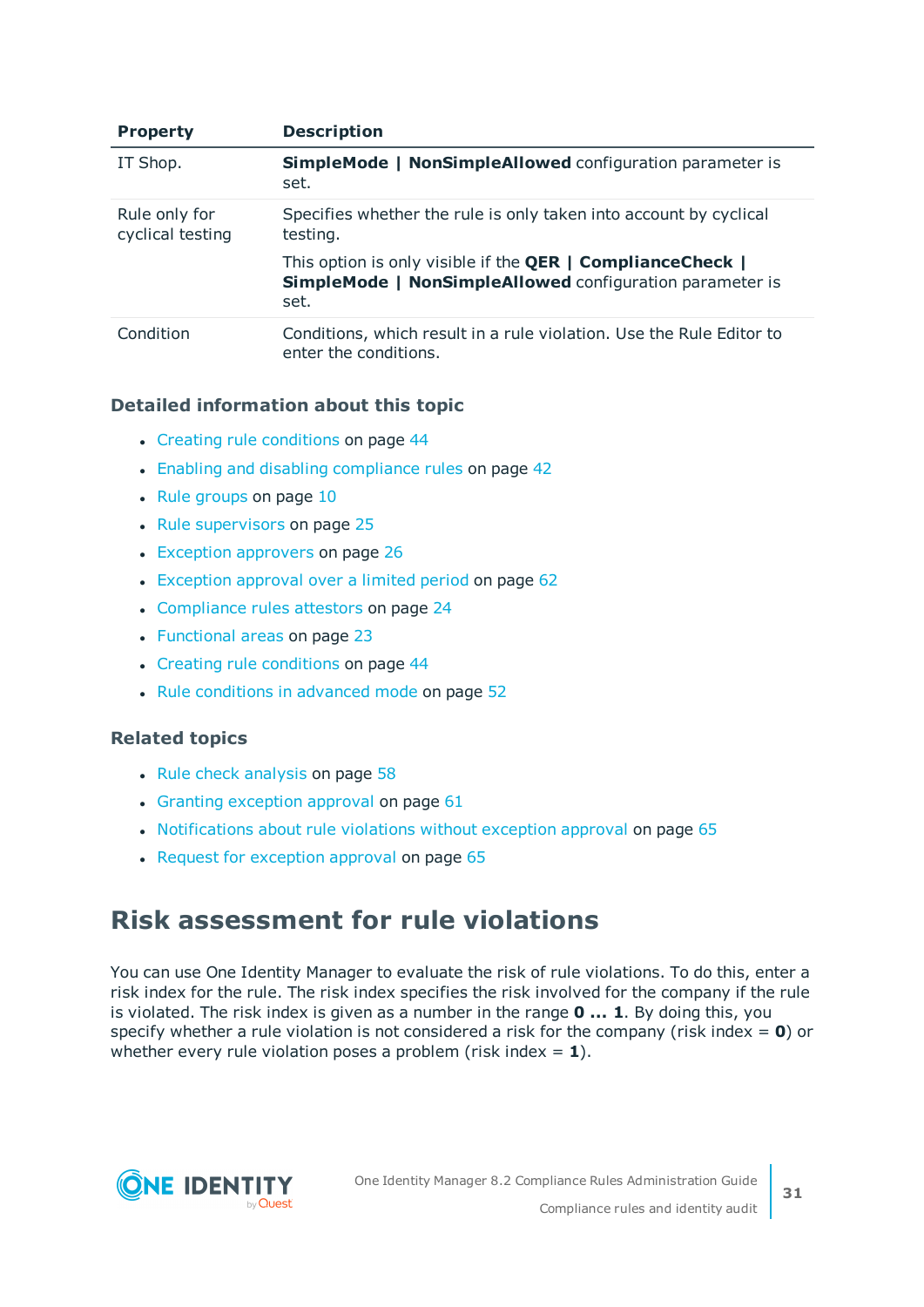| Property | Description |
| --- | --- |
| IT Shop. | **SimpleMode \| NonSimpleAllowed** configuration parameter is set. |
| Rule only for cyclical testing | Specifies whether the rule is only taken into account by cyclical testing.<br><br>This option is only visible if the **QER \| ComplianceCheck \| SimpleMode \| NonSimpleAllowed** configuration parameter is set. |
| Condition | Conditions, which result in a rule violation. Use the Rule Editor to enter the conditions. |

### Detailed information about this topic

- Creating rule conditions on page 44
- Enabling and disabling compliance rules on page 42
- Rule groups on page 10
- Rule supervisors on page 25
- Exception approvers on page 26
- Exception approval over a limited period on page 62
- Compliance rules attestors on page 24
- Functional areas on page 23
- Creating rule conditions on page 44
- Rule conditions in advanced mode on page 52

### Related topics

- Rule check analysis on page 58
- Granting exception approval on page 61
- Notifications about rule violations without exception approval on page 65
- Request for exception approval on page 65

# Risk assessment for rule violations

You can use One Identity Manager to evaluate the risk of rule violations. To do this, enter a risk index for the rule. The risk index specifies the risk involved for the company if the rule is violated. The risk index is given as a number in the range **0 ... 1**. By doing this, you specify whether a rule violation is not considered a risk for the company (risk index = **0**) or whether every rule violation poses a problem (risk index = **1**).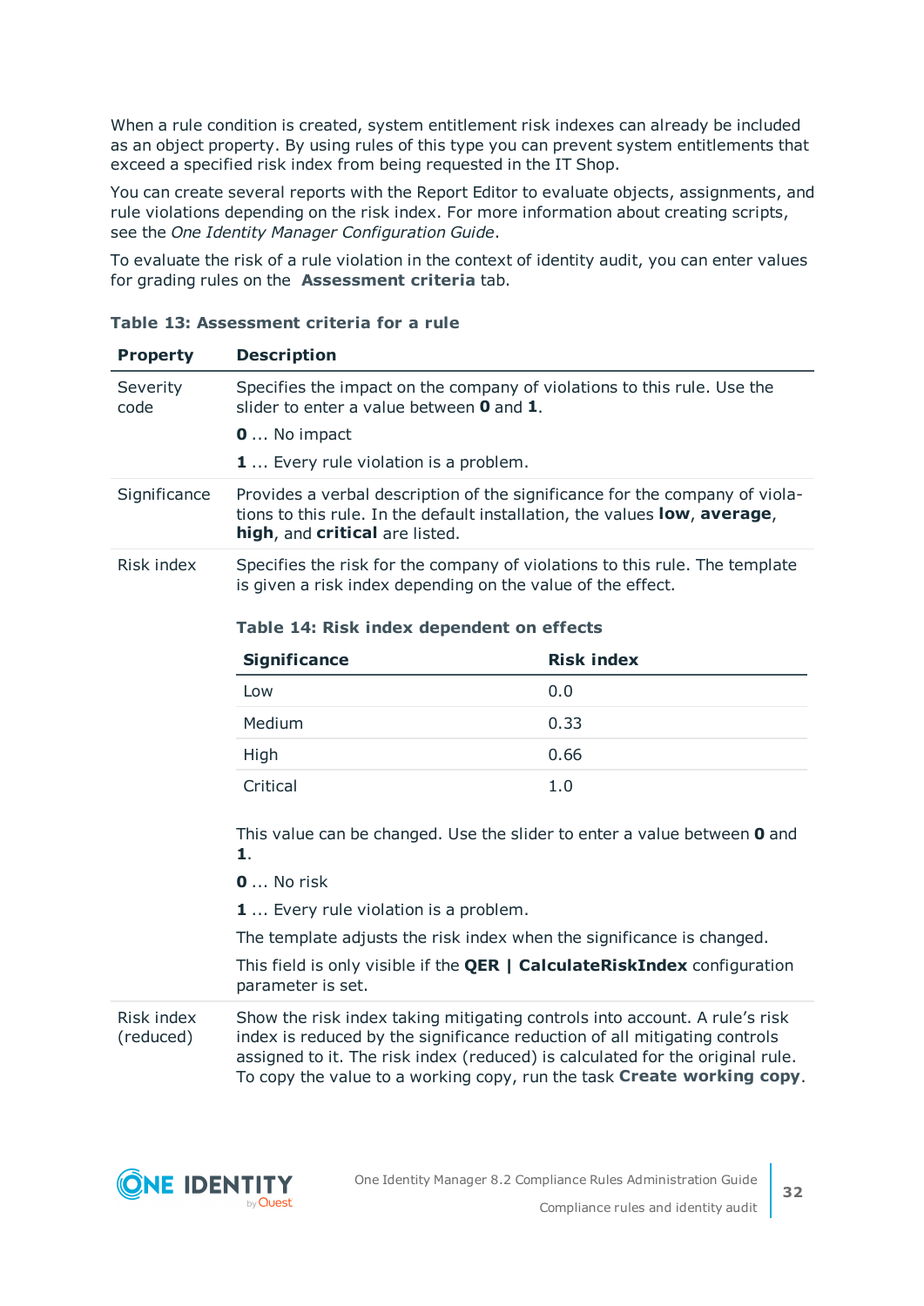When a rule condition is created, system entitlement risk indexes can already be included as an object property. By using rules of this type you can prevent system entitlements that exceed a specified risk index from being requested in the IT Shop.

You can create several reports with the Report Editor to evaluate objects, assignments, and rule violations depending on the risk index. For more information about creating scripts, see the *One Identity Manager Configuration Guide*.

To evaluate the risk of a rule violation in the context of identity audit, you can enter values for grading rules on the **Assessment criteria** tab.

**Table 13: Assessment criteria for a rule**

| Property | Description |
|---|---|
| Severity code | Specifies the impact on the company of violations to this rule. Use the slider to enter a value between **0** and **1**.<br><br>**0** ... No impact<br><br>**1** ... Every rule violation is a problem. |
| Significance | Provides a verbal description of the significance for the company of violations to this rule. In the default installation, the values **low**, **average**, **high**, and **critical** are listed. |
| Risk index | Specifies the risk for the company of violations to this rule. The template is given a risk index depending on the value of the effect.<br><br>**Table 14: Risk index dependent on effects**<br><br>Low: 0.0<br>Medium: 0.33<br>High: 0.66<br>Critical: 1.0<br><br>This value can be changed. Use the slider to enter a value between **0** and **1**.<br><br>**0** ... No risk<br><br>**1** ... Every rule violation is a problem.<br><br>The template adjusts the risk index when the significance is changed.<br><br>This field is only visible if the **QER \| CalculateRiskIndex** configuration parameter is set. |
| Risk index (reduced) | Show the risk index taking mitigating controls into account. A rule's risk index is reduced by the significance reduction of all mitigating controls assigned to it. The risk index (reduced) is calculated for the original rule. To copy the value to a working copy, run the task **Create working copy**. |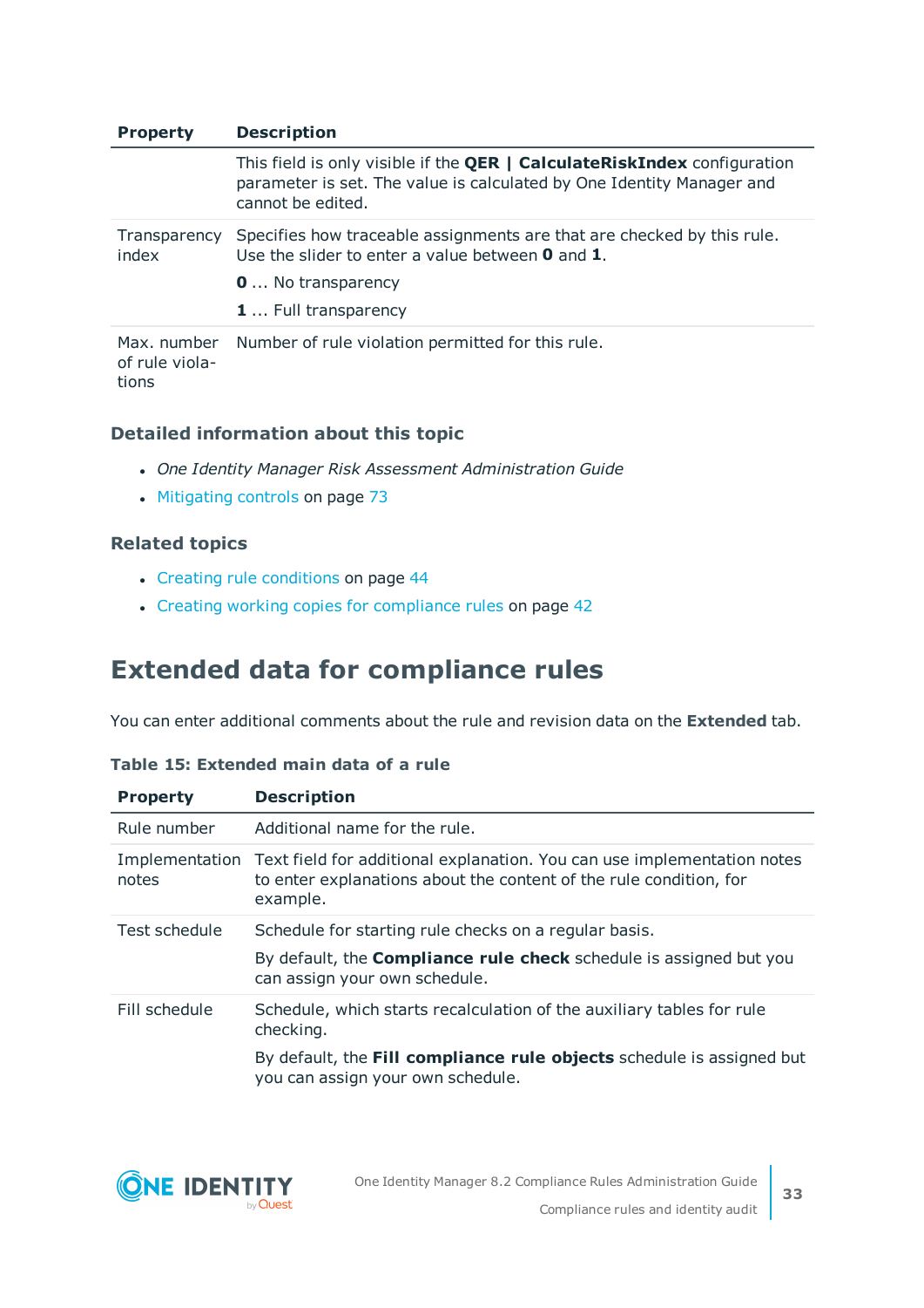| Property | Description |
|---|---|
| | This field is only visible if the **QER \| CalculateRiskIndex** configuration parameter is set. The value is calculated by One Identity Manager and cannot be edited. |
| Transparency index | Specifies how traceable assignments are that are checked by this rule. Use the slider to enter a value between **0** and **1**.<br>**0** ... No transparency<br>**1** ... Full transparency |
| Max. number of rule violations | Number of rule violation permitted for this rule. |

### Detailed information about this topic

- *One Identity Manager Risk Assessment Administration Guide*
- Mitigating controls on page 73

### Related topics

- Creating rule conditions on page 44
- Creating working copies for compliance rules on page 42

## Extended data for compliance rules

You can enter additional comments about the rule and revision data on the **Extended** tab.

**Table 15: Extended main data of a rule**

| Property | Description |
|---|---|
| Rule number | Additional name for the rule. |
| Implementation notes | Text field for additional explanation. You can use implementation notes to enter explanations about the content of the rule condition, for example. |
| Test schedule | Schedule for starting rule checks on a regular basis.<br>By default, the **Compliance rule check** schedule is assigned but you can assign your own schedule. |
| Fill schedule | Schedule, which starts recalculation of the auxiliary tables for rule checking.<br>By default, the **Fill compliance rule objects** schedule is assigned but you can assign your own schedule. |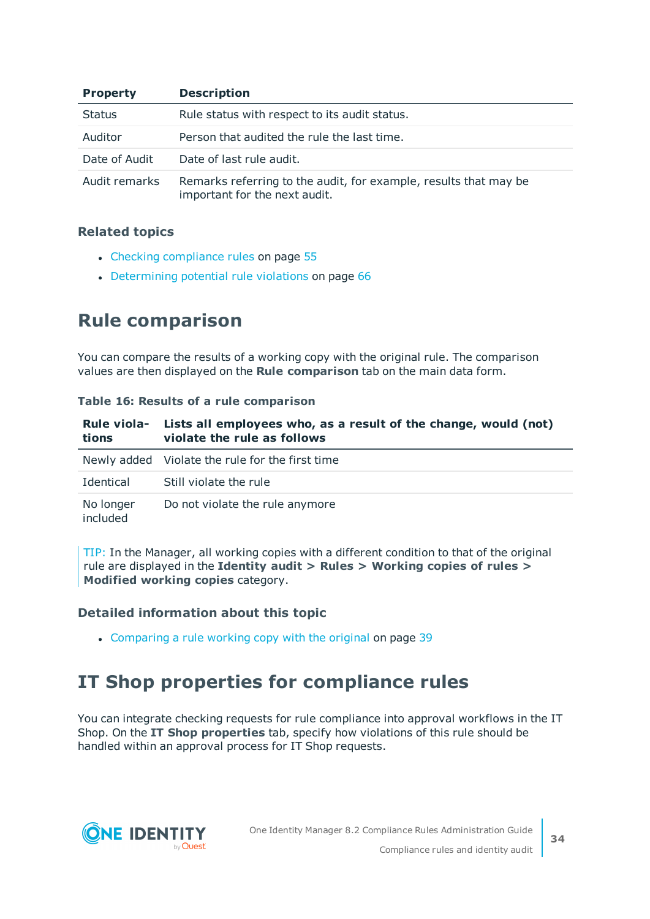| Property | Description |
|---|---|
| Status | Rule status with respect to its audit status. |
| Auditor | Person that audited the rule the last time. |
| Date of Audit | Date of last rule audit. |
| Audit remarks | Remarks referring to the audit, for example, results that may be important for the next audit. |

### Related topics

- Checking compliance rules on page 55
- Determining potential rule violations on page 66

## Rule comparison

You can compare the results of a working copy with the original rule. The comparison values are then displayed on the **Rule comparison** tab on the main data form.

**Table 16: Results of a rule comparison**

| Rule violations | Lists all employees who, as a result of the change, would (not) violate the rule as follows |
|---|---|
| Newly added | Violate the rule for the first time |
| Identical | Still violate the rule |
| No longer included | Do not violate the rule anymore |

TIP: In the Manager, all working copies with a different condition to that of the original rule are displayed in the **Identity audit > Rules > Working copies of rules > Modified working copies** category.

### Detailed information about this topic

- Comparing a rule working copy with the original on page 39

## IT Shop properties for compliance rules

You can integrate checking requests for rule compliance into approval workflows in the IT Shop. On the **IT Shop properties** tab, specify how violations of this rule should be handled within an approval process for IT Shop requests.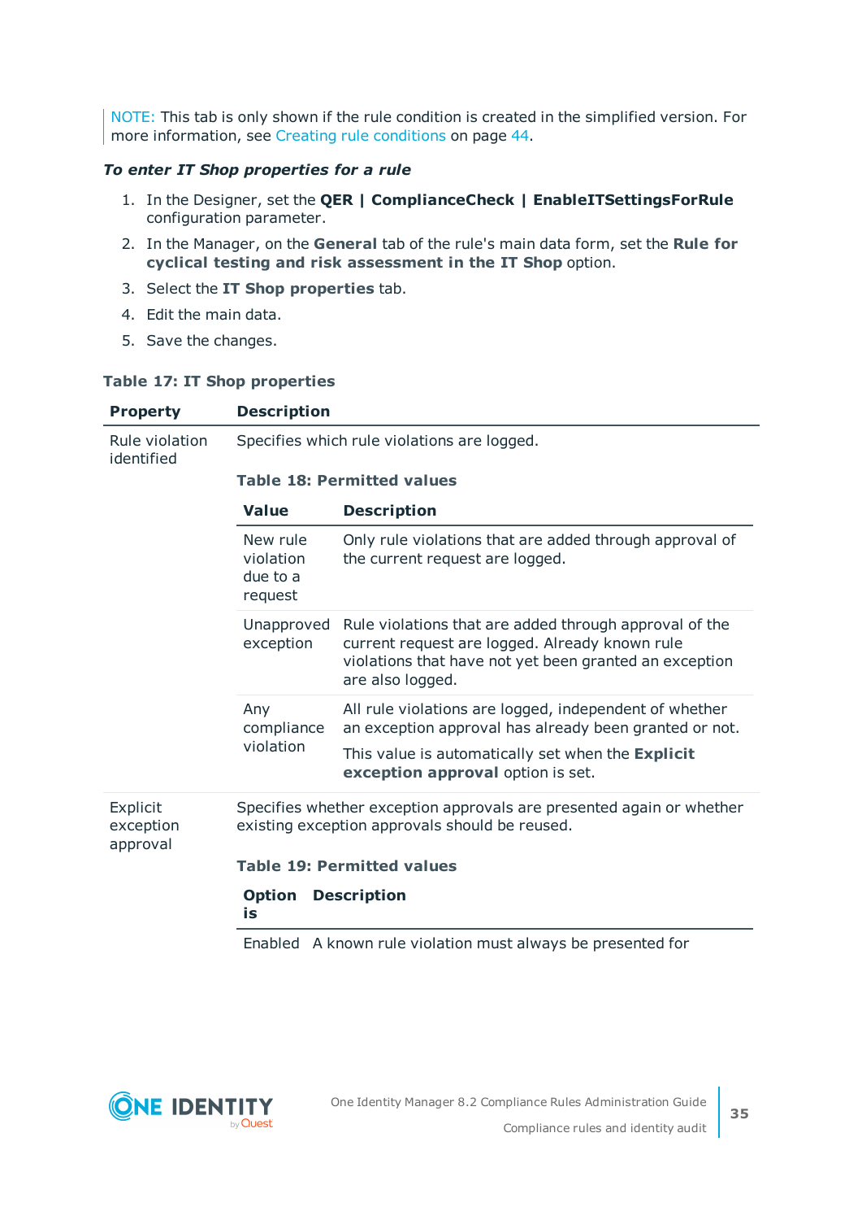NOTE: This tab is only shown if the rule condition is created in the simplified version. For more information, see Creating rule conditions on page 44.

***To enter IT Shop properties for a rule***

1. In the Designer, set the **QER | ComplianceCheck | EnableITSettingsForRule** configuration parameter.
2. In the Manager, on the **General** tab of the rule's main data form, set the **Rule for cyclical testing and risk assessment in the IT Shop** option.
3. Select the **IT Shop properties** tab.
4. Edit the main data.
5. Save the changes.

**Table 17: IT Shop properties**

| Property | Description |
|---|---|
| Rule violation identified | Specifies which rule violations are logged.<br><br>**Table 18: Permitted values**<br><br>**Value** / **Description**<br><br>New rule violation due to a request: Only rule violations that are added through approval of the current request are logged.<br><br>Unapproved exception: Rule violations that are added through approval of the current request are logged. Already known rule violations that have not yet been granted an exception are also logged.<br><br>Any compliance violation: All rule violations are logged, independent of whether an exception approval has already been granted or not. This value is automatically set when the **Explicit exception approval** option is set. |
| Explicit exception approval | Specifies whether exception approvals are presented again or whether existing exception approvals should be reused.<br><br>**Table 19: Permitted values**<br><br>**Option is** / **Description**<br><br>Enabled: A known rule violation must always be presented for |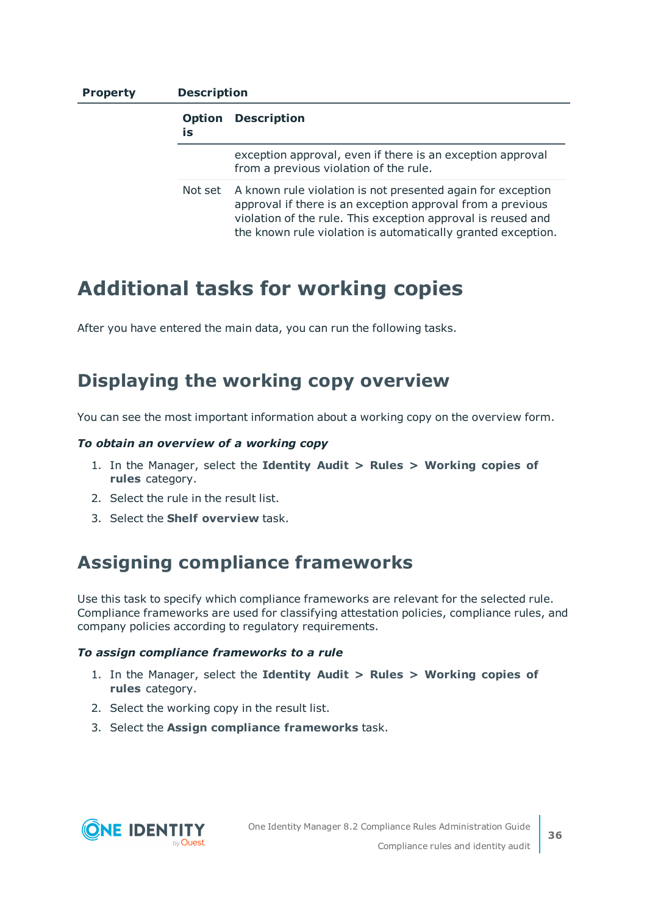| Property | Description | |
|---|---|---|
| | **Option is** | **Description** |
| | | exception approval, even if there is an exception approval from a previous violation of the rule. |
| | Not set | A known rule violation is not presented again for exception approval if there is an exception approval from a previous violation of the rule. This exception approval is reused and the known rule violation is automatically granted exception. |

# Additional tasks for working copies

After you have entered the main data, you can run the following tasks.

## Displaying the working copy overview

You can see the most important information about a working copy on the overview form.

***To obtain an overview of a working copy***

1. In the Manager, select the **Identity Audit > Rules > Working copies of rules** category.
2. Select the rule in the result list.
3. Select the **Shelf overview** task.

## Assigning compliance frameworks

Use this task to specify which compliance frameworks are relevant for the selected rule. Compliance frameworks are used for classifying attestation policies, compliance rules, and company policies according to regulatory requirements.

***To assign compliance frameworks to a rule***

1. In the Manager, select the **Identity Audit > Rules > Working copies of rules** category.
2. Select the working copy in the result list.
3. Select the **Assign compliance frameworks** task.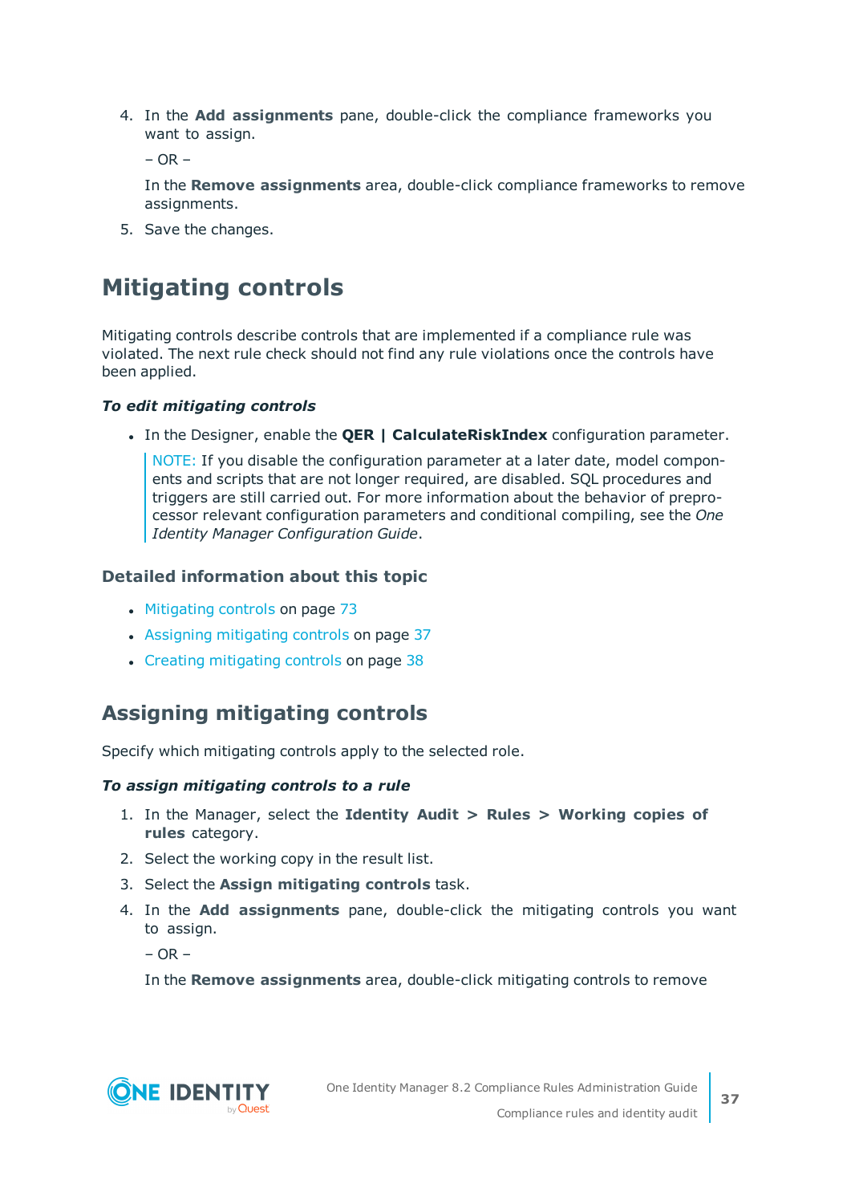4. In the **Add assignments** pane, double-click the compliance frameworks you want to assign.

   – OR –

   In the **Remove assignments** area, double-click compliance frameworks to remove assignments.

5. Save the changes.

## Mitigating controls

Mitigating controls describe controls that are implemented if a compliance rule was violated. The next rule check should not find any rule violations once the controls have been applied.

***To edit mitigating controls***

- In the Designer, enable the **QER | CalculateRiskIndex** configuration parameter.

  > NOTE: If you disable the configuration parameter at a later date, model components and scripts that are not longer required, are disabled. SQL procedures and triggers are still carried out. For more information about the behavior of preprocessor relevant configuration parameters and conditional compiling, see the *One Identity Manager Configuration Guide*.

### Detailed information about this topic

- Mitigating controls on page 73
- Assigning mitigating controls on page 37
- Creating mitigating controls on page 38

## Assigning mitigating controls

Specify which mitigating controls apply to the selected role.

***To assign mitigating controls to a rule***

1. In the Manager, select the **Identity Audit > Rules > Working copies of rules** category.
2. Select the working copy in the result list.
3. Select the **Assign mitigating controls** task.
4. In the **Add assignments** pane, double-click the mitigating controls you want to assign.

   – OR –

   In the **Remove assignments** area, double-click mitigating controls to remove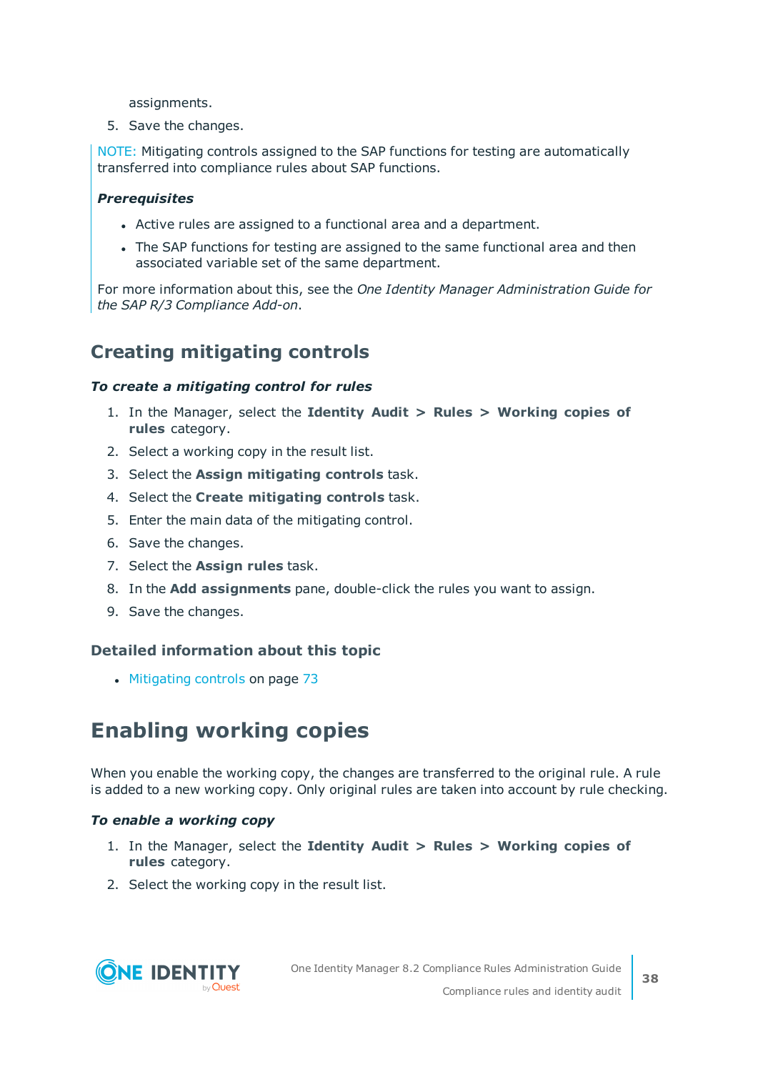assignments.

5. Save the changes.

NOTE: Mitigating controls assigned to the SAP functions for testing are automatically transferred into compliance rules about SAP functions.

***Prerequisites***

- Active rules are assigned to a functional area and a department.
- The SAP functions for testing are assigned to the same functional area and then associated variable set of the same department.

For more information about this, see the *One Identity Manager Administration Guide for the SAP R/3 Compliance Add-on*.

## Creating mitigating controls

***To create a mitigating control for rules***

1. In the Manager, select the **Identity Audit > Rules > Working copies of rules** category.
2. Select a working copy in the result list.
3. Select the **Assign mitigating controls** task.
4. Select the **Create mitigating controls** task.
5. Enter the main data of the mitigating control.
6. Save the changes.
7. Select the **Assign rules** task.
8. In the **Add assignments** pane, double-click the rules you want to assign.
9. Save the changes.

### Detailed information about this topic

- Mitigating controls on page 73

# Enabling working copies

When you enable the working copy, the changes are transferred to the original rule. A rule is added to a new working copy. Only original rules are taken into account by rule checking.

***To enable a working copy***

1. In the Manager, select the **Identity Audit > Rules > Working copies of rules** category.
2. Select the working copy in the result list.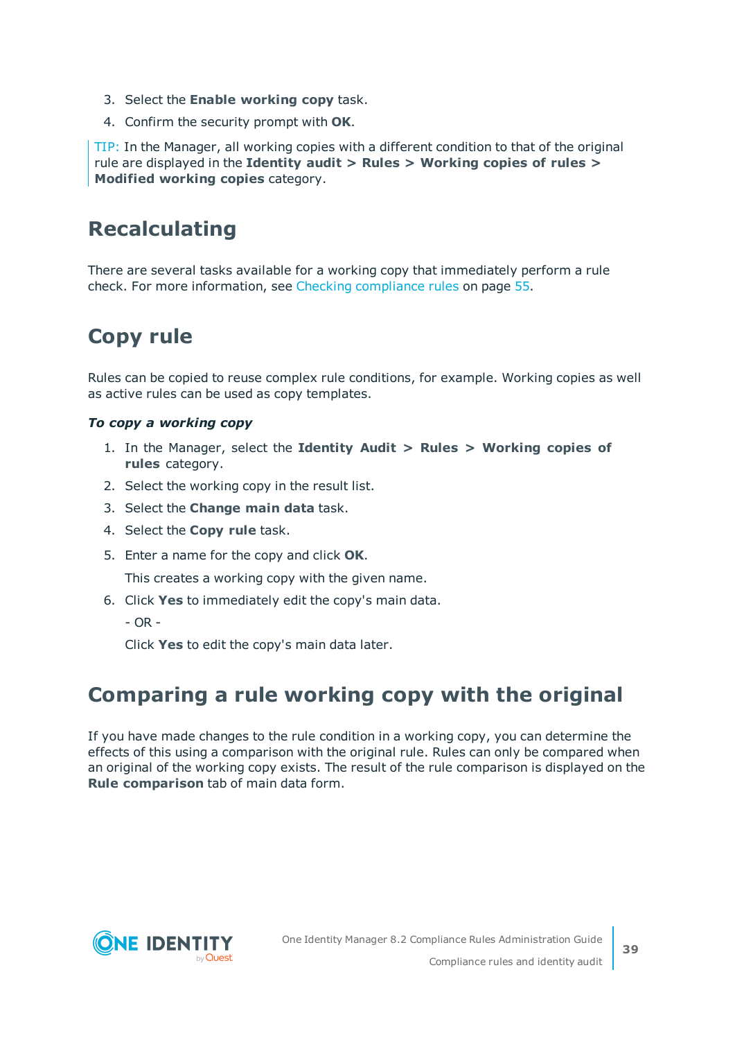3. Select the **Enable working copy** task.
4. Confirm the security prompt with **OK**.

TIP: In the Manager, all working copies with a different condition to that of the original rule are displayed in the **Identity audit > Rules > Working copies of rules > Modified working copies** category.

## Recalculating

There are several tasks available for a working copy that immediately perform a rule check. For more information, see Checking compliance rules on page 55.

## Copy rule

Rules can be copied to reuse complex rule conditions, for example. Working copies as well as active rules can be used as copy templates.

***To copy a working copy***

1. In the Manager, select the **Identity Audit > Rules > Working copies of rules** category.
2. Select the working copy in the result list.
3. Select the **Change main data** task.
4. Select the **Copy rule** task.
5. Enter a name for the copy and click **OK**.

   This creates a working copy with the given name.
6. Click **Yes** to immediately edit the copy's main data.

   - OR -

   Click **Yes** to edit the copy's main data later.

## Comparing a rule working copy with the original

If you have made changes to the rule condition in a working copy, you can determine the effects of this using a comparison with the original rule. Rules can only be compared when an original of the working copy exists. The result of the rule comparison is displayed on the **Rule comparison** tab of main data form.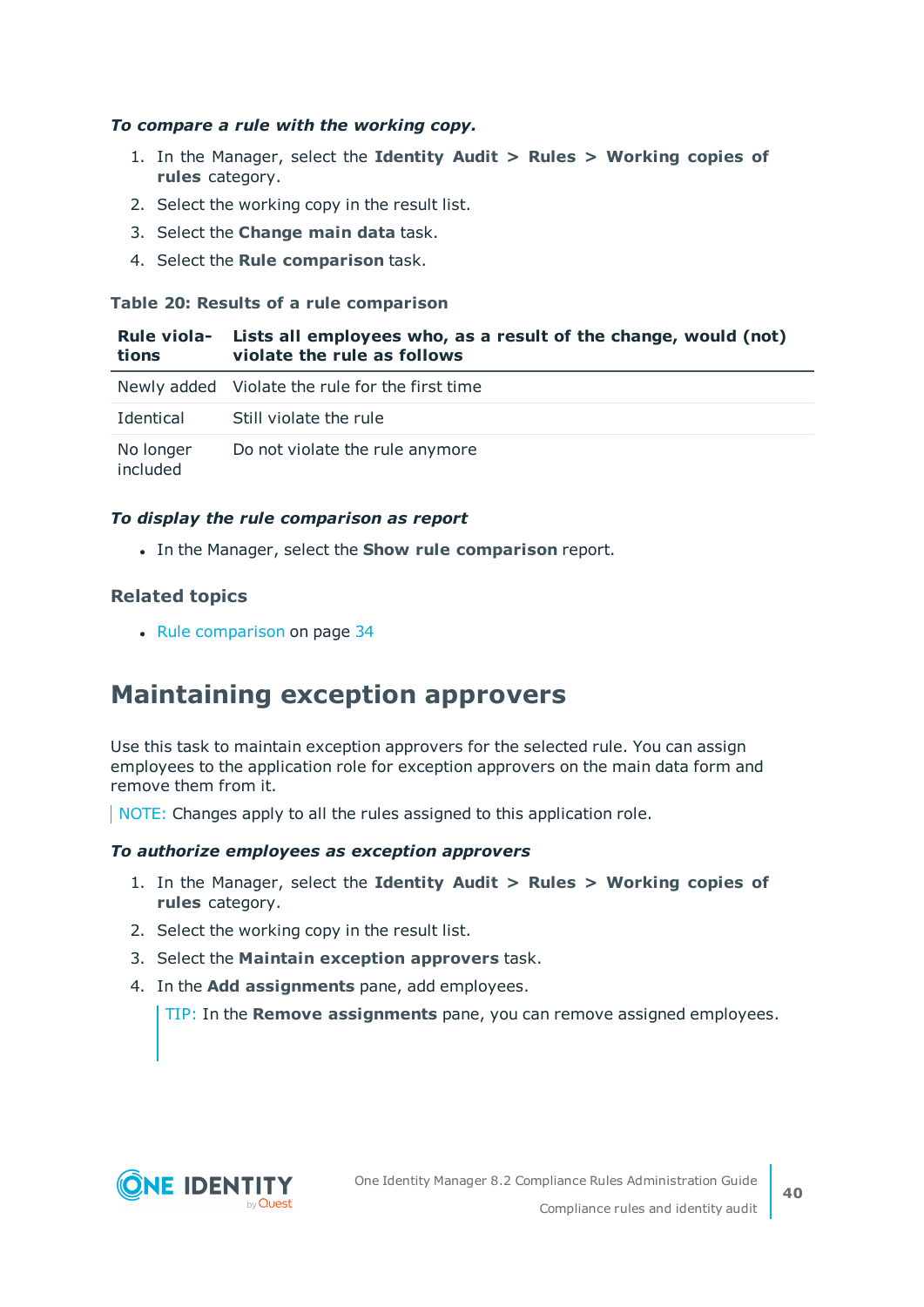***To compare a rule with the working copy.***

1. In the Manager, select the **Identity Audit > Rules > Working copies of rules** category.
2. Select the working copy in the result list.
3. Select the **Change main data** task.
4. Select the **Rule comparison** task.

**Table 20: Results of a rule comparison**

| Rule violations | Lists all employees who, as a result of the change, would (not) violate the rule as follows |
|---|---|
| Newly added | Violate the rule for the first time |
| Identical | Still violate the rule |
| No longer included | Do not violate the rule anymore |

***To display the rule comparison as report***

- In the Manager, select the **Show rule comparison** report.

### Related topics

- Rule comparison on page 34

## Maintaining exception approvers

Use this task to maintain exception approvers for the selected rule. You can assign employees to the application role for exception approvers on the main data form and remove them from it.

NOTE: Changes apply to all the rules assigned to this application role.

***To authorize employees as exception approvers***

1. In the Manager, select the **Identity Audit > Rules > Working copies of rules** category.
2. Select the working copy in the result list.
3. Select the **Maintain exception approvers** task.
4. In the **Add assignments** pane, add employees.

   TIP: In the **Remove assignments** pane, you can remove assigned employees.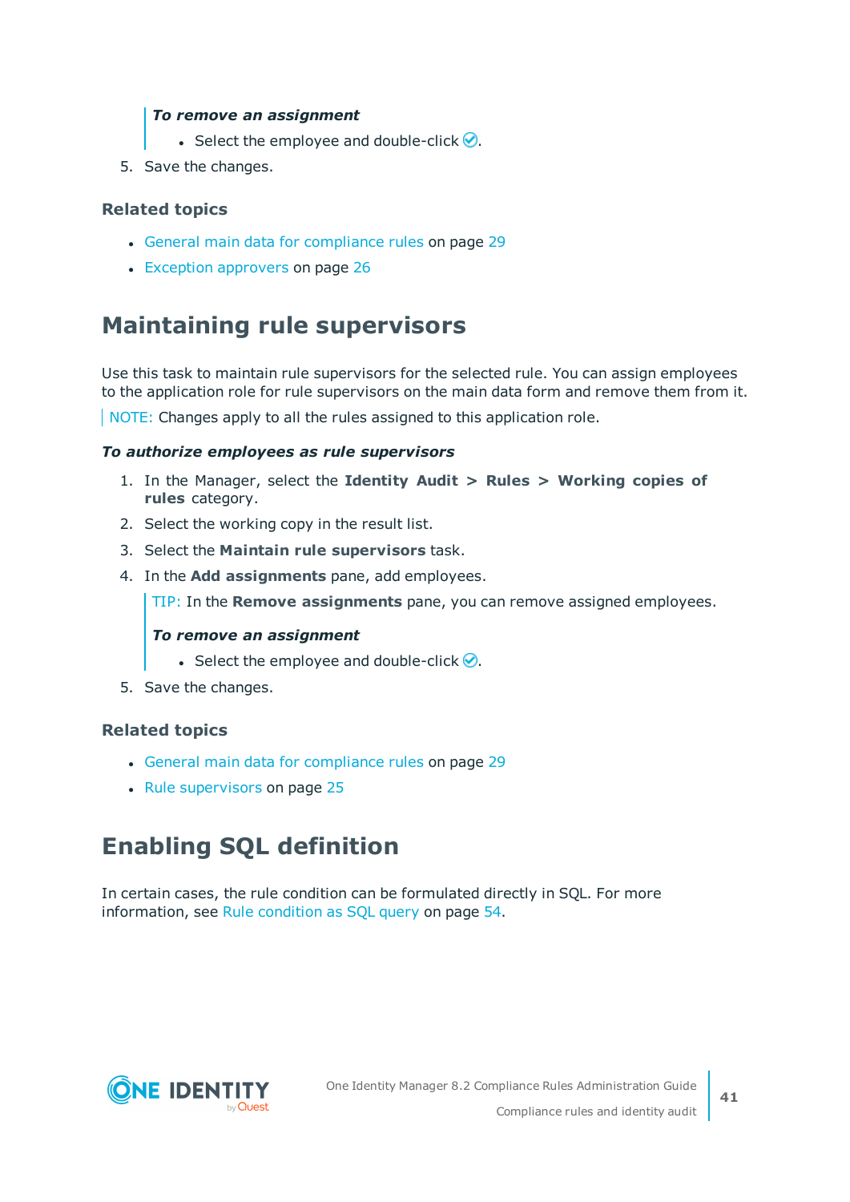*To remove an assignment*

- Select the employee and double-click ✓.

5. Save the changes.

### Related topics

- General main data for compliance rules on page 29
- Exception approvers on page 26

## Maintaining rule supervisors

Use this task to maintain rule supervisors for the selected rule. You can assign employees to the application role for rule supervisors on the main data form and remove them from it.

NOTE: Changes apply to all the rules assigned to this application role.

*To authorize employees as rule supervisors*

1. In the Manager, select the **Identity Audit > Rules > Working copies of rules** category.
2. Select the working copy in the result list.
3. Select the **Maintain rule supervisors** task.
4. In the **Add assignments** pane, add employees.

   TIP: In the **Remove assignments** pane, you can remove assigned employees.

   *To remove an assignment*

   - Select the employee and double-click ✓.

5. Save the changes.

### Related topics

- General main data for compliance rules on page 29
- Rule supervisors on page 25

## Enabling SQL definition

In certain cases, the rule condition can be formulated directly in SQL. For more information, see Rule condition as SQL query on page 54.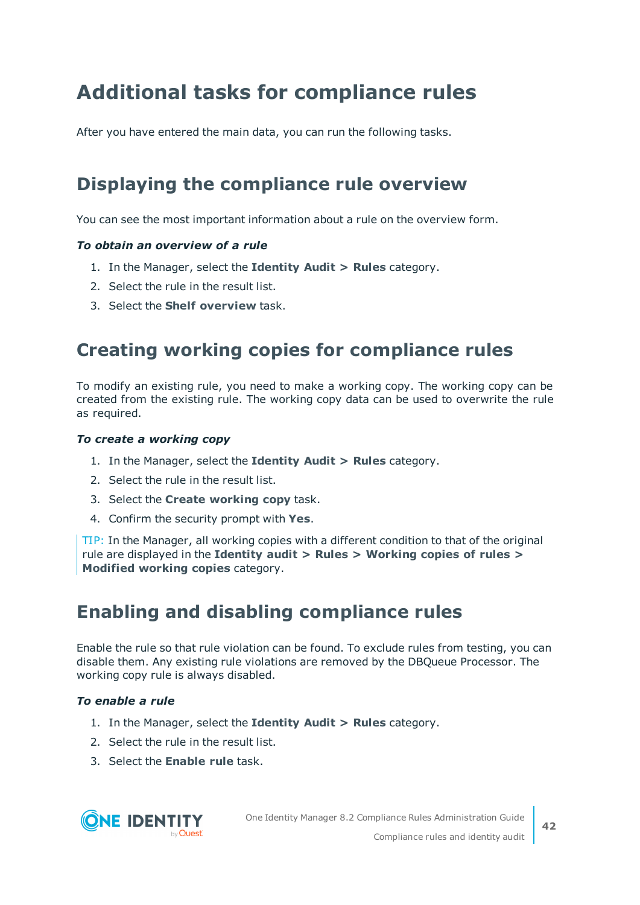# Additional tasks for compliance rules

After you have entered the main data, you can run the following tasks.

## Displaying the compliance rule overview

You can see the most important information about a rule on the overview form.

***To obtain an overview of a rule***

1. In the Manager, select the **Identity Audit > Rules** category.
2. Select the rule in the result list.
3. Select the **Shelf overview** task.

## Creating working copies for compliance rules

To modify an existing rule, you need to make a working copy. The working copy can be created from the existing rule. The working copy data can be used to overwrite the rule as required.

***To create a working copy***

1. In the Manager, select the **Identity Audit > Rules** category.
2. Select the rule in the result list.
3. Select the **Create working copy** task.
4. Confirm the security prompt with **Yes**.

TIP: In the Manager, all working copies with a different condition to that of the original rule are displayed in the **Identity audit > Rules > Working copies of rules > Modified working copies** category.

## Enabling and disabling compliance rules

Enable the rule so that rule violation can be found. To exclude rules from testing, you can disable them. Any existing rule violations are removed by the DBQueue Processor. The working copy rule is always disabled.

***To enable a rule***

1. In the Manager, select the **Identity Audit > Rules** category.
2. Select the rule in the result list.
3. Select the **Enable rule** task.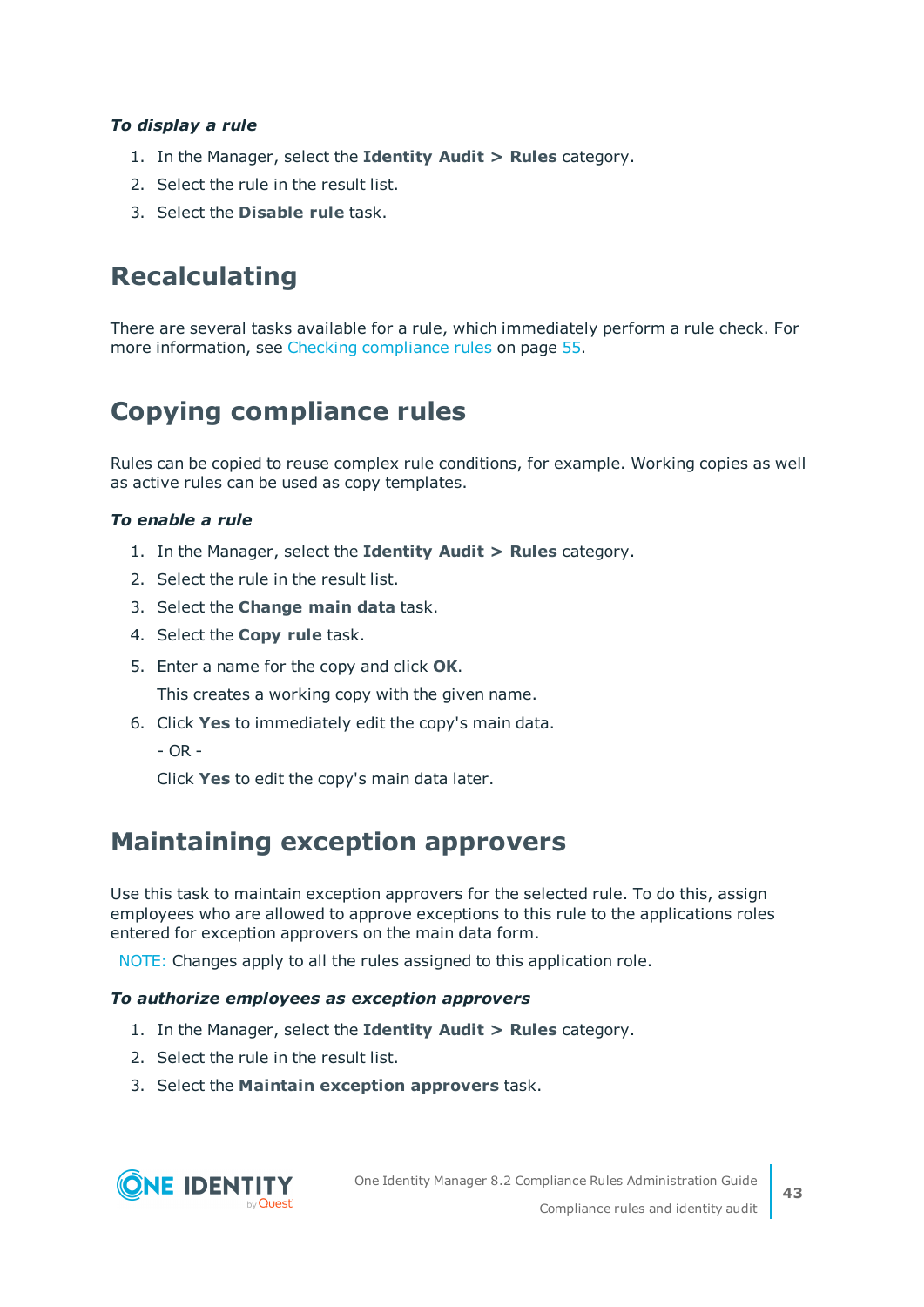*To display a rule*

1. In the Manager, select the **Identity Audit > Rules** category.
2. Select the rule in the result list.
3. Select the **Disable rule** task.

## Recalculating

There are several tasks available for a rule, which immediately perform a rule check. For more information, see Checking compliance rules on page 55.

## Copying compliance rules

Rules can be copied to reuse complex rule conditions, for example. Working copies as well as active rules can be used as copy templates.

*To enable a rule*

1. In the Manager, select the **Identity Audit > Rules** category.
2. Select the rule in the result list.
3. Select the **Change main data** task.
4. Select the **Copy rule** task.
5. Enter a name for the copy and click **OK**.

   This creates a working copy with the given name.
6. Click **Yes** to immediately edit the copy's main data.

   - OR -

   Click **Yes** to edit the copy's main data later.

## Maintaining exception approvers

Use this task to maintain exception approvers for the selected rule. To do this, assign employees who are allowed to approve exceptions to this rule to the applications roles entered for exception approvers on the main data form.

NOTE: Changes apply to all the rules assigned to this application role.

*To authorize employees as exception approvers*

1. In the Manager, select the **Identity Audit > Rules** category.
2. Select the rule in the result list.
3. Select the **Maintain exception approvers** task.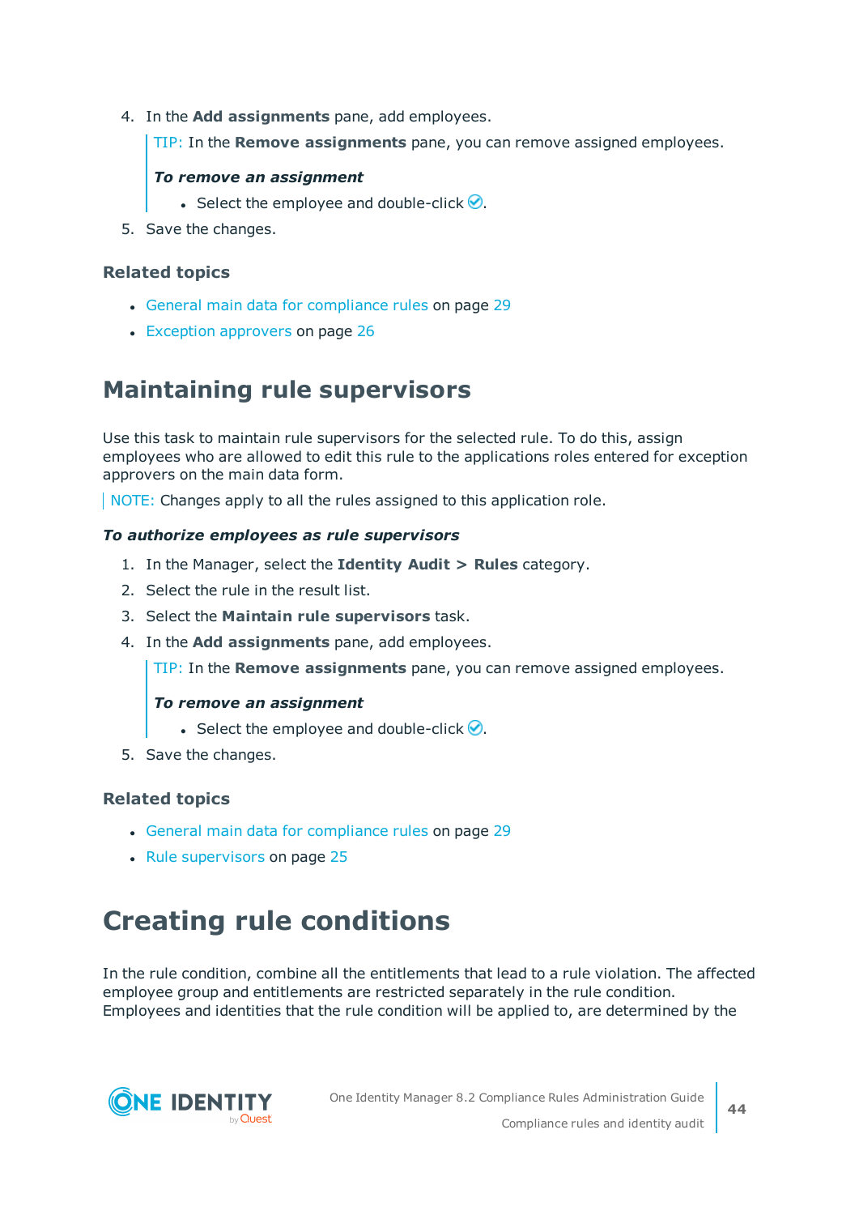4. In the **Add assignments** pane, add employees.

   TIP: In the **Remove assignments** pane, you can remove assigned employees.

   ***To remove an assignment***

   - Select the employee and double-click ✅.

5. Save the changes.

### Related topics

- General main data for compliance rules on page 29
- Exception approvers on page 26

## Maintaining rule supervisors

Use this task to maintain rule supervisors for the selected rule. To do this, assign employees who are allowed to edit this rule to the applications roles entered for exception approvers on the main data form.

NOTE: Changes apply to all the rules assigned to this application role.

***To authorize employees as rule supervisors***

1. In the Manager, select the **Identity Audit > Rules** category.
2. Select the rule in the result list.
3. Select the **Maintain rule supervisors** task.
4. In the **Add assignments** pane, add employees.

   TIP: In the **Remove assignments** pane, you can remove assigned employees.

   ***To remove an assignment***

   - Select the employee and double-click ✅.

5. Save the changes.

### Related topics

- General main data for compliance rules on page 29
- Rule supervisors on page 25

## Creating rule conditions

In the rule condition, combine all the entitlements that lead to a rule violation. The affected employee group and entitlements are restricted separately in the rule condition. Employees and identities that the rule condition will be applied to, are determined by the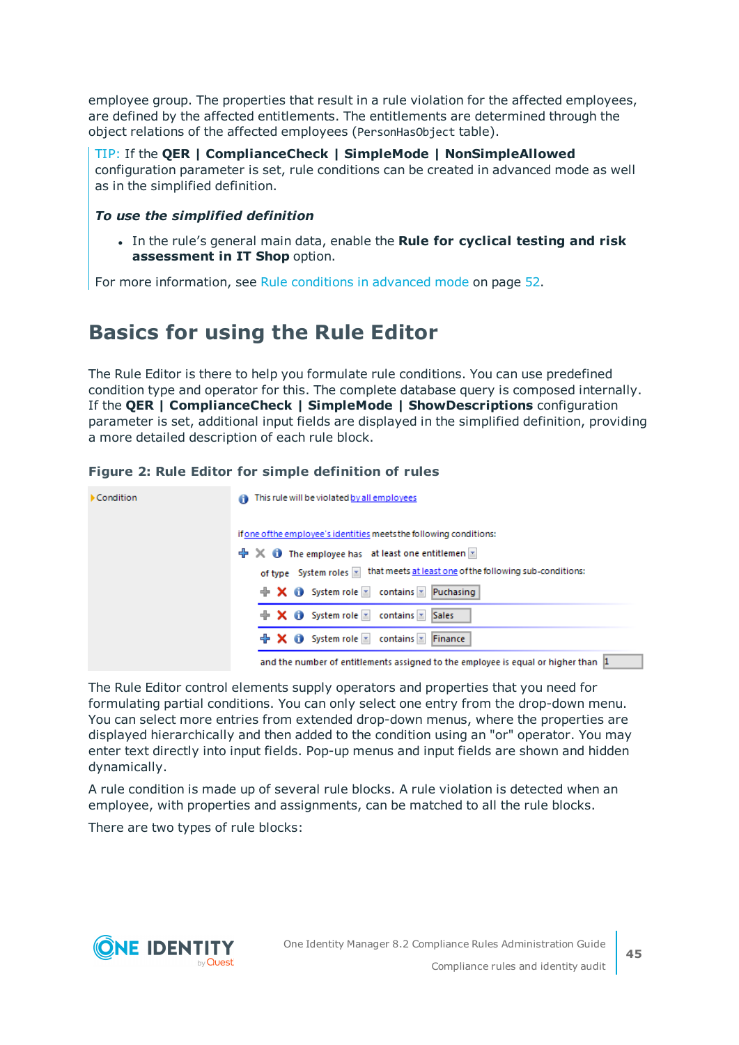employee group. The properties that result in a rule violation for the affected employees, are defined by the affected entitlements. The entitlements are determined through the object relations of the affected employees (`PersonHasObject` table).

> TIP: If the **QER | ComplianceCheck | SimpleMode | NonSimpleAllowed** configuration parameter is set, rule conditions can be created in advanced mode as well as in the simplified definition.
>
> ***To use the simplified definition***
>
> - In the rule's general main data, enable the **Rule for cyclical testing and risk assessment in IT Shop** option.
>
> For more information, see Rule conditions in advanced mode on page 52.

# Basics for using the Rule Editor

The Rule Editor is there to help you formulate rule conditions. You can use predefined condition type and operator for this. The complete database query is composed internally. If the **QER | ComplianceCheck | SimpleMode | ShowDescriptions** configuration parameter is set, additional input fields are displayed in the simplified definition, providing a more detailed description of each rule block.

**Figure 2: Rule Editor for simple definition of rules**

The Rule Editor control elements supply operators and properties that you need for formulating partial conditions. You can only select one entry from the drop-down menu. You can select more entries from extended drop-down menus, where the properties are displayed hierarchically and then added to the condition using an "or" operator. You may enter text directly into input fields. Pop-up menus and input fields are shown and hidden dynamically.

A rule condition is made up of several rule blocks. A rule violation is detected when an employee, with properties and assignments, can be matched to all the rule blocks.

There are two types of rule blocks: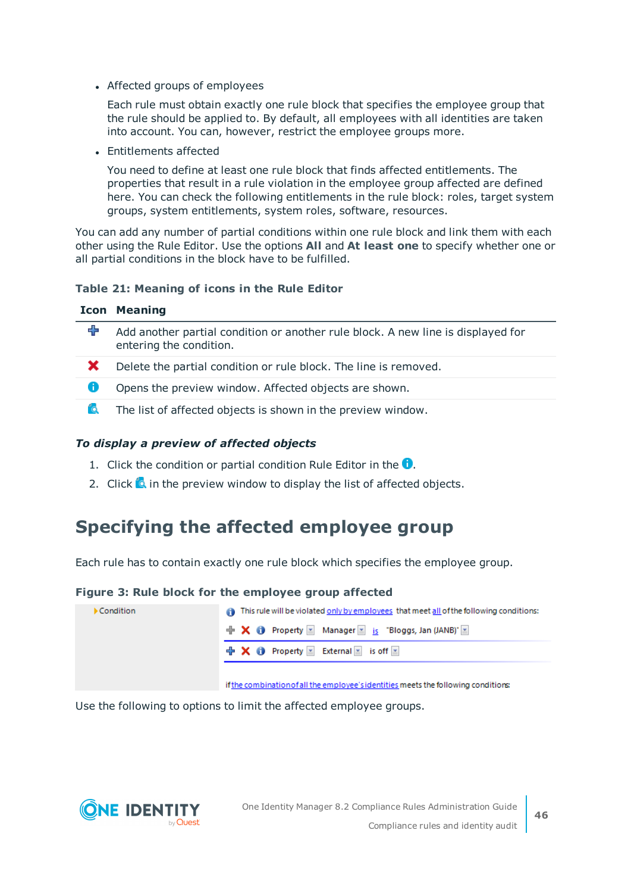- Affected groups of employees

  Each rule must obtain exactly one rule block that specifies the employee group that the rule should be applied to. By default, all employees with all identities are taken into account. You can, however, restrict the employee groups more.

- Entitlements affected

  You need to define at least one rule block that finds affected entitlements. The properties that result in a rule violation in the employee group affected are defined here. You can check the following entitlements in the rule block: roles, target system groups, system entitlements, system roles, software, resources.

You can add any number of partial conditions within one rule block and link them with each other using the Rule Editor. Use the options **All** and **At least one** to specify whether one or all partial conditions in the block have to be fulfilled.

**Table 21: Meaning of icons in the Rule Editor**

| Icon | Meaning |
|---|---|
| ➕ | Add another partial condition or another rule block. A new line is displayed for entering the condition. |
| ❌ | Delete the partial condition or rule block. The line is removed. |
| ℹ | Opens the preview window. Affected objects are shown. |
| 🔍 | The list of affected objects is shown in the preview window. |

***To display a preview of affected objects***

1. Click the condition or partial condition Rule Editor in the ℹ.
2. Click 🔍 in the preview window to display the list of affected objects.

# Specifying the affected employee group

Each rule has to contain exactly one rule block which specifies the employee group.

**Figure 3: Rule block for the employee group affected**

Condition

This rule will be violated only by employees that meet all of the following conditions:

Property | Manager | is | "Bloggs, Jan (JANB)"

Property | External | is off

if the combination of all the employee's identities meets the following conditions:

Use the following to options to limit the affected employee groups.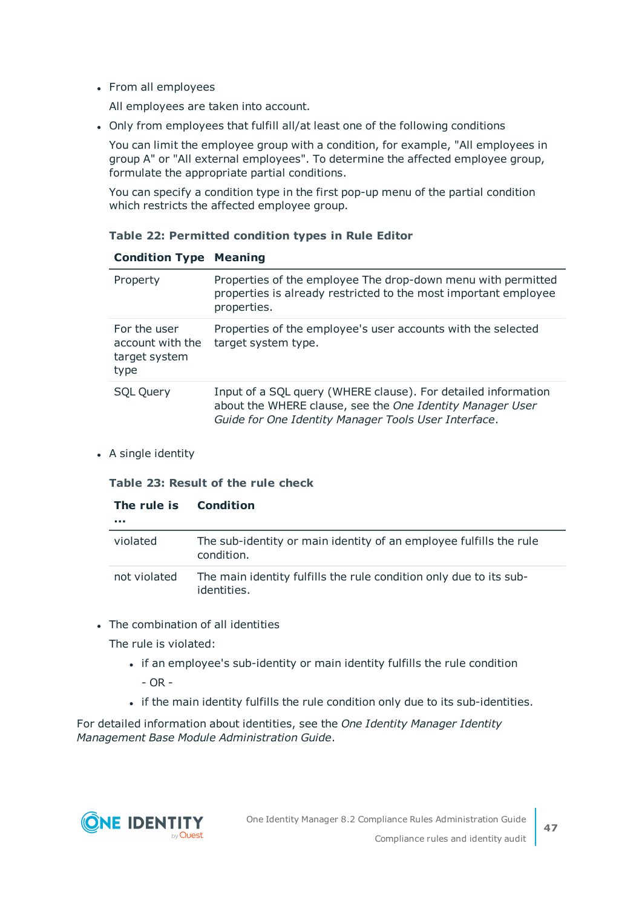- From all employees

  All employees are taken into account.

- Only from employees that fulfill all/at least one of the following conditions

  You can limit the employee group with a condition, for example, "All employees in group A" or "All external employees". To determine the affected employee group, formulate the appropriate partial conditions.

  You can specify a condition type in the first pop-up menu of the partial condition which restricts the affected employee group.

  **Table 22: Permitted condition types in Rule Editor**

| Condition Type | Meaning |
|---|---|
| Property | Properties of the employee The drop-down menu with permitted properties is already restricted to the most important employee properties. |
| For the user account with the target system type | Properties of the employee's user accounts with the selected target system type. |
| SQL Query | Input of a SQL query (WHERE clause). For detailed information about the WHERE clause, see the *One Identity Manager User Guide for One Identity Manager Tools User Interface*. |

- A single identity

  **Table 23: Result of the rule check**

| The rule is ... | Condition |
|---|---|
| violated | The sub-identity or main identity of an employee fulfills the rule condition. |
| not violated | The main identity fulfills the rule condition only due to its sub-identities. |

- The combination of all identities

  The rule is violated:

  - if an employee's sub-identity or main identity fulfills the rule condition

    - OR -

  - if the main identity fulfills the rule condition only due to its sub-identities.

For detailed information about identities, see the *One Identity Manager Identity Management Base Module Administration Guide*.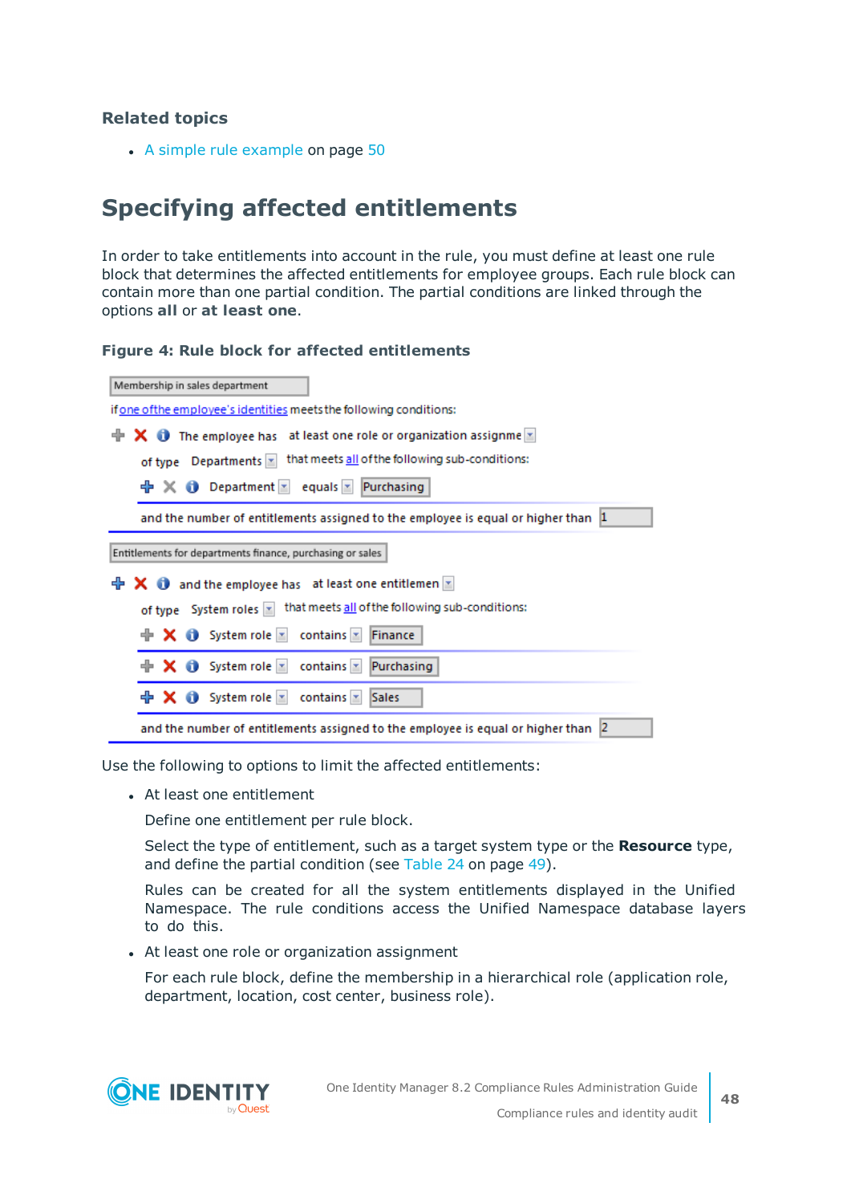### Related topics

- A simple rule example on page 50

## Specifying affected entitlements

In order to take entitlements into account in the rule, you must define at least one rule block that determines the affected entitlements for employee groups. Each rule block can contain more than one partial condition. The partial conditions are linked through the options **all** or **at least one**.

### Figure 4: Rule block for affected entitlements

Use the following to options to limit the affected entitlements:

- At least one entitlement

  Define one entitlement per rule block.

  Select the type of entitlement, such as a target system type or the **Resource** type, and define the partial condition (see Table 24 on page 49).

  Rules can be created for all the system entitlements displayed in the Unified Namespace. The rule conditions access the Unified Namespace database layers to do this.

- At least one role or organization assignment

  For each rule block, define the membership in a hierarchical role (application role, department, location, cost center, business role).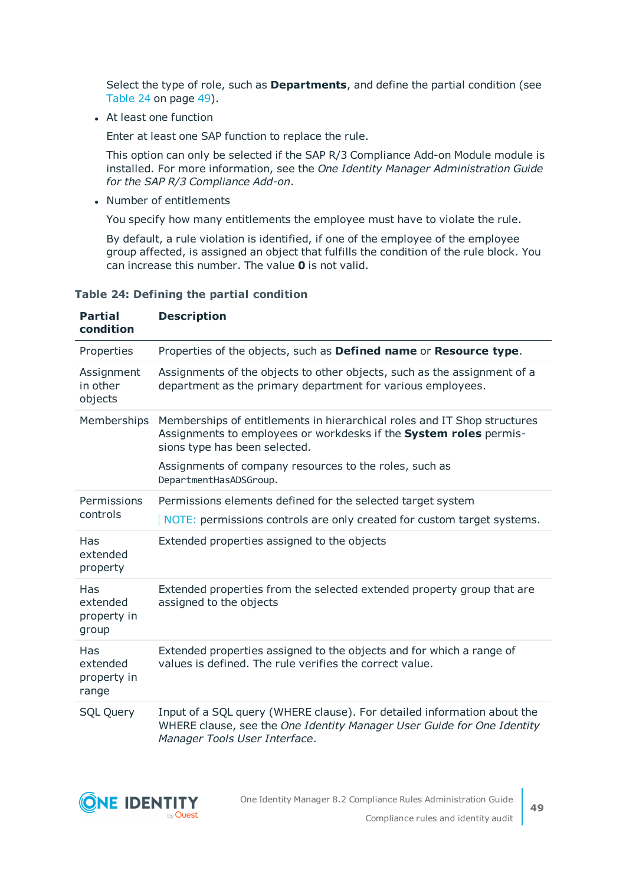Select the type of role, such as **Departments**, and define the partial condition (see Table 24 on page 49).

- At least one function

  Enter at least one SAP function to replace the rule.

  This option can only be selected if the SAP R/3 Compliance Add-on Module module is installed. For more information, see the *One Identity Manager Administration Guide for the SAP R/3 Compliance Add-on*.

- Number of entitlements

  You specify how many entitlements the employee must have to violate the rule.

  By default, a rule violation is identified, if one of the employee of the employee group affected, is assigned an object that fulfills the condition of the rule block. You can increase this number. The value **0** is not valid.

**Table 24: Defining the partial condition**

| Partial condition | Description |
|---|---|
| Properties | Properties of the objects, such as **Defined name** or **Resource type**. |
| Assignment in other objects | Assignments of the objects to other objects, such as the assignment of a department as the primary department for various employees. |
| Memberships | Memberships of entitlements in hierarchical roles and IT Shop structures Assignments to employees or workdesks if the **System roles** permissions type has been selected.<br><br>Assignments of company resources to the roles, such as `DepartmentHasADSGroup`. |
| Permissions controls | Permissions elements defined for the selected target system<br><br>NOTE: permissions controls are only created for custom target systems. |
| Has extended property | Extended properties assigned to the objects |
| Has extended property in group | Extended properties from the selected extended property group that are assigned to the objects |
| Has extended property in range | Extended properties assigned to the objects and for which a range of values is defined. The rule verifies the correct value. |
| SQL Query | Input of a SQL query (WHERE clause). For detailed information about the WHERE clause, see the *One Identity Manager User Guide for One Identity Manager Tools User Interface*. |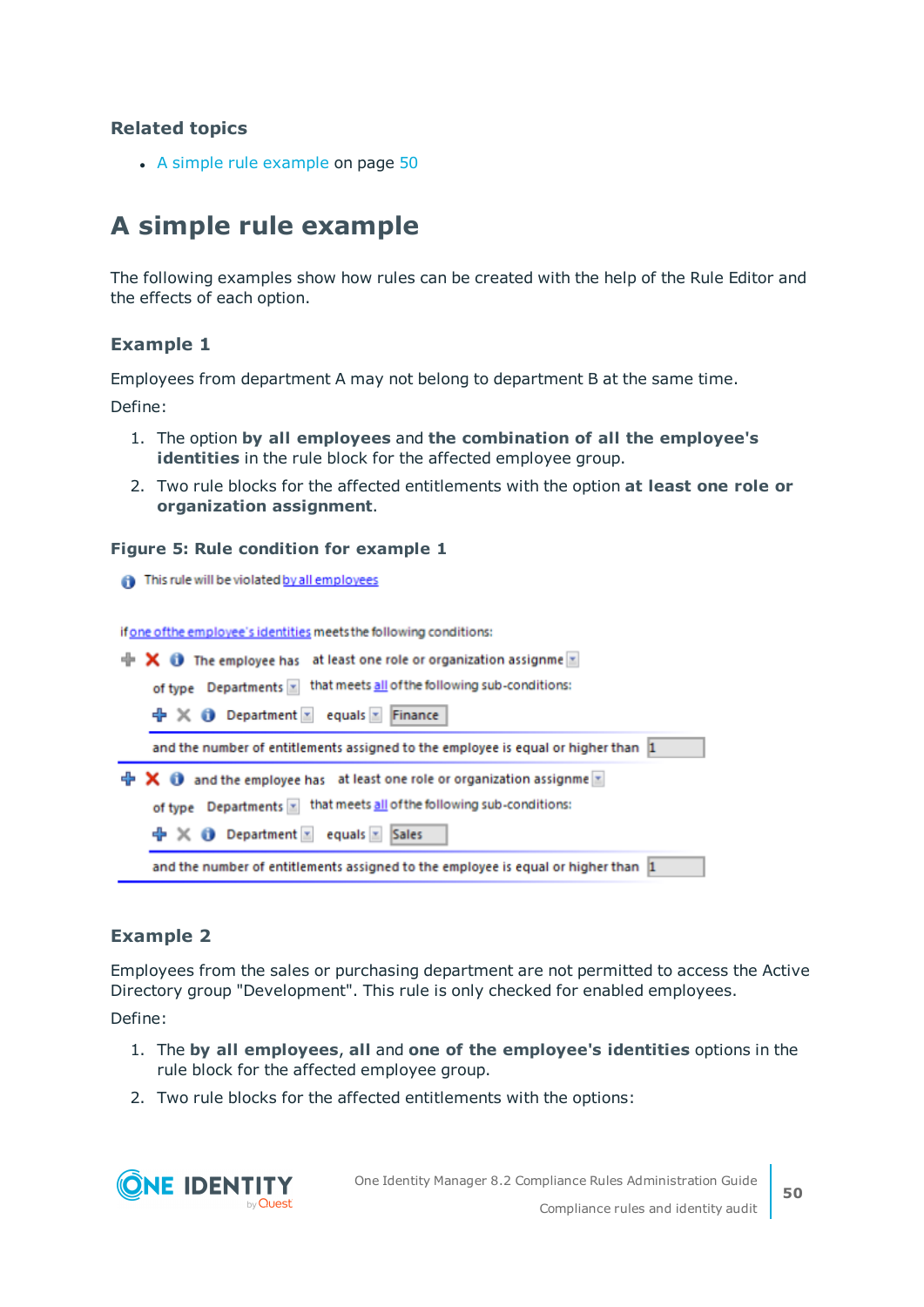### Related topics

- A simple rule example on page 50

# A simple rule example

The following examples show how rules can be created with the help of the Rule Editor and the effects of each option.

### Example 1

Employees from department A may not belong to department B at the same time.

Define:

1. The option **by all employees** and **the combination of all the employee's identities** in the rule block for the affected employee group.
2. Two rule blocks for the affected entitlements with the option **at least one role or organization assignment**.

**Figure 5: Rule condition for example 1**

This rule will be violated by all employees

if one of the employee's identities meets the following conditions:

The employee has at least one role or organization assignme

of type Departments that meets all of the following sub-conditions:

Department equals Finance

and the number of entitlements assigned to the employee is equal or higher than 1

and the employee has at least one role or organization assignme

of type Departments that meets all of the following sub-conditions:

Department equals Sales

and the number of entitlements assigned to the employee is equal or higher than 1

### Example 2

Employees from the sales or purchasing department are not permitted to access the Active Directory group "Development". This rule is only checked for enabled employees.

Define:

1. The **by all employees**, **all** and **one of the employee's identities** options in the rule block for the affected employee group.
2. Two rule blocks for the affected entitlements with the options: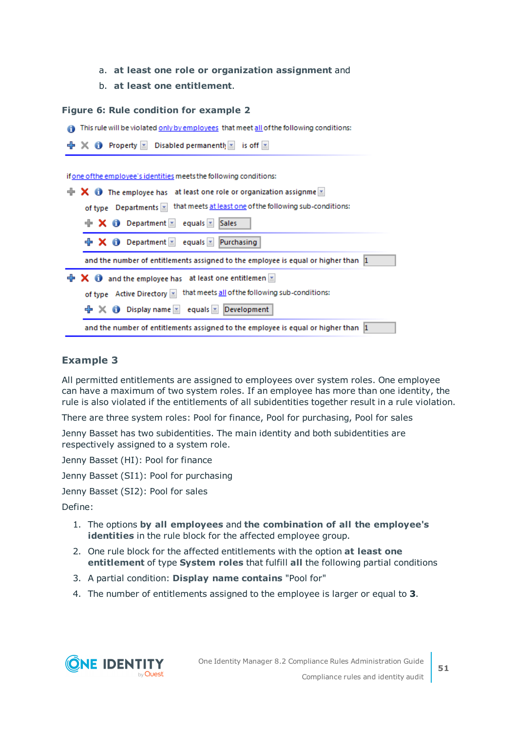a. **at least one role or organization assignment** and
   b. **at least one entitlement**.

**Figure 6: Rule condition for example 2**

This rule will be violated only by employees that meet all of the following conditions:

Property | Disabled permanently | is off

if one of the employee's identities meets the following conditions:

The employee has | at least one role or organization assignment
of type | Departments | that meets at least one of the following sub-conditions:
Department | equals | Sales
Department | equals | Purchasing
and the number of entitlements assigned to the employee is equal or higher than 1

and the employee has | at least one entitlement
of type | Active Directory | that meets all of the following sub-conditions:
Display name | equals | Development
and the number of entitlements assigned to the employee is equal or higher than 1

## Example 3

All permitted entitlements are assigned to employees over system roles. One employee can have a maximum of two system roles. If an employee has more than one identity, the rule is also violated if the entitlements of all subidentities together result in a rule violation.

There are three system roles: Pool for finance, Pool for purchasing, Pool for sales

Jenny Basset has two subidentities. The main identity and both subidentities are respectively assigned to a system role.

Jenny Basset (HI): Pool for finance

Jenny Basset (SI1): Pool for purchasing

Jenny Basset (SI2): Pool for sales

Define:

1. The options **by all employees** and **the combination of all the employee's identities** in the rule block for the affected employee group.
2. One rule block for the affected entitlements with the option **at least one entitlement** of type **System roles** that fulfill **all** the following partial conditions
3. A partial condition: **Display name contains** "Pool for"
4. The number of entitlements assigned to the employee is larger or equal to **3**.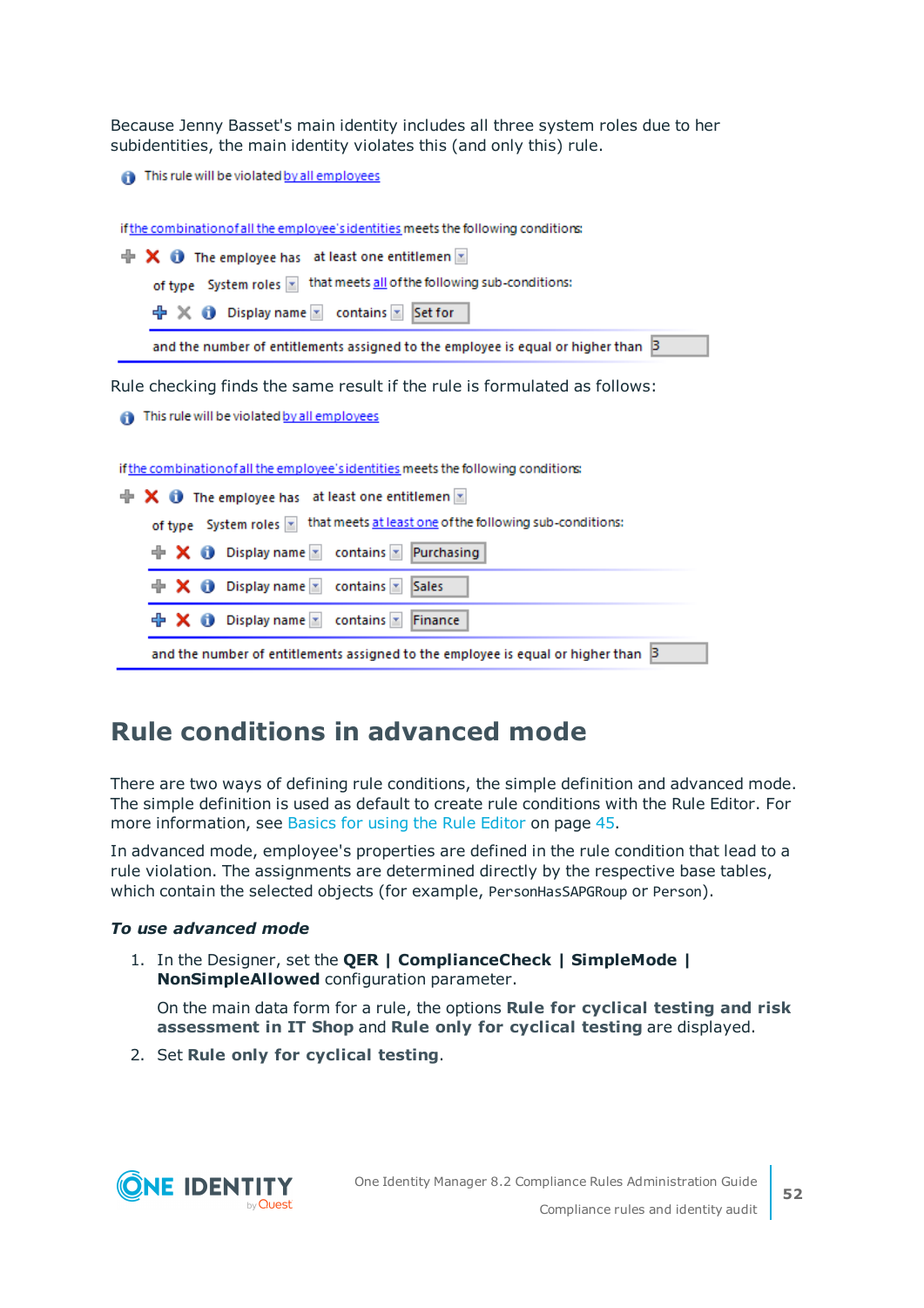Because Jenny Basset's main identity includes all three system roles due to her subidentities, the main identity violates this (and only this) rule.

This rule will be violated by all employees

if the combination of all the employee's identities meets the following conditions:

The employee has at least one entitlemen

of type System roles that meets all of the following sub-conditions:

Display name contains Set for

and the number of entitlements assigned to the employee is equal or higher than 3

Rule checking finds the same result if the rule is formulated as follows:

This rule will be violated by all employees

if the combination of all the employee's identities meets the following conditions:

The employee has at least one entitlemen

of type System roles that meets at least one of the following sub-conditions:

Display name contains Purchasing

Display name contains Sales

Display name contains Finance

and the number of entitlements assigned to the employee is equal or higher than 3

# Rule conditions in advanced mode

There are two ways of defining rule conditions, the simple definition and advanced mode. The simple definition is used as default to create rule conditions with the Rule Editor. For more information, see Basics for using the Rule Editor on page 45.

In advanced mode, employee's properties are defined in the rule condition that lead to a rule violation. The assignments are determined directly by the respective base tables, which contain the selected objects (for example, PersonHasSAPGRoup or Person).

***To use advanced mode***

1. In the Designer, set the **QER | ComplianceCheck | SimpleMode | NonSimpleAllowed** configuration parameter.

   On the main data form for a rule, the options **Rule for cyclical testing and risk assessment in IT Shop** and **Rule only for cyclical testing** are displayed.

2. Set **Rule only for cyclical testing**.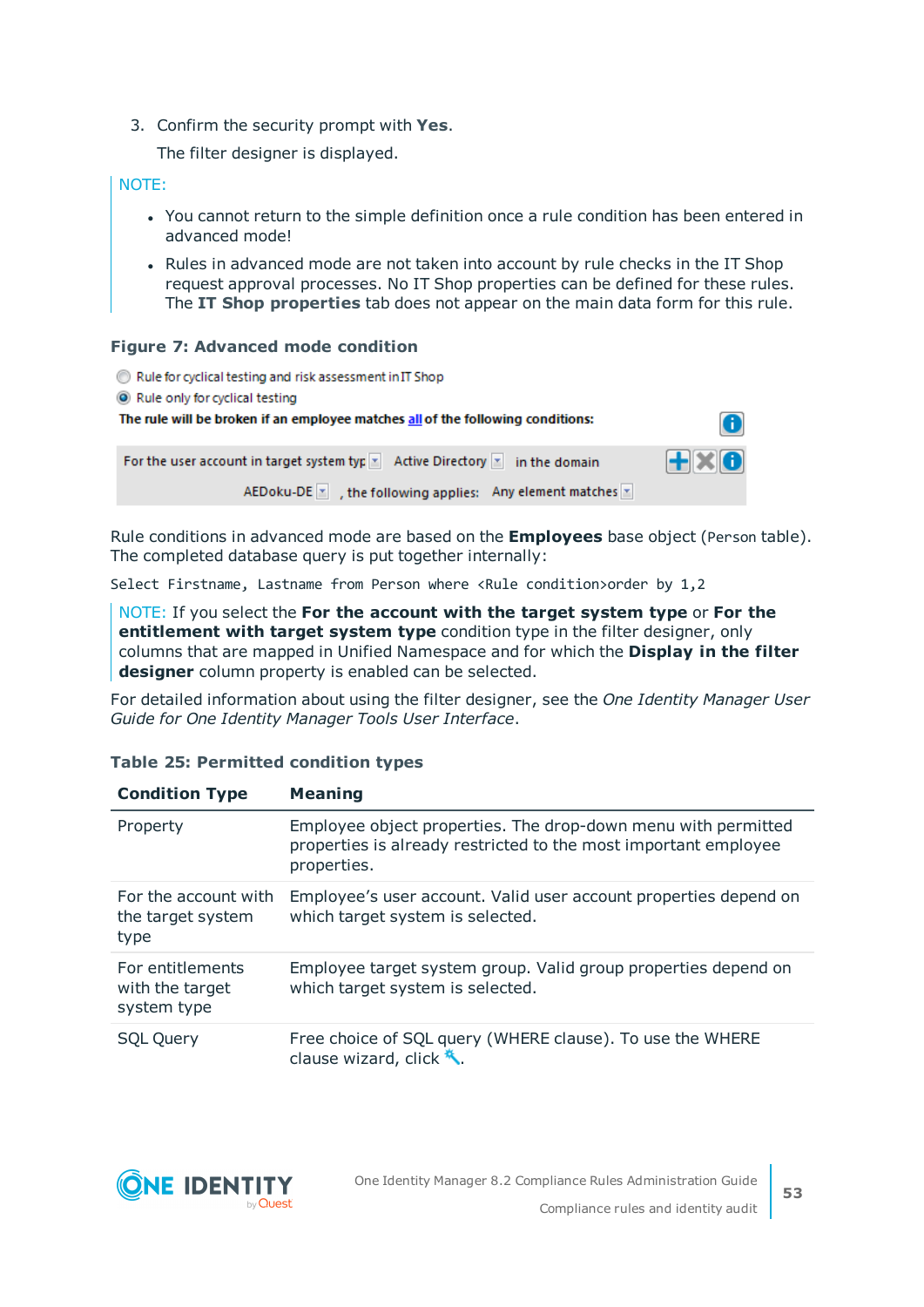3. Confirm the security prompt with **Yes**.

   The filter designer is displayed.

> NOTE:
>
> - You cannot return to the simple definition once a rule condition has been entered in advanced mode!
> - Rules in advanced mode are not taken into account by rule checks in the IT Shop request approval processes. No IT Shop properties can be defined for these rules. The **IT Shop properties** tab does not appear on the main data form for this rule.

**Figure 7: Advanced mode condition**

Rule for cyclical testing and risk assessment in IT Shop

Rule only for cyclical testing

**The rule will be broken if an employee matches all of the following conditions:**

For the user account in target system typ Active Directory in the domain AEDoku-DE , the following applies: Any element matches

Rule conditions in advanced mode are based on the **Employees** base object (`Person` table). The completed database query is put together internally:

```
Select Firstname, Lastname from Person where <Rule condition>order by 1,2
```

> NOTE: If you select the **For the account with the target system type** or **For the entitlement with target system type** condition type in the filter designer, only columns that are mapped in Unified Namespace and for which the **Display in the filter designer** column property is enabled can be selected.

For detailed information about using the filter designer, see the *One Identity Manager User Guide for One Identity Manager Tools User Interface*.

**Table 25: Permitted condition types**

| Condition Type | Meaning |
|---|---|
| Property | Employee object properties. The drop-down menu with permitted properties is already restricted to the most important employee properties. |
| For the account with the target system type | Employee's user account. Valid user account properties depend on which target system is selected. |
| For entitlements with the target system type | Employee target system group. Valid group properties depend on which target system is selected. |
| SQL Query | Free choice of SQL query (WHERE clause). To use the WHERE clause wizard, click . |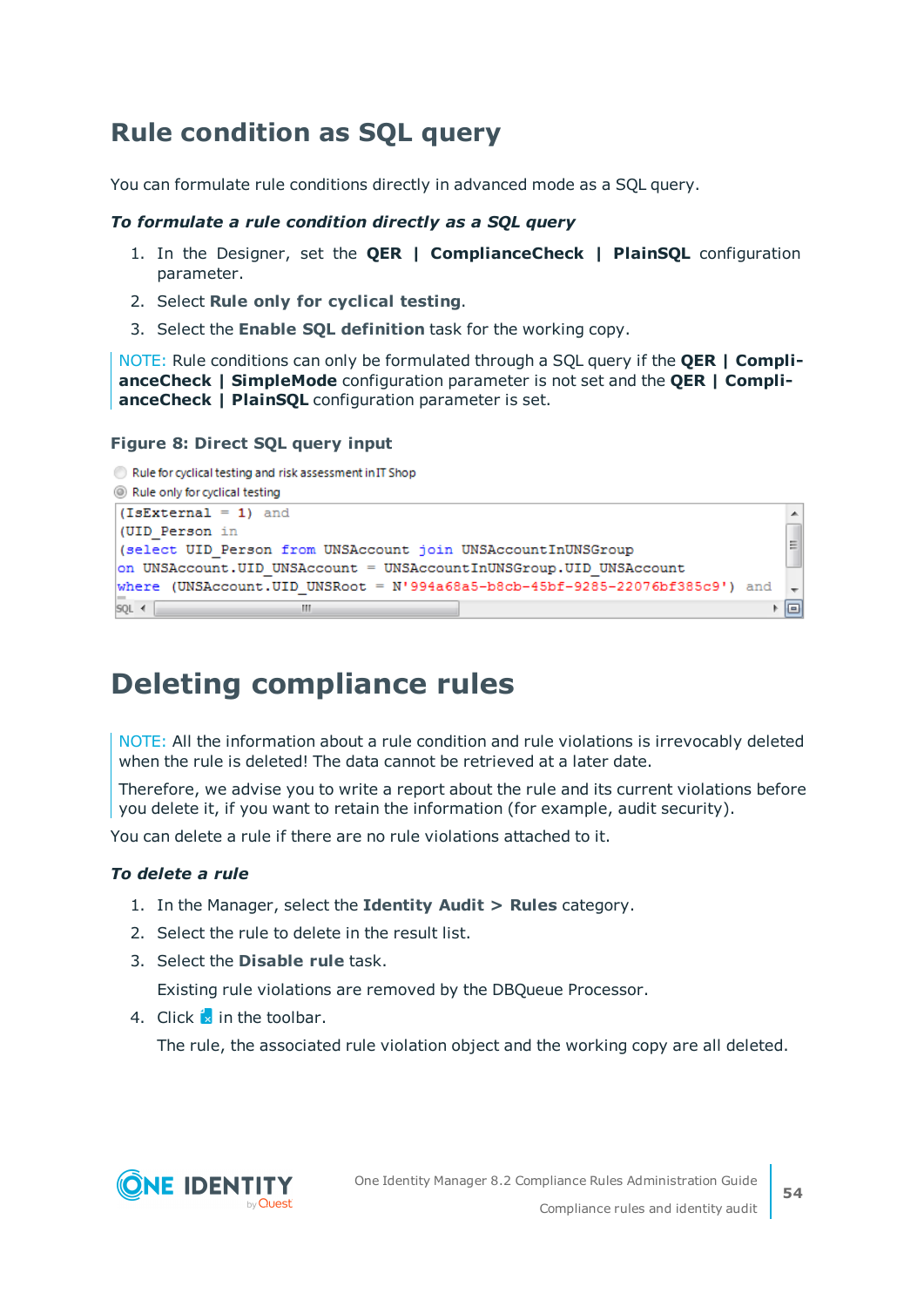# Rule condition as SQL query

You can formulate rule conditions directly in advanced mode as a SQL query.

***To formulate a rule condition directly as a SQL query***

1. In the Designer, set the **QER | ComplianceCheck | PlainSQL** configuration parameter.
2. Select **Rule only for cyclical testing**.
3. Select the **Enable SQL definition** task for the working copy.

NOTE: Rule conditions can only be formulated through a SQL query if the **QER | ComplianceCheck | SimpleMode** configuration parameter is not set and the **QER | ComplianceCheck | PlainSQL** configuration parameter is set.

**Figure 8: Direct SQL query input**

Rule for cyclical testing and risk assessment in IT Shop
Rule only for cyclical testing

```
(IsExternal = 1) and
(UID_Person in
(select UID_Person from UNSAccount join UNSAccountInUNSGroup
on UNSAccount.UID_UNSAccount = UNSAccountInUNSGroup.UID_UNSAccount
where (UNSAccount.UID_UNSRoot = N'994a68a5-b8cb-45bf-9285-22076bf385c9') and
```

# Deleting compliance rules

NOTE: All the information about a rule condition and rule violations is irrevocably deleted when the rule is deleted! The data cannot be retrieved at a later date.

Therefore, we advise you to write a report about the rule and its current violations before you delete it, if you want to retain the information (for example, audit security).

You can delete a rule if there are no rule violations attached to it.

***To delete a rule***

1. In the Manager, select the **Identity Audit > Rules** category.
2. Select the rule to delete in the result list.
3. Select the **Disable rule** task.

   Existing rule violations are removed by the DBQueue Processor.
4. Click in the toolbar.

   The rule, the associated rule violation object and the working copy are all deleted.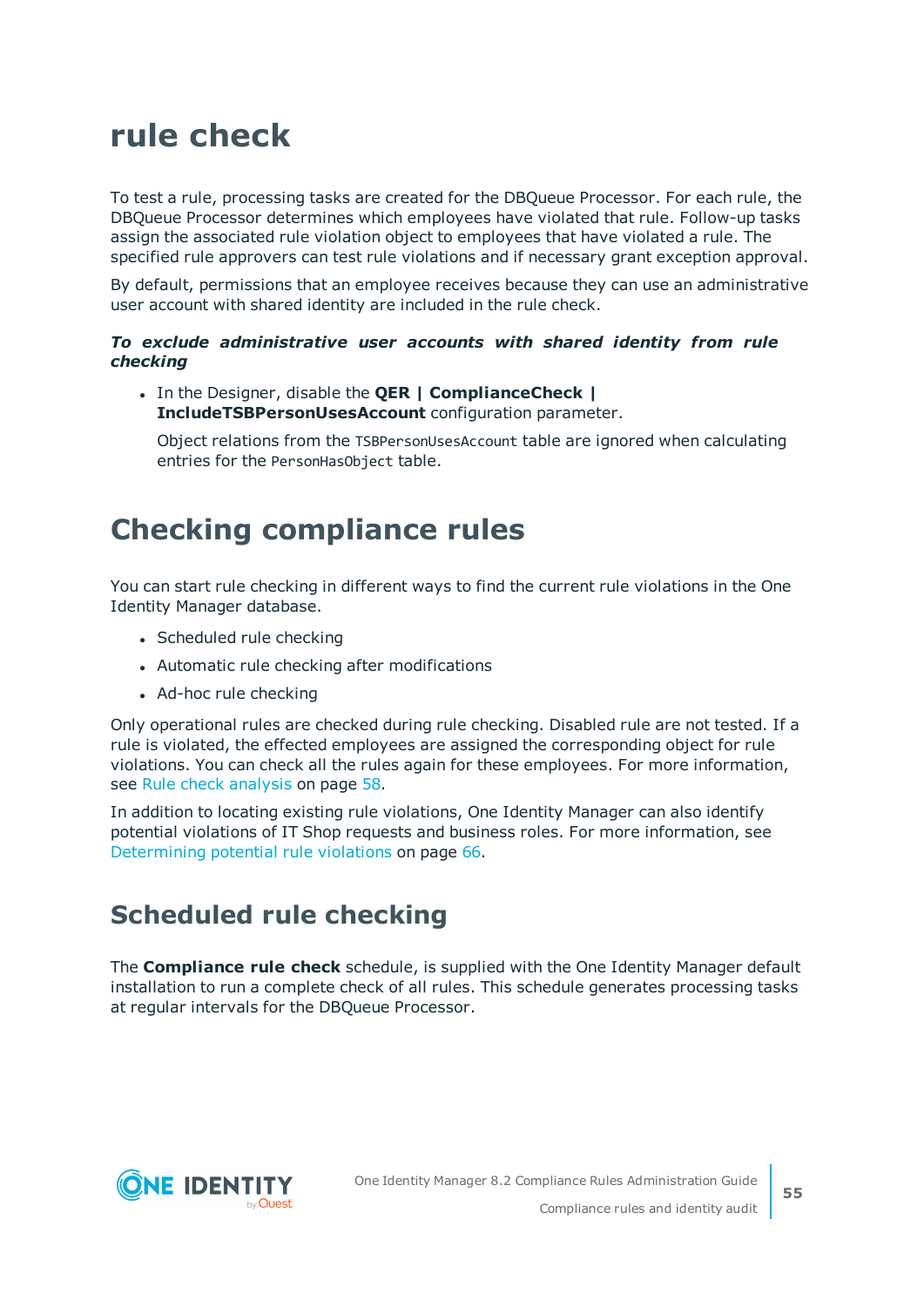# rule check

To test a rule, processing tasks are created for the DBQueue Processor. For each rule, the DBQueue Processor determines which employees have violated that rule. Follow-up tasks assign the associated rule violation object to employees that have violated a rule. The specified rule approvers can test rule violations and if necessary grant exception approval.

By default, permissions that an employee receives because they can use an administrative user account with shared identity are included in the rule check.

***To exclude administrative user accounts with shared identity from rule checking***

- In the Designer, disable the **QER | ComplianceCheck | IncludeTSBPersonUsesAccount** configuration parameter.

  Object relations from the `TSBPersonUsesAccount` table are ignored when calculating entries for the `PersonHasObject` table.

# Checking compliance rules

You can start rule checking in different ways to find the current rule violations in the One Identity Manager database.

- Scheduled rule checking
- Automatic rule checking after modifications
- Ad-hoc rule checking

Only operational rules are checked during rule checking. Disabled rule are not tested. If a rule is violated, the effected employees are assigned the corresponding object for rule violations. You can check all the rules again for these employees. For more information, see Rule check analysis on page 58.

In addition to locating existing rule violations, One Identity Manager can also identify potential violations of IT Shop requests and business roles. For more information, see Determining potential rule violations on page 66.

## Scheduled rule checking

The **Compliance rule check** schedule, is supplied with the One Identity Manager default installation to run a complete check of all rules. This schedule generates processing tasks at regular intervals for the DBQueue Processor.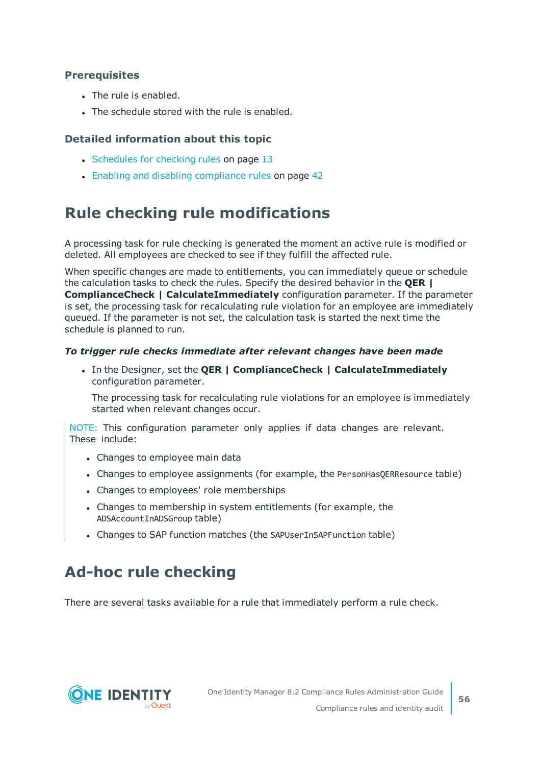### Prerequisites

- The rule is enabled.
- The schedule stored with the rule is enabled.

### Detailed information about this topic

- Schedules for checking rules on page 13
- Enabling and disabling compliance rules on page 42

## Rule checking rule modifications

A processing task for rule checking is generated the moment an active rule is modified or deleted. All employees are checked to see if they fulfill the affected rule.

When specific changes are made to entitlements, you can immediately queue or schedule the calculation tasks to check the rules. Specify the desired behavior in the **QER | ComplianceCheck | CalculateImmediately** configuration parameter. If the parameter is set, the processing task for recalculating rule violation for an employee are immediately queued. If the parameter is not set, the calculation task is started the next time the schedule is planned to run.

***To trigger rule checks immediate after relevant changes have been made***

- In the Designer, set the **QER | ComplianceCheck | CalculateImmediately** configuration parameter.

  The processing task for recalculating rule violations for an employee is immediately started when relevant changes occur.

> NOTE: This configuration parameter only applies if data changes are relevant. These include:
>
> - Changes to employee main data
> - Changes to employee assignments (for example, the `PersonHasQERResource` table)
> - Changes to employees' role memberships
> - Changes to membership in system entitlements (for example, the `ADSAccountInADSGroup` table)
> - Changes to SAP function matches (the `SAPUserInSAPFunction` table)

## Ad-hoc rule checking

There are several tasks available for a rule that immediately perform a rule check.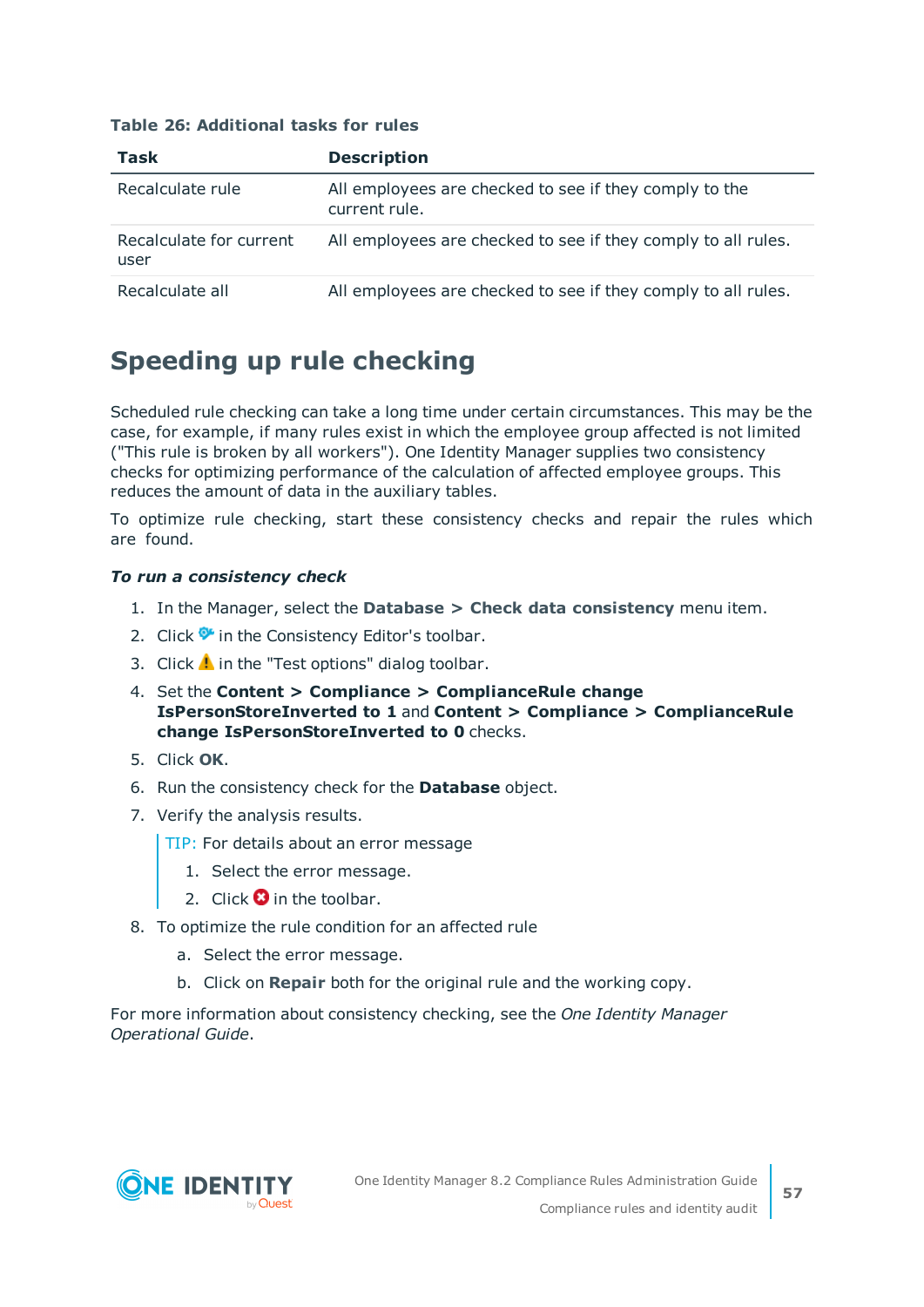**Table 26: Additional tasks for rules**

| Task | Description |
|---|---|
| Recalculate rule | All employees are checked to see if they comply to the current rule. |
| Recalculate for current user | All employees are checked to see if they comply to all rules. |
| Recalculate all | All employees are checked to see if they comply to all rules. |

## Speeding up rule checking

Scheduled rule checking can take a long time under certain circumstances. This may be the case, for example, if many rules exist in which the employee group affected is not limited ("This rule is broken by all workers"). One Identity Manager supplies two consistency checks for optimizing performance of the calculation of affected employee groups. This reduces the amount of data in the auxiliary tables.

To optimize rule checking, start these consistency checks and repair the rules which are found.

***To run a consistency check***

1. In the Manager, select the **Database > Check data consistency** menu item.
2. Click  in the Consistency Editor's toolbar.
3. Click  in the "Test options" dialog toolbar.
4. Set the **Content > Compliance > ComplianceRule change IsPersonStoreInverted to 1** and **Content > Compliance > ComplianceRule change IsPersonStoreInverted to 0** checks.
5. Click **OK**.
6. Run the consistency check for the **Database** object.
7. Verify the analysis results.

   > TIP: For details about an error message
   >
   > 1. Select the error message.
   > 2. Click  in the toolbar.

8. To optimize the rule condition for an affected rule
   a. Select the error message.
   b. Click on **Repair** both for the original rule and the working copy.

For more information about consistency checking, see the *One Identity Manager Operational Guide*.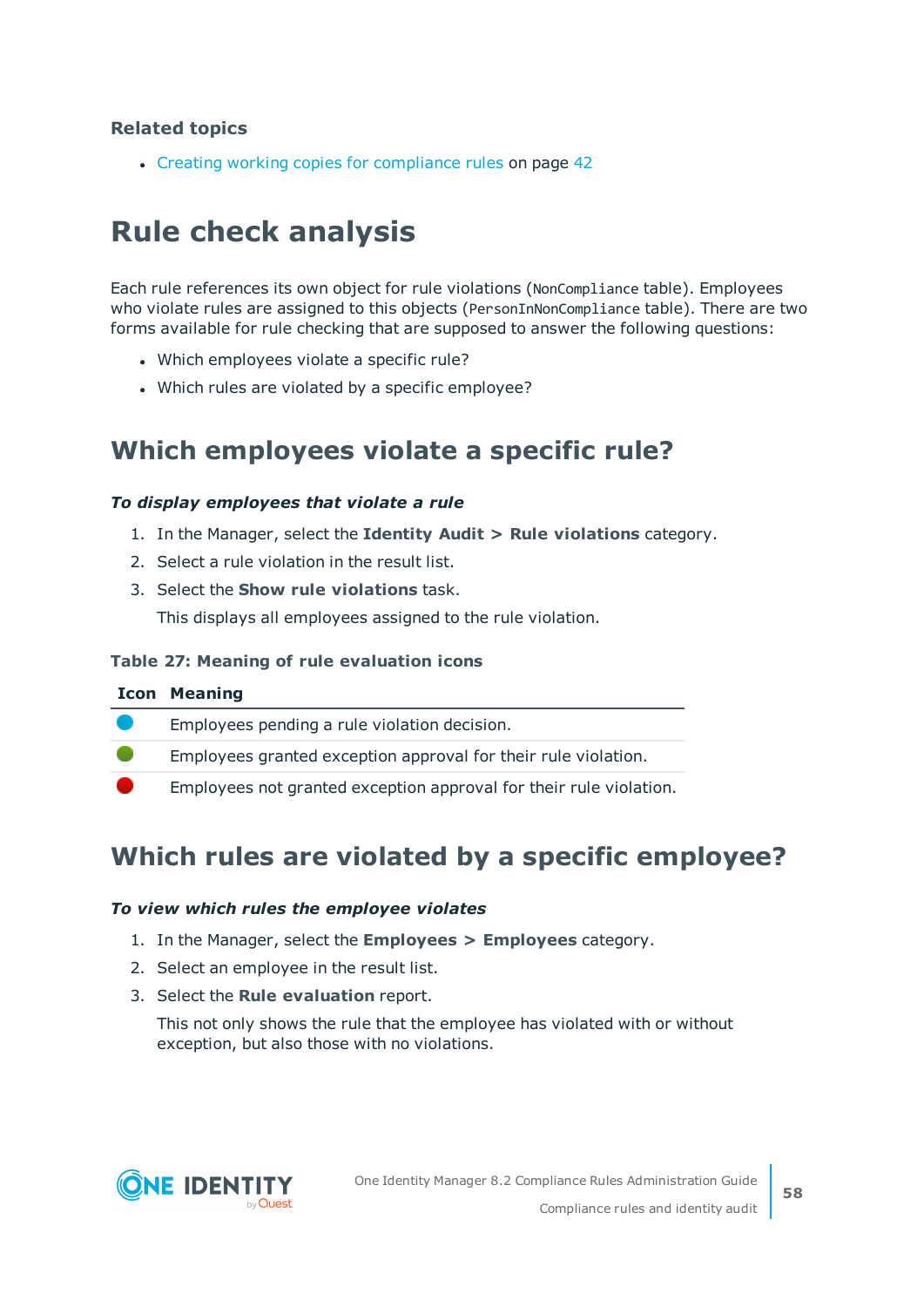### Related topics

- Creating working copies for compliance rules on page 42

# Rule check analysis

Each rule references its own object for rule violations (`NonCompliance` table). Employees who violate rules are assigned to this objects (`PersonInNonCompliance` table). There are two forms available for rule checking that are supposed to answer the following questions:

- Which employees violate a specific rule?
- Which rules are violated by a specific employee?

## Which employees violate a specific rule?

***To display employees that violate a rule***

1. In the Manager, select the **Identity Audit > Rule violations** category.
2. Select a rule violation in the result list.
3. Select the **Show rule violations** task.

   This displays all employees assigned to the rule violation.

**Table 27: Meaning of rule evaluation icons**

| Icon | Meaning |
|---|---|
| (blue) | Employees pending a rule violation decision. |
| (green) | Employees granted exception approval for their rule violation. |
| (red) | Employees not granted exception approval for their rule violation. |

## Which rules are violated by a specific employee?

***To view which rules the employee violates***

1. In the Manager, select the **Employees > Employees** category.
2. Select an employee in the result list.
3. Select the **Rule evaluation** report.

   This not only shows the rule that the employee has violated with or without exception, but also those with no violations.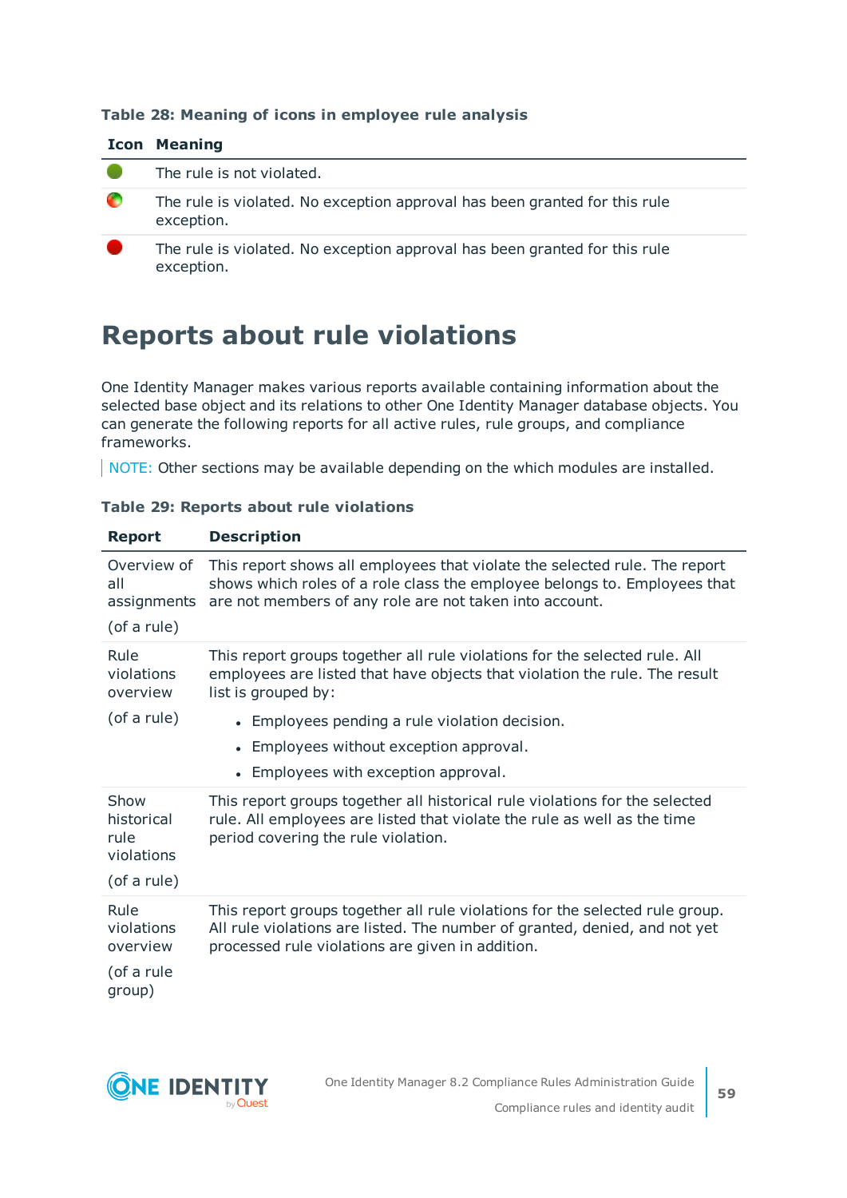**Table 28: Meaning of icons in employee rule analysis**

| Icon | Meaning |
|---|---|
| 🟢 | The rule is not violated. |
| | The rule is violated. No exception approval has been granted for this rule exception. |
| 🔴 | The rule is violated. No exception approval has been granted for this rule exception. |

# Reports about rule violations

One Identity Manager makes various reports available containing information about the selected base object and its relations to other One Identity Manager database objects. You can generate the following reports for all active rules, rule groups, and compliance frameworks.

NOTE: Other sections may be available depending on the which modules are installed.

**Table 29: Reports about rule violations**

| Report | Description |
|---|---|
| Overview of all assignments (of a rule) | This report shows all employees that violate the selected rule. The report shows which roles of a role class the employee belongs to. Employees that are not members of any role are not taken into account. |
| Rule violations overview (of a rule) | This report groups together all rule violations for the selected rule. All employees are listed that have objects that violation the rule. The result list is grouped by:<br>• Employees pending a rule violation decision.<br>• Employees without exception approval.<br>• Employees with exception approval. |
| Show historical rule violations (of a rule) | This report groups together all historical rule violations for the selected rule. All employees are listed that violate the rule as well as the time period covering the rule violation. |
| Rule violations overview (of a rule group) | This report groups together all rule violations for the selected rule group. All rule violations are listed. The number of granted, denied, and not yet processed rule violations are given in addition. |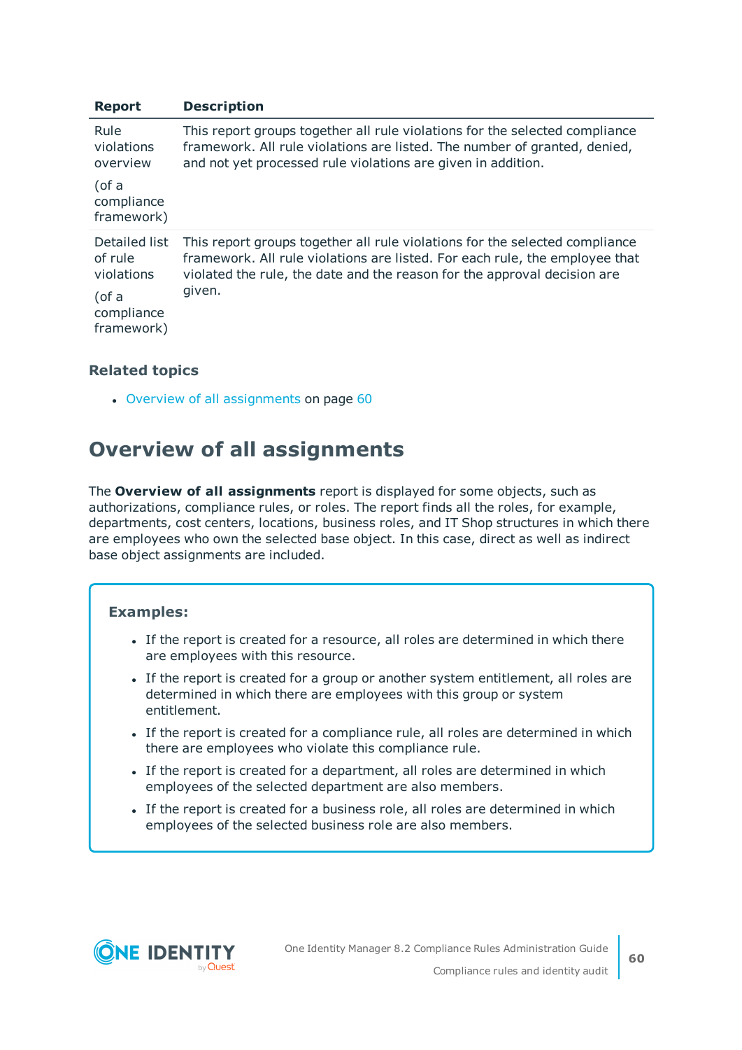| Report | Description |
|---|---|
| Rule violations overview (of a compliance framework) | This report groups together all rule violations for the selected compliance framework. All rule violations are listed. The number of granted, denied, and not yet processed rule violations are given in addition. |
| Detailed list of rule violations (of a compliance framework) | This report groups together all rule violations for the selected compliance framework. All rule violations are listed. For each rule, the employee that violated the rule, the date and the reason for the approval decision are given. |

### Related topics

- Overview of all assignments on page 60

## Overview of all assignments

The **Overview of all assignments** report is displayed for some objects, such as authorizations, compliance rules, or roles. The report finds all the roles, for example, departments, cost centers, locations, business roles, and IT Shop structures in which there are employees who own the selected base object. In this case, direct as well as indirect base object assignments are included.

**Examples:**

- If the report is created for a resource, all roles are determined in which there are employees with this resource.
- If the report is created for a group or another system entitlement, all roles are determined in which there are employees with this group or system entitlement.
- If the report is created for a compliance rule, all roles are determined in which there are employees who violate this compliance rule.
- If the report is created for a department, all roles are determined in which employees of the selected department are also members.
- If the report is created for a business role, all roles are determined in which employees of the selected business role are also members.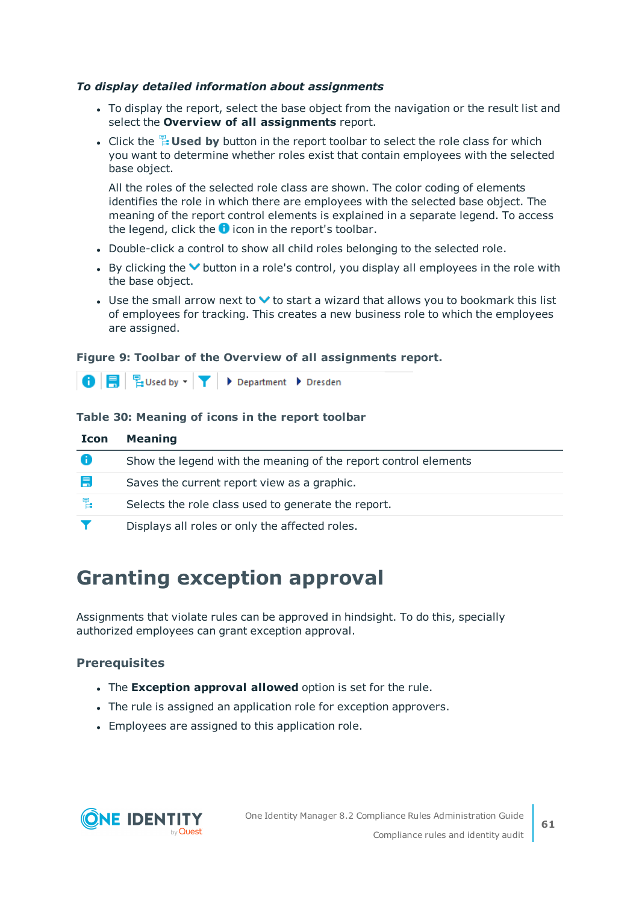*To display detailed information about assignments*

- To display the report, select the base object from the navigation or the result list and select the **Overview of all assignments** report.
- Click the **Used by** button in the report toolbar to select the role class for which you want to determine whether roles exist that contain employees with the selected base object.

  All the roles of the selected role class are shown. The color coding of elements identifies the role in which there are employees with the selected base object. The meaning of the report control elements is explained in a separate legend. To access the legend, click the icon in the report's toolbar.
- Double-click a control to show all child roles belonging to the selected role.
- By clicking the button in a role's control, you display all employees in the role with the base object.
- Use the small arrow next to to start a wizard that allows you to bookmark this list of employees for tracking. This creates a new business role to which the employees are assigned.

**Figure 9: Toolbar of the Overview of all assignments report.**

Used by ▾ | ▸ Department ▸ Dresden

**Table 30: Meaning of icons in the report toolbar**

| Icon | Meaning |
|---|---|
| | Show the legend with the meaning of the report control elements |
| | Saves the current report view as a graphic. |
| | Selects the role class used to generate the report. |
| | Displays all roles or only the affected roles. |

# Granting exception approval

Assignments that violate rules can be approved in hindsight. To do this, specially authorized employees can grant exception approval.

### Prerequisites

- The **Exception approval allowed** option is set for the rule.
- The rule is assigned an application role for exception approvers.
- Employees are assigned to this application role.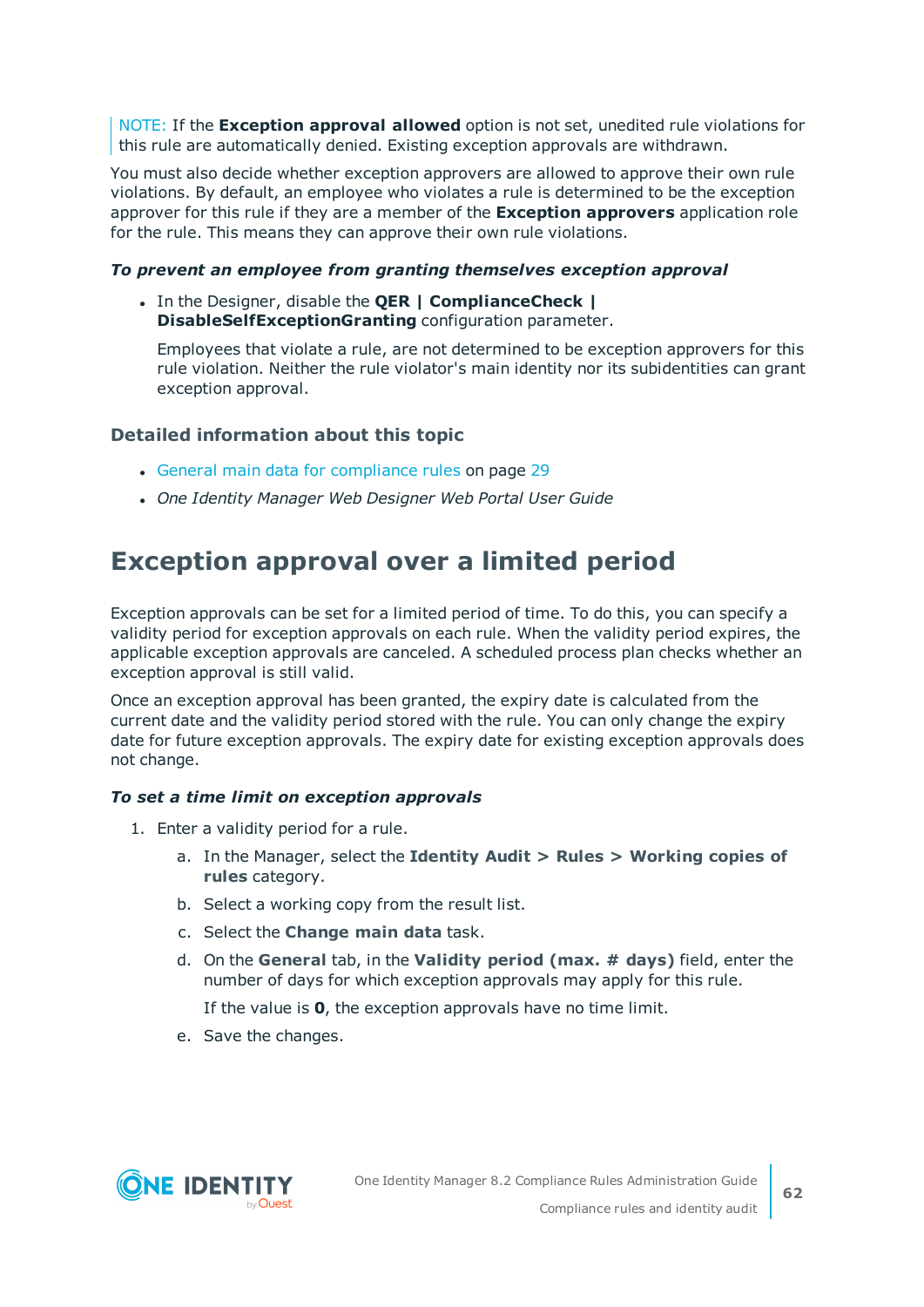NOTE: If the **Exception approval allowed** option is not set, unedited rule violations for this rule are automatically denied. Existing exception approvals are withdrawn.

You must also decide whether exception approvers are allowed to approve their own rule violations. By default, an employee who violates a rule is determined to be the exception approver for this rule if they are a member of the **Exception approvers** application role for the rule. This means they can approve their own rule violations.

***To prevent an employee from granting themselves exception approval***

- In the Designer, disable the **QER | ComplianceCheck | DisableSelfExceptionGranting** configuration parameter.

  Employees that violate a rule, are not determined to be exception approvers for this rule violation. Neither the rule violator's main identity nor its subidentities can grant exception approval.

### Detailed information about this topic

- General main data for compliance rules on page 29
- *One Identity Manager Web Designer Web Portal User Guide*

## Exception approval over a limited period

Exception approvals can be set for a limited period of time. To do this, you can specify a validity period for exception approvals on each rule. When the validity period expires, the applicable exception approvals are canceled. A scheduled process plan checks whether an exception approval is still valid.

Once an exception approval has been granted, the expiry date is calculated from the current date and the validity period stored with the rule. You can only change the expiry date for future exception approvals. The expiry date for existing exception approvals does not change.

***To set a time limit on exception approvals***

1. Enter a validity period for a rule.
   a. In the Manager, select the **Identity Audit > Rules > Working copies of rules** category.
   b. Select a working copy from the result list.
   c. Select the **Change main data** task.
   d. On the **General** tab, in the **Validity period (max. # days)** field, enter the number of days for which exception approvals may apply for this rule.

      If the value is **0**, the exception approvals have no time limit.
   e. Save the changes.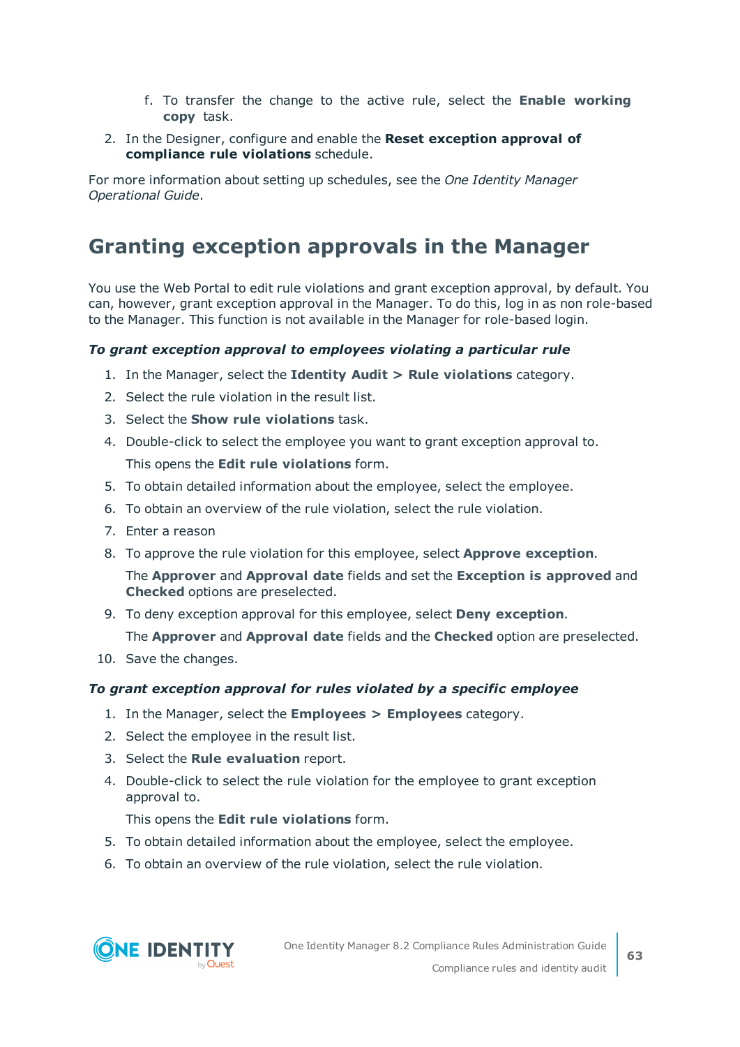f. To transfer the change to the active rule, select the **Enable working copy** task.

2. In the Designer, configure and enable the **Reset exception approval of compliance rule violations** schedule.

For more information about setting up schedules, see the *One Identity Manager Operational Guide*.

## Granting exception approvals in the Manager

You use the Web Portal to edit rule violations and grant exception approval, by default. You can, however, grant exception approval in the Manager. To do this, log in as non role-based to the Manager. This function is not available in the Manager for role-based login.

***To grant exception approval to employees violating a particular rule***

1. In the Manager, select the **Identity Audit > Rule violations** category.
2. Select the rule violation in the result list.
3. Select the **Show rule violations** task.
4. Double-click to select the employee you want to grant exception approval to.

   This opens the **Edit rule violations** form.
5. To obtain detailed information about the employee, select the employee.
6. To obtain an overview of the rule violation, select the rule violation.
7. Enter a reason
8. To approve the rule violation for this employee, select **Approve exception**.

   The **Approver** and **Approval date** fields and set the **Exception is approved** and **Checked** options are preselected.
9. To deny exception approval for this employee, select **Deny exception**.

   The **Approver** and **Approval date** fields and the **Checked** option are preselected.
10. Save the changes.

***To grant exception approval for rules violated by a specific employee***

1. In the Manager, select the **Employees > Employees** category.
2. Select the employee in the result list.
3. Select the **Rule evaluation** report.
4. Double-click to select the rule violation for the employee to grant exception approval to.

   This opens the **Edit rule violations** form.
5. To obtain detailed information about the employee, select the employee.
6. To obtain an overview of the rule violation, select the rule violation.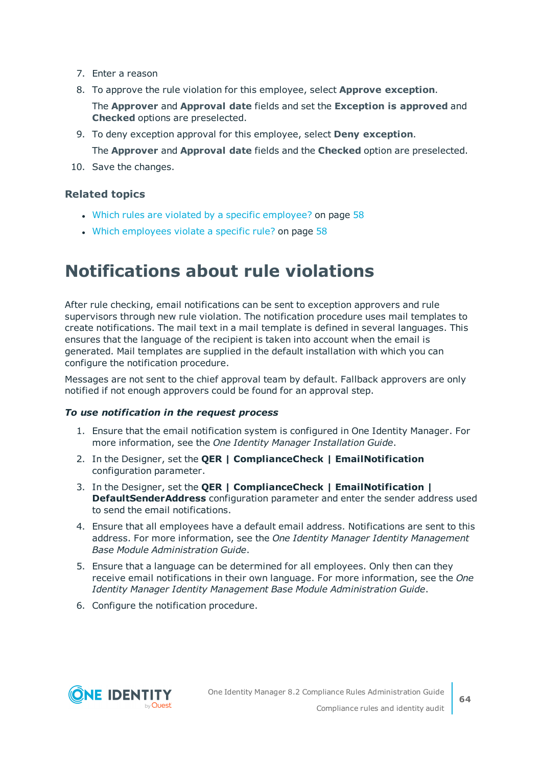7. Enter a reason
8. To approve the rule violation for this employee, select **Approve exception**.

   The **Approver** and **Approval date** fields and set the **Exception is approved** and **Checked** options are preselected.
9. To deny exception approval for this employee, select **Deny exception**.

   The **Approver** and **Approval date** fields and the **Checked** option are preselected.
10. Save the changes.

### Related topics

- Which rules are violated by a specific employee? on page 58
- Which employees violate a specific rule? on page 58

# Notifications about rule violations

After rule checking, email notifications can be sent to exception approvers and rule supervisors through new rule violation. The notification procedure uses mail templates to create notifications. The mail text in a mail template is defined in several languages. This ensures that the language of the recipient is taken into account when the email is generated. Mail templates are supplied in the default installation with which you can configure the notification procedure.

Messages are not sent to the chief approval team by default. Fallback approvers are only notified if not enough approvers could be found for an approval step.

***To use notification in the request process***

1. Ensure that the email notification system is configured in One Identity Manager. For more information, see the *One Identity Manager Installation Guide*.
2. In the Designer, set the **QER | ComplianceCheck | EmailNotification** configuration parameter.
3. In the Designer, set the **QER | ComplianceCheck | EmailNotification | DefaultSenderAddress** configuration parameter and enter the sender address used to send the email notifications.
4. Ensure that all employees have a default email address. Notifications are sent to this address. For more information, see the *One Identity Manager Identity Management Base Module Administration Guide*.
5. Ensure that a language can be determined for all employees. Only then can they receive email notifications in their own language. For more information, see the *One Identity Manager Identity Management Base Module Administration Guide*.
6. Configure the notification procedure.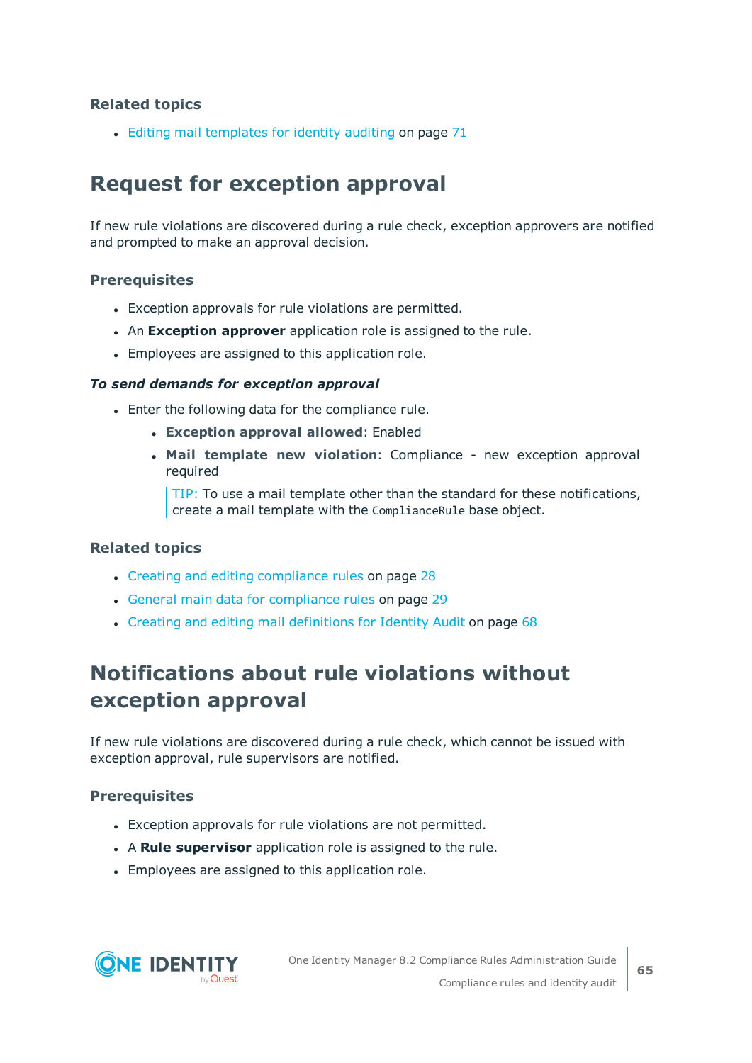### Related topics

- Editing mail templates for identity auditing on page 71

## Request for exception approval

If new rule violations are discovered during a rule check, exception approvers are notified and prompted to make an approval decision.

### Prerequisites

- Exception approvals for rule violations are permitted.
- An **Exception approver** application role is assigned to the rule.
- Employees are assigned to this application role.

***To send demands for exception approval***

- Enter the following data for the compliance rule.
  - **Exception approval allowed**: Enabled
  - **Mail template new violation**: Compliance - new exception approval required

    TIP: To use a mail template other than the standard for these notifications, create a mail template with the `ComplianceRule` base object.

### Related topics

- Creating and editing compliance rules on page 28
- General main data for compliance rules on page 29
- Creating and editing mail definitions for Identity Audit on page 68

## Notifications about rule violations without exception approval

If new rule violations are discovered during a rule check, which cannot be issued with exception approval, rule supervisors are notified.

### Prerequisites

- Exception approvals for rule violations are not permitted.
- A **Rule supervisor** application role is assigned to the rule.
- Employees are assigned to this application role.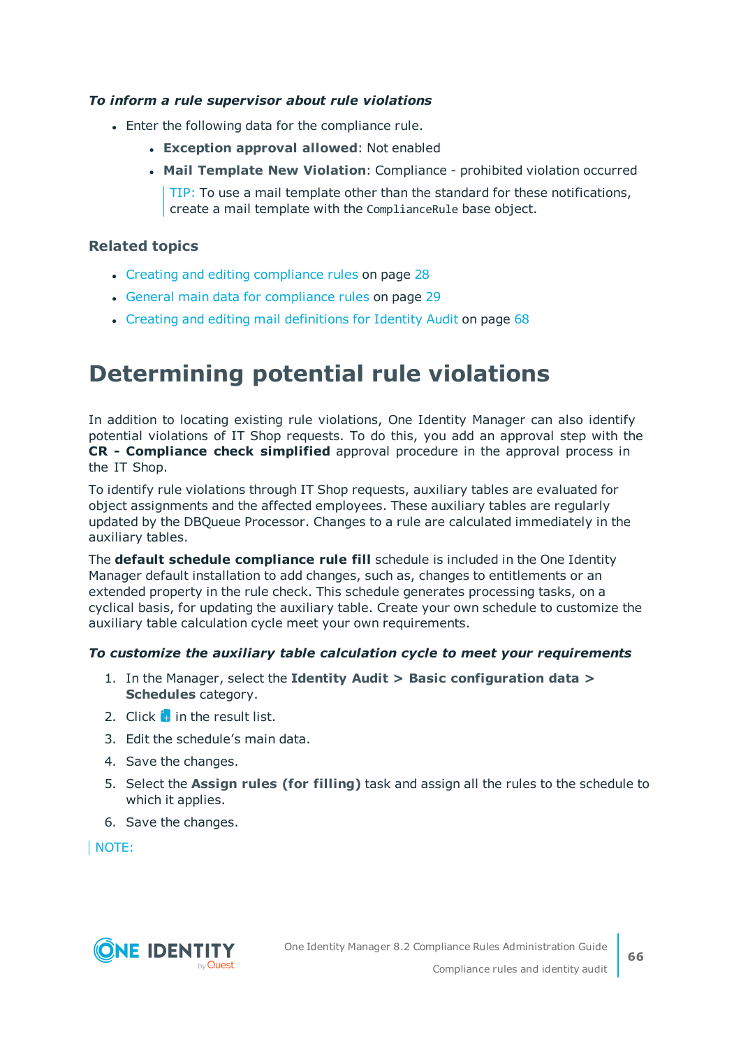***To inform a rule supervisor about rule violations***

- Enter the following data for the compliance rule.
  - **Exception approval allowed**: Not enabled
  - **Mail Template New Violation**: Compliance - prohibited violation occurred

    TIP: To use a mail template other than the standard for these notifications, create a mail template with the `ComplianceRule` base object.

### Related topics

- Creating and editing compliance rules on page 28
- General main data for compliance rules on page 29
- Creating and editing mail definitions for Identity Audit on page 68

# Determining potential rule violations

In addition to locating existing rule violations, One Identity Manager can also identify potential violations of IT Shop requests. To do this, you add an approval step with the **CR - Compliance check simplified** approval procedure in the approval process in the IT Shop.

To identify rule violations through IT Shop requests, auxiliary tables are evaluated for object assignments and the affected employees. These auxiliary tables are regularly updated by the DBQueue Processor. Changes to a rule are calculated immediately in the auxiliary tables.

The **default schedule compliance rule fill** schedule is included in the One Identity Manager default installation to add changes, such as, changes to entitlements or an extended property in the rule check. This schedule generates processing tasks, on a cyclical basis, for updating the auxiliary table. Create your own schedule to customize the auxiliary table calculation cycle meet your own requirements.

***To customize the auxiliary table calculation cycle to meet your requirements***

1. In the Manager, select the **Identity Audit > Basic configuration data > Schedules** category.
2. Click in the result list.
3. Edit the schedule's main data.
4. Save the changes.
5. Select the **Assign rules (for filling)** task and assign all the rules to the schedule to which it applies.
6. Save the changes.

NOTE: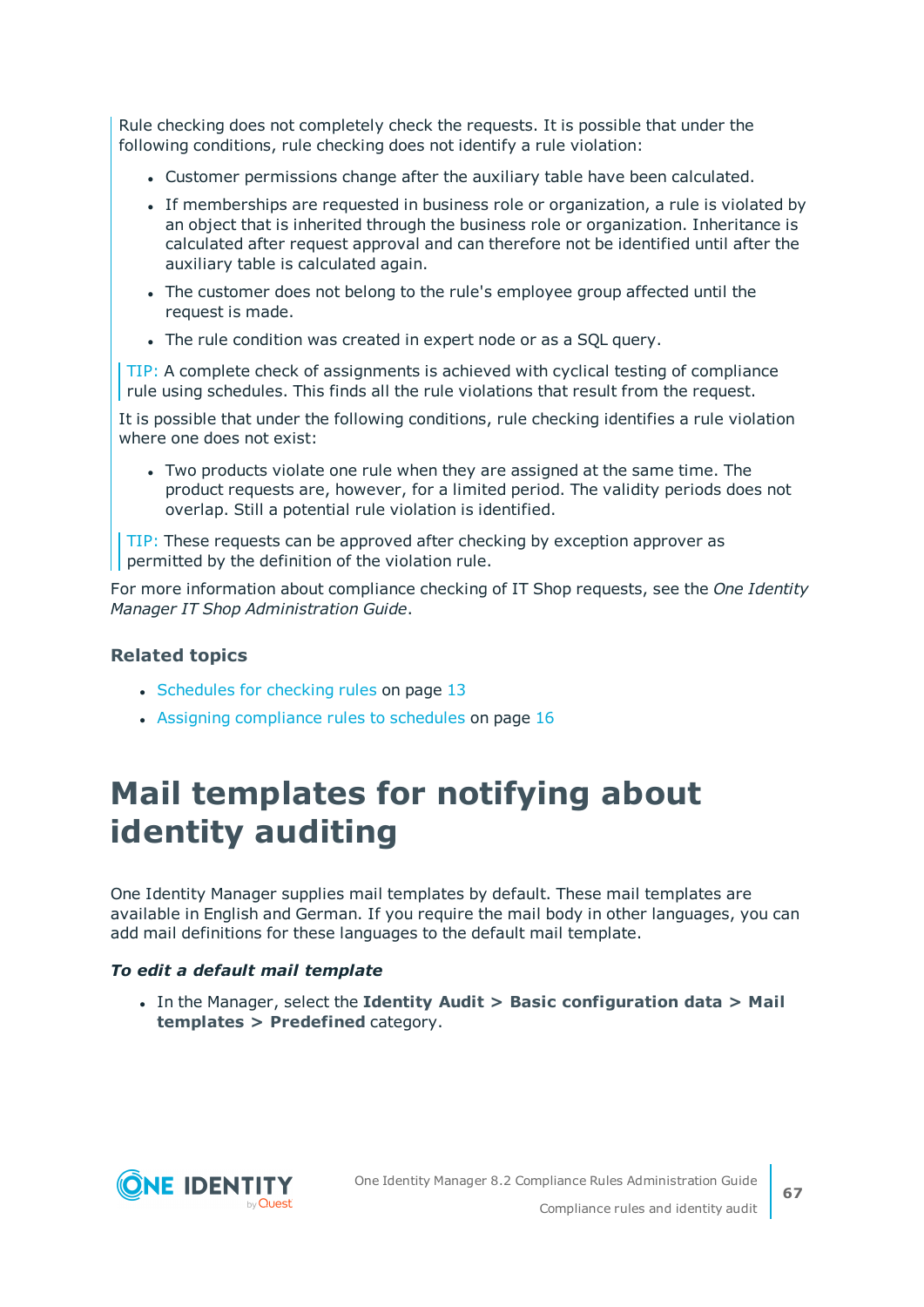Rule checking does not completely check the requests. It is possible that under the following conditions, rule checking does not identify a rule violation:

- Customer permissions change after the auxiliary table have been calculated.
- If memberships are requested in business role or organization, a rule is violated by an object that is inherited through the business role or organization. Inheritance is calculated after request approval and can therefore not be identified until after the auxiliary table is calculated again.
- The customer does not belong to the rule's employee group affected until the request is made.
- The rule condition was created in expert node or as a SQL query.

TIP: A complete check of assignments is achieved with cyclical testing of compliance rule using schedules. This finds all the rule violations that result from the request.

It is possible that under the following conditions, rule checking identifies a rule violation where one does not exist:

- Two products violate one rule when they are assigned at the same time. The product requests are, however, for a limited period. The validity periods does not overlap. Still a potential rule violation is identified.

TIP: These requests can be approved after checking by exception approver as permitted by the definition of the violation rule.

For more information about compliance checking of IT Shop requests, see the *One Identity Manager IT Shop Administration Guide*.

### Related topics

- Schedules for checking rules on page 13
- Assigning compliance rules to schedules on page 16

# Mail templates for notifying about identity auditing

One Identity Manager supplies mail templates by default. These mail templates are available in English and German. If you require the mail body in other languages, you can add mail definitions for these languages to the default mail template.

***To edit a default mail template***

- In the Manager, select the **Identity Audit > Basic configuration data > Mail templates > Predefined** category.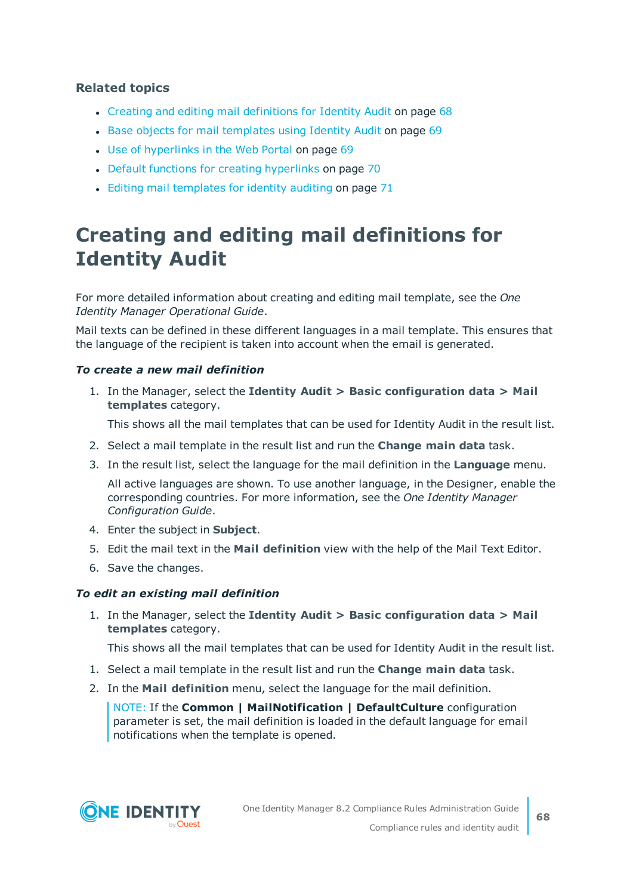### Related topics

- Creating and editing mail definitions for Identity Audit on page 68
- Base objects for mail templates using Identity Audit on page 69
- Use of hyperlinks in the Web Portal on page 69
- Default functions for creating hyperlinks on page 70
- Editing mail templates for identity auditing on page 71

# Creating and editing mail definitions for Identity Audit

For more detailed information about creating and editing mail template, see the *One Identity Manager Operational Guide*.

Mail texts can be defined in these different languages in a mail template. This ensures that the language of the recipient is taken into account when the email is generated.

***To create a new mail definition***

1. In the Manager, select the **Identity Audit > Basic configuration data > Mail templates** category.

   This shows all the mail templates that can be used for Identity Audit in the result list.

2. Select a mail template in the result list and run the **Change main data** task.
3. In the result list, select the language for the mail definition in the **Language** menu.

   All active languages are shown. To use another language, in the Designer, enable the corresponding countries. For more information, see the *One Identity Manager Configuration Guide*.

4. Enter the subject in **Subject**.
5. Edit the mail text in the **Mail definition** view with the help of the Mail Text Editor.
6. Save the changes.

***To edit an existing mail definition***

1. In the Manager, select the **Identity Audit > Basic configuration data > Mail templates** category.

   This shows all the mail templates that can be used for Identity Audit in the result list.

1. Select a mail template in the result list and run the **Change main data** task.
2. In the **Mail definition** menu, select the language for the mail definition.

   NOTE: If the **Common | MailNotification | DefaultCulture** configuration parameter is set, the mail definition is loaded in the default language for email notifications when the template is opened.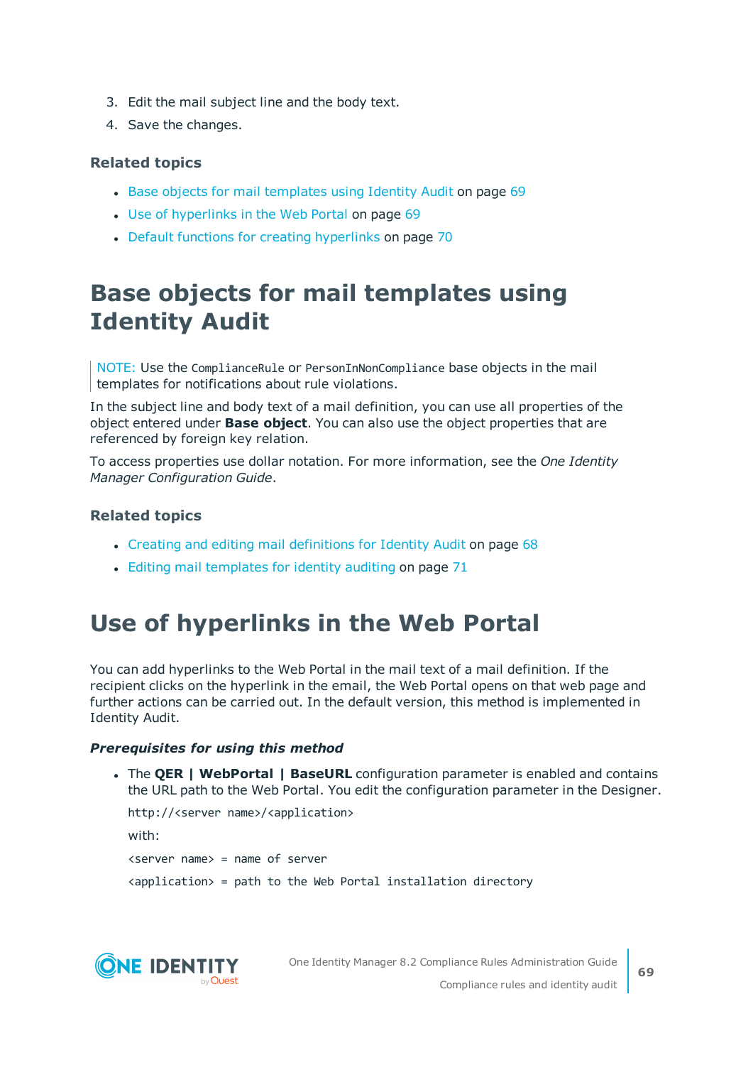3. Edit the mail subject line and the body text.
4. Save the changes.

### Related topics

- Base objects for mail templates using Identity Audit on page 69
- Use of hyperlinks in the Web Portal on page 69
- Default functions for creating hyperlinks on page 70

## Base objects for mail templates using Identity Audit

> NOTE: Use the `ComplianceRule` or `PersonInNonCompliance` base objects in the mail templates for notifications about rule violations.

In the subject line and body text of a mail definition, you can use all properties of the object entered under **Base object**. You can also use the object properties that are referenced by foreign key relation.

To access properties use dollar notation. For more information, see the *One Identity Manager Configuration Guide*.

### Related topics

- Creating and editing mail definitions for Identity Audit on page 68
- Editing mail templates for identity auditing on page 71

## Use of hyperlinks in the Web Portal

You can add hyperlinks to the Web Portal in the mail text of a mail definition. If the recipient clicks on the hyperlink in the email, the Web Portal opens on that web page and further actions can be carried out. In the default version, this method is implemented in Identity Audit.

#### *Prerequisites for using this method*

- The **QER | WebPortal | BaseURL** configuration parameter is enabled and contains the URL path to the Web Portal. You edit the configuration parameter in the Designer.

  `http://<server name>/<application>`

  with:

  `<server name>` = name of server

  `<application>` = path to the Web Portal installation directory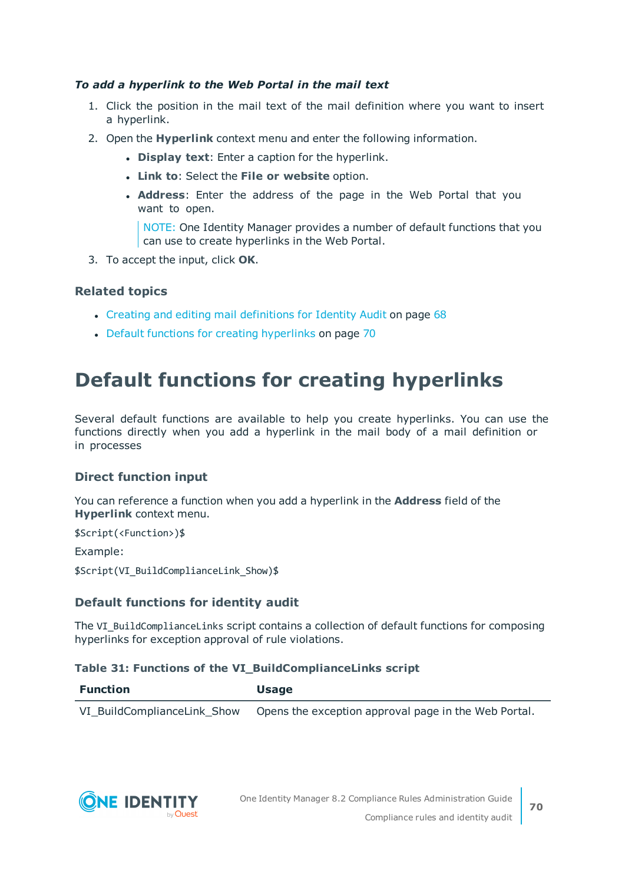***To add a hyperlink to the Web Portal in the mail text***

1. Click the position in the mail text of the mail definition where you want to insert a hyperlink.
2. Open the **Hyperlink** context menu and enter the following information.
   - **Display text**: Enter a caption for the hyperlink.
   - **Link to**: Select the **File or website** option.
   - **Address**: Enter the address of the page in the Web Portal that you want to open.

     NOTE: One Identity Manager provides a number of default functions that you can use to create hyperlinks in the Web Portal.
3. To accept the input, click **OK**.

### Related topics

- Creating and editing mail definitions for Identity Audit on page 68
- Default functions for creating hyperlinks on page 70

# Default functions for creating hyperlinks

Several default functions are available to help you create hyperlinks. You can use the functions directly when you add a hyperlink in the mail body of a mail definition or in processes

### Direct function input

You can reference a function when you add a hyperlink in the **Address** field of the **Hyperlink** context menu.

```
$Script(<Function>)$
```

Example:

```
$Script(VI_BuildComplianceLink_Show)$
```

### Default functions for identity audit

The `VI_BuildComplianceLinks` script contains a collection of default functions for composing hyperlinks for exception approval of rule violations.

**Table 31: Functions of the VI_BuildComplianceLinks script**

| Function | Usage |
| --- | --- |
| VI_BuildComplianceLink_Show | Opens the exception approval page in the Web Portal. |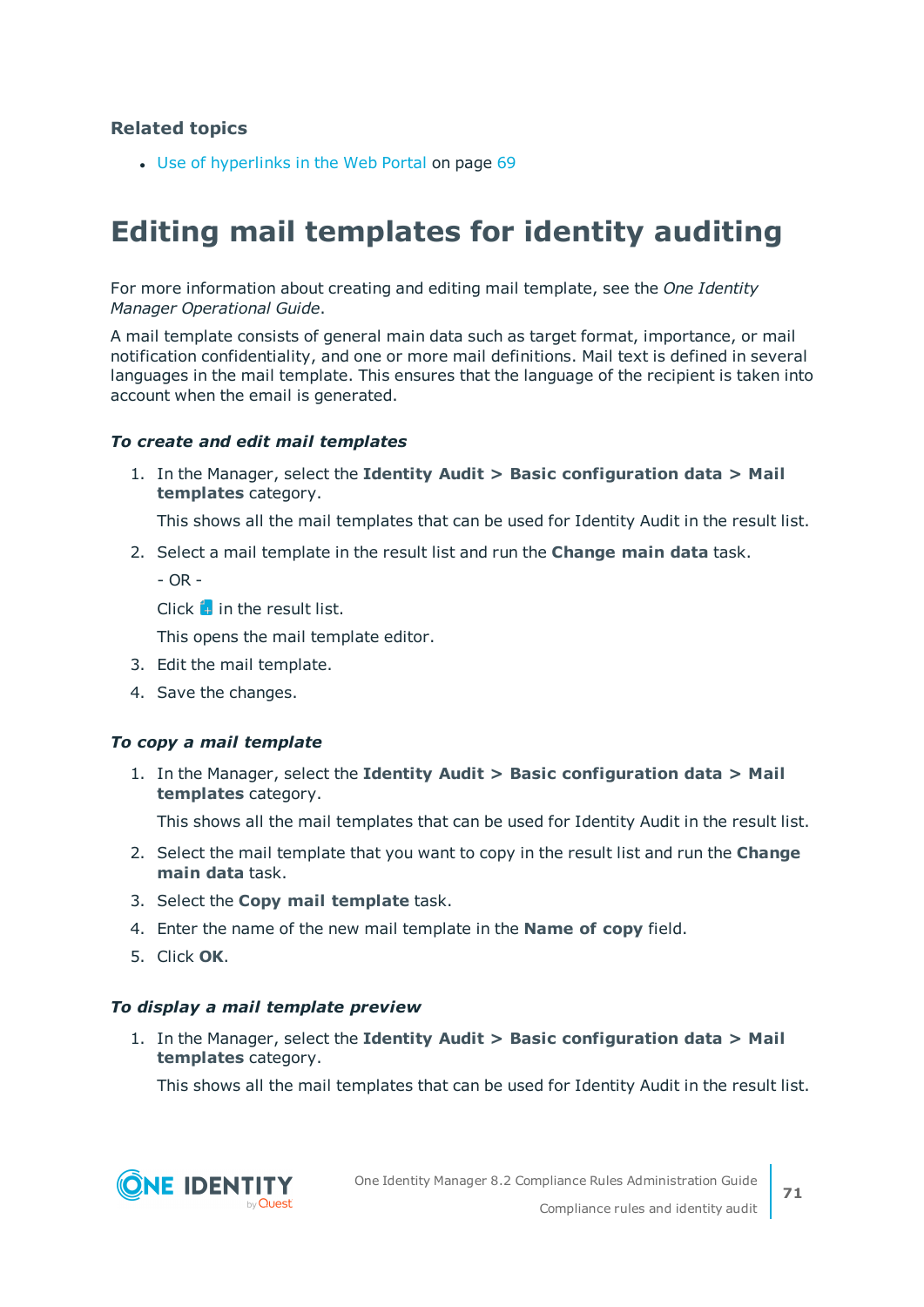### Related topics

- Use of hyperlinks in the Web Portal on page 69

# Editing mail templates for identity auditing

For more information about creating and editing mail template, see the *One Identity Manager Operational Guide*.

A mail template consists of general main data such as target format, importance, or mail notification confidentiality, and one or more mail definitions. Mail text is defined in several languages in the mail template. This ensures that the language of the recipient is taken into account when the email is generated.

***To create and edit mail templates***

1. In the Manager, select the **Identity Audit > Basic configuration data > Mail templates** category.

   This shows all the mail templates that can be used for Identity Audit in the result list.

2. Select a mail template in the result list and run the **Change main data** task.

   - OR -

   Click  in the result list.

   This opens the mail template editor.

3. Edit the mail template.
4. Save the changes.

***To copy a mail template***

1. In the Manager, select the **Identity Audit > Basic configuration data > Mail templates** category.

   This shows all the mail templates that can be used for Identity Audit in the result list.

2. Select the mail template that you want to copy in the result list and run the **Change main data** task.
3. Select the **Copy mail template** task.
4. Enter the name of the new mail template in the **Name of copy** field.
5. Click **OK**.

***To display a mail template preview***

1. In the Manager, select the **Identity Audit > Basic configuration data > Mail templates** category.

   This shows all the mail templates that can be used for Identity Audit in the result list.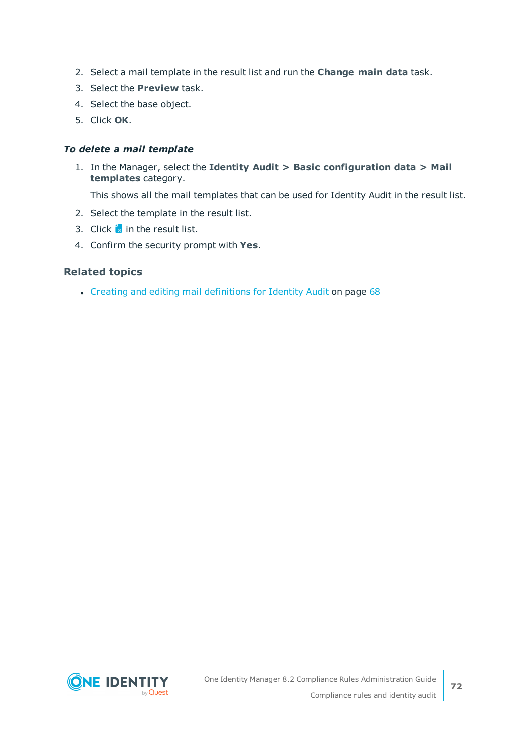2. Select a mail template in the result list and run the **Change main data** task.
3. Select the **Preview** task.
4. Select the base object.
5. Click **OK**.

***To delete a mail template***

1. In the Manager, select the **Identity Audit > Basic configuration data > Mail templates** category.

   This shows all the mail templates that can be used for Identity Audit in the result list.
2. Select the template in the result list.
3. Click in the result list.
4. Confirm the security prompt with **Yes**.

### Related topics

- Creating and editing mail definitions for Identity Audit on page 68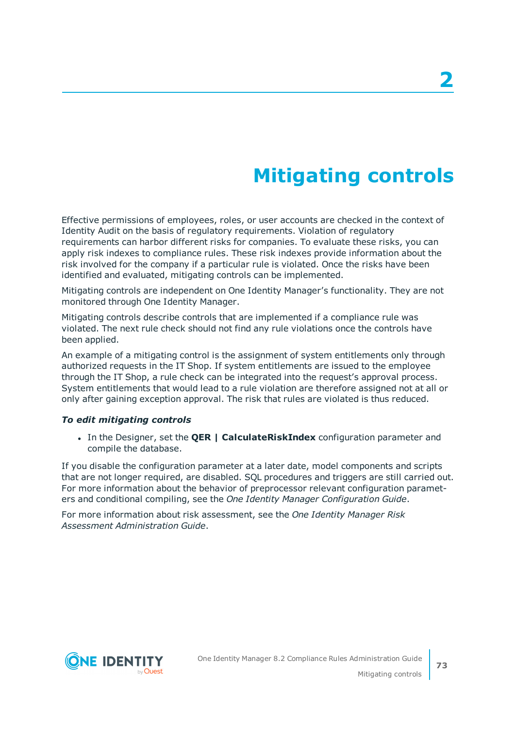# 2 Mitigating controls

Effective permissions of employees, roles, or user accounts are checked in the context of Identity Audit on the basis of regulatory requirements. Violation of regulatory requirements can harbor different risks for companies. To evaluate these risks, you can apply risk indexes to compliance rules. These risk indexes provide information about the risk involved for the company if a particular rule is violated. Once the risks have been identified and evaluated, mitigating controls can be implemented.

Mitigating controls are independent on One Identity Manager's functionality. They are not monitored through One Identity Manager.

Mitigating controls describe controls that are implemented if a compliance rule was violated. The next rule check should not find any rule violations once the controls have been applied.

An example of a mitigating control is the assignment of system entitlements only through authorized requests in the IT Shop. If system entitlements are issued to the employee through the IT Shop, a rule check can be integrated into the request's approval process. System entitlements that would lead to a rule violation are therefore assigned not at all or only after gaining exception approval. The risk that rules are violated is thus reduced.

***To edit mitigating controls***

- In the Designer, set the **QER | CalculateRiskIndex** configuration parameter and compile the database.

If you disable the configuration parameter at a later date, model components and scripts that are not longer required, are disabled. SQL procedures and triggers are still carried out. For more information about the behavior of preprocessor relevant configuration parameters and conditional compiling, see the *One Identity Manager Configuration Guide*.

For more information about risk assessment, see the *One Identity Manager Risk Assessment Administration Guide*.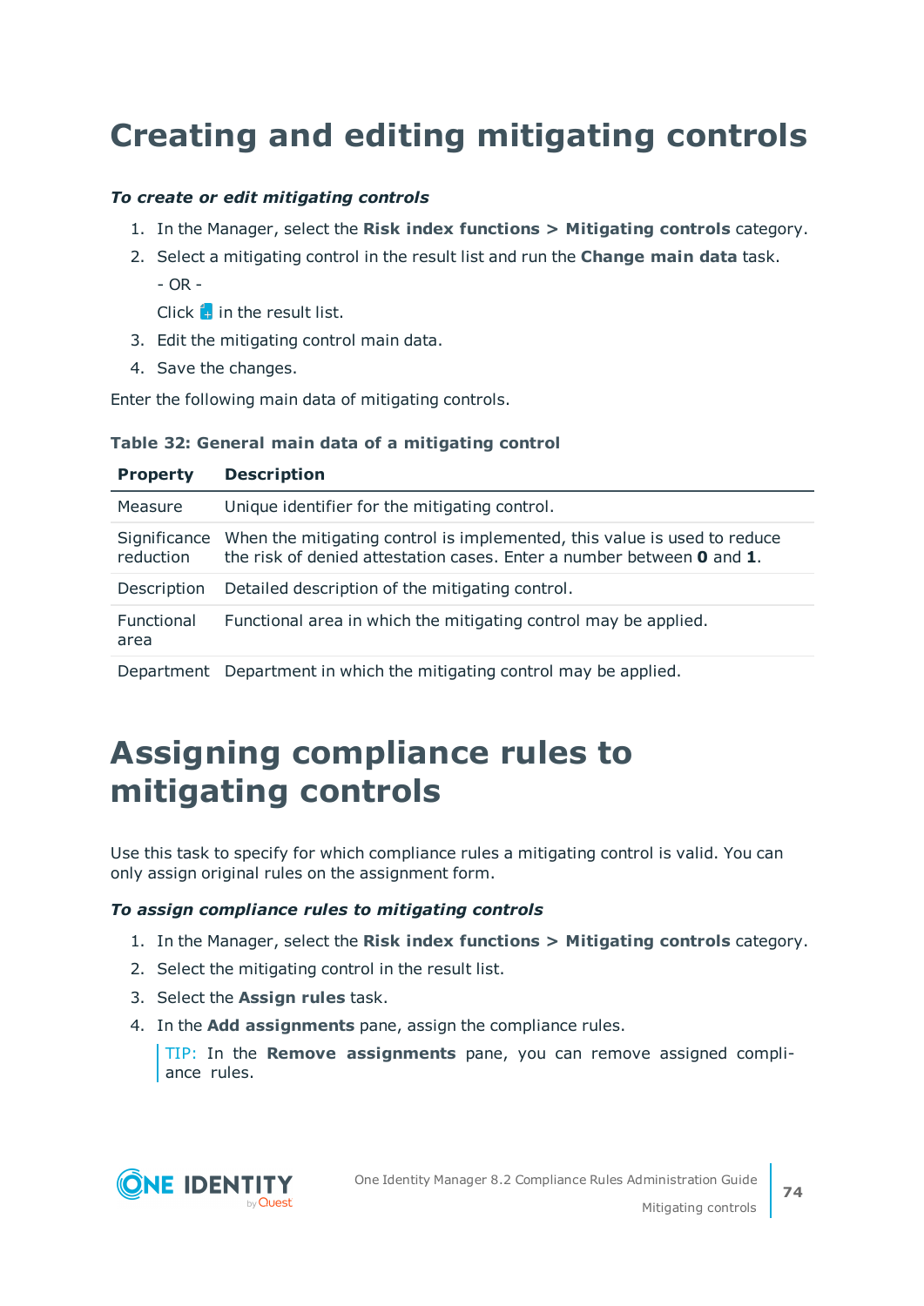# Creating and editing mitigating controls

***To create or edit mitigating controls***

1. In the Manager, select the **Risk index functions > Mitigating controls** category.
2. Select a mitigating control in the result list and run the **Change main data** task.

   - OR -

   Click in the result list.
3. Edit the mitigating control main data.
4. Save the changes.

Enter the following main data of mitigating controls.

**Table 32: General main data of a mitigating control**

| Property | Description |
|---|---|
| Measure | Unique identifier for the mitigating control. |
| Significance reduction | When the mitigating control is implemented, this value is used to reduce the risk of denied attestation cases. Enter a number between **0** and **1**. |
| Description | Detailed description of the mitigating control. |
| Functional area | Functional area in which the mitigating control may be applied. |
| Department | Department in which the mitigating control may be applied. |

# Assigning compliance rules to mitigating controls

Use this task to specify for which compliance rules a mitigating control is valid. You can only assign original rules on the assignment form.

***To assign compliance rules to mitigating controls***

1. In the Manager, select the **Risk index functions > Mitigating controls** category.
2. Select the mitigating control in the result list.
3. Select the **Assign rules** task.
4. In the **Add assignments** pane, assign the compliance rules.

   TIP: In the **Remove assignments** pane, you can remove assigned compliance rules.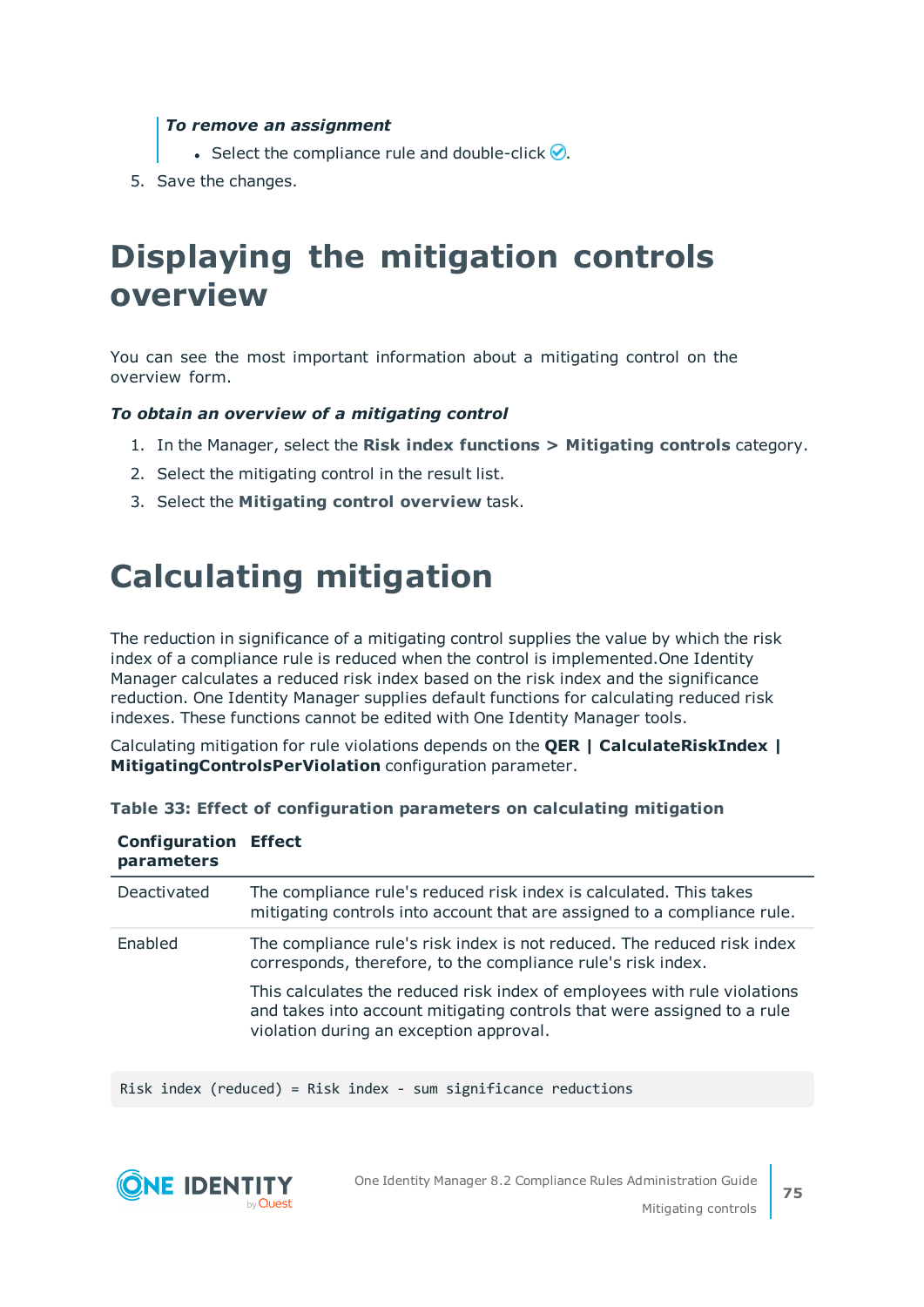*To remove an assignment*

- Select the compliance rule and double-click ✅.

5. Save the changes.

# Displaying the mitigation controls overview

You can see the most important information about a mitigating control on the overview form.

***To obtain an overview of a mitigating control***

1. In the Manager, select the **Risk index functions > Mitigating controls** category.
2. Select the mitigating control in the result list.
3. Select the **Mitigating control overview** task.

# Calculating mitigation

The reduction in significance of a mitigating control supplies the value by which the risk index of a compliance rule is reduced when the control is implemented.One Identity Manager calculates a reduced risk index based on the risk index and the significance reduction. One Identity Manager supplies default functions for calculating reduced risk indexes. These functions cannot be edited with One Identity Manager tools.

Calculating mitigation for rule violations depends on the **QER | CalculateRiskIndex | MitigatingControlsPerViolation** configuration parameter.

**Table 33: Effect of configuration parameters on calculating mitigation**

| Configuration parameters | Effect |
|---|---|
| Deactivated | The compliance rule's reduced risk index is calculated. This takes mitigating controls into account that are assigned to a compliance rule. |
| Enabled | The compliance rule's risk index is not reduced. The reduced risk index corresponds, therefore, to the compliance rule's risk index.<br><br>This calculates the reduced risk index of employees with rule violations and takes into account mitigating controls that were assigned to a rule violation during an exception approval. |

```
Risk index (reduced) = Risk index - sum significance reductions
```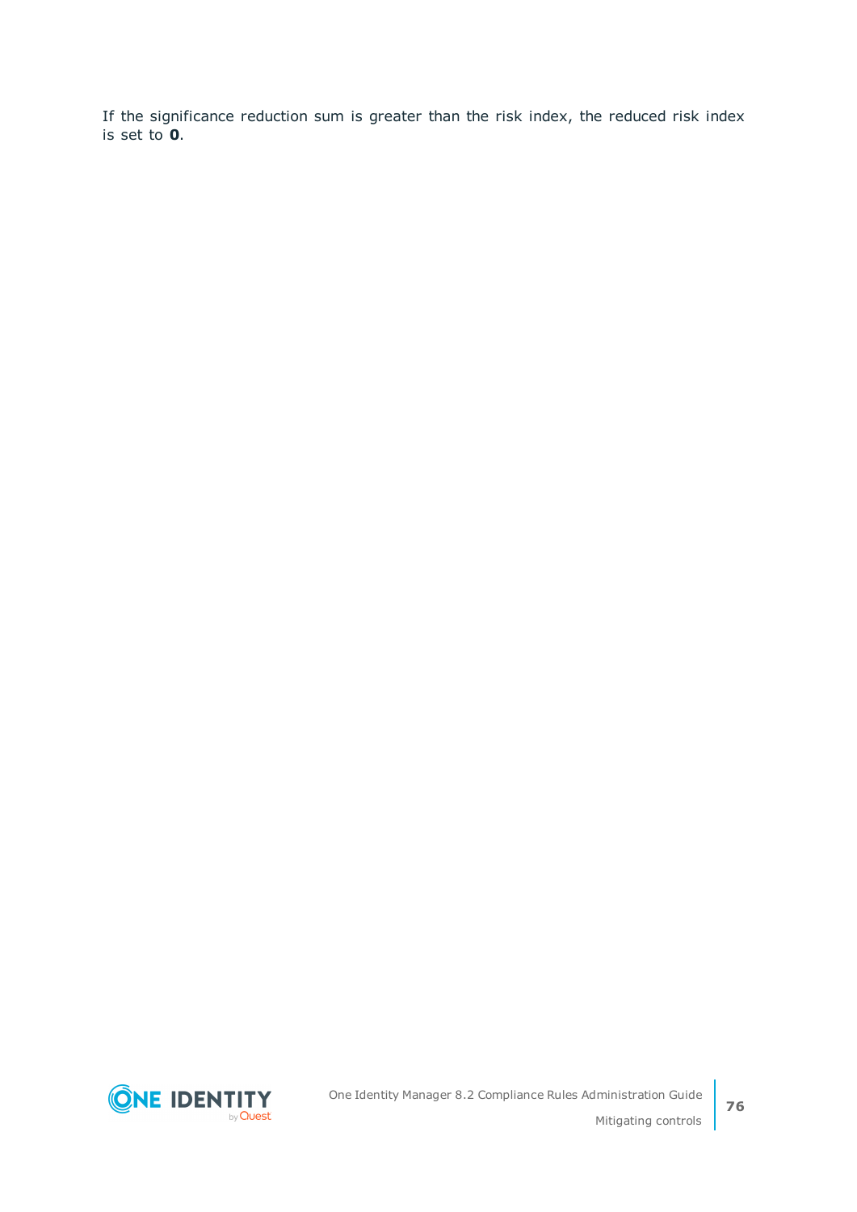If the significance reduction sum is greater than the risk index, the reduced risk index is set to **0**.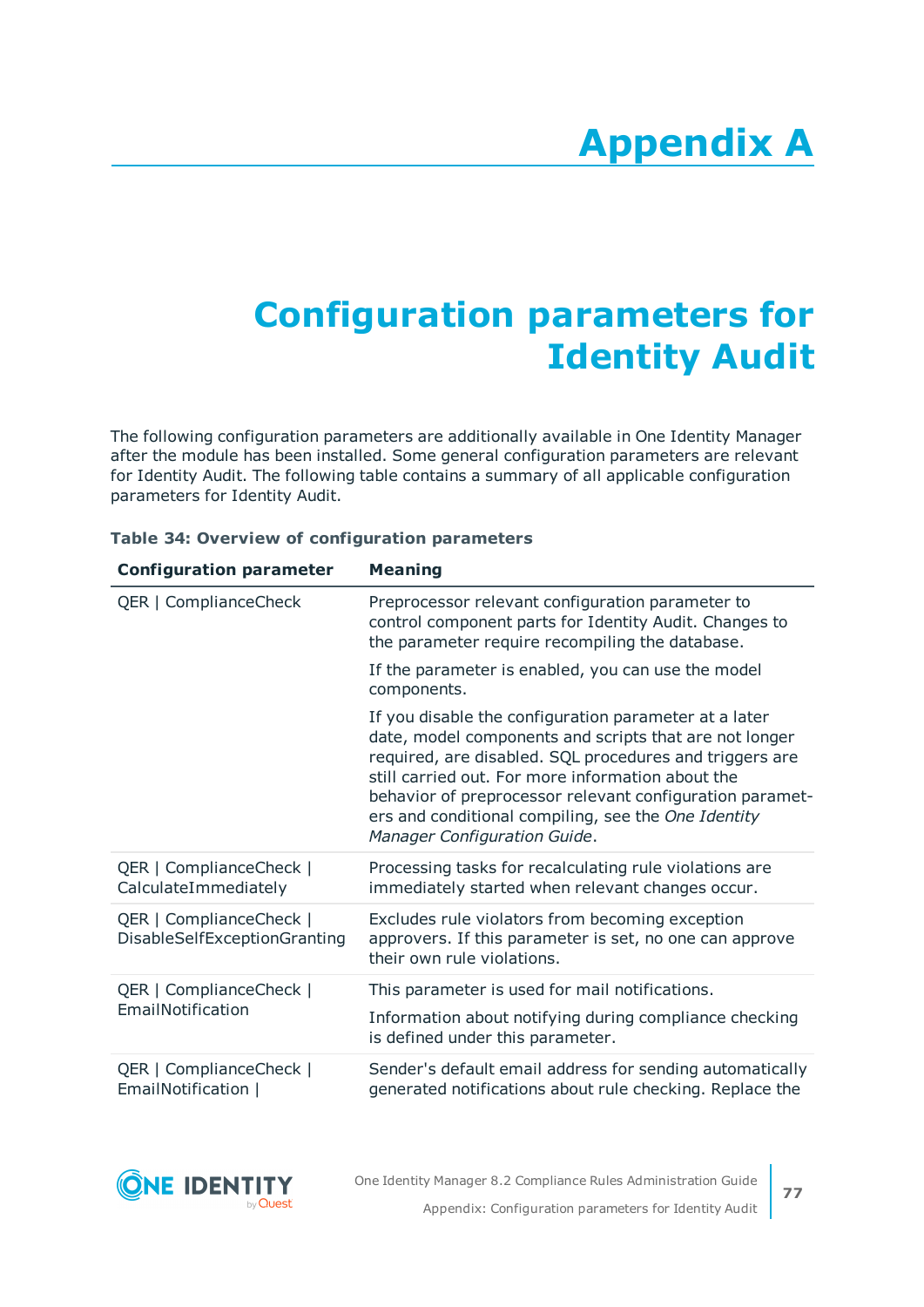# Appendix A

# Configuration parameters for Identity Audit

The following configuration parameters are additionally available in One Identity Manager after the module has been installed. Some general configuration parameters are relevant for Identity Audit. The following table contains a summary of all applicable configuration parameters for Identity Audit.

**Table 34: Overview of configuration parameters**

| Configuration parameter | Meaning |
|---|---|
| QER \| ComplianceCheck | Preprocessor relevant configuration parameter to control component parts for Identity Audit. Changes to the parameter require recompiling the database.<br><br>If the parameter is enabled, you can use the model components.<br><br>If you disable the configuration parameter at a later date, model components and scripts that are not longer required, are disabled. SQL procedures and triggers are still carried out. For more information about the behavior of preprocessor relevant configuration parameters and conditional compiling, see the *One Identity Manager Configuration Guide*. |
| QER \| ComplianceCheck \| CalculateImmediately | Processing tasks for recalculating rule violations are immediately started when relevant changes occur. |
| QER \| ComplianceCheck \| DisableSelfExceptionGranting | Excludes rule violators from becoming exception approvers. If this parameter is set, no one can approve their own rule violations. |
| QER \| ComplianceCheck \| EmailNotification | This parameter is used for mail notifications.<br><br>Information about notifying during compliance checking is defined under this parameter. |
| QER \| ComplianceCheck \| EmailNotification \| | Sender's default email address for sending automatically generated notifications about rule checking. Replace the |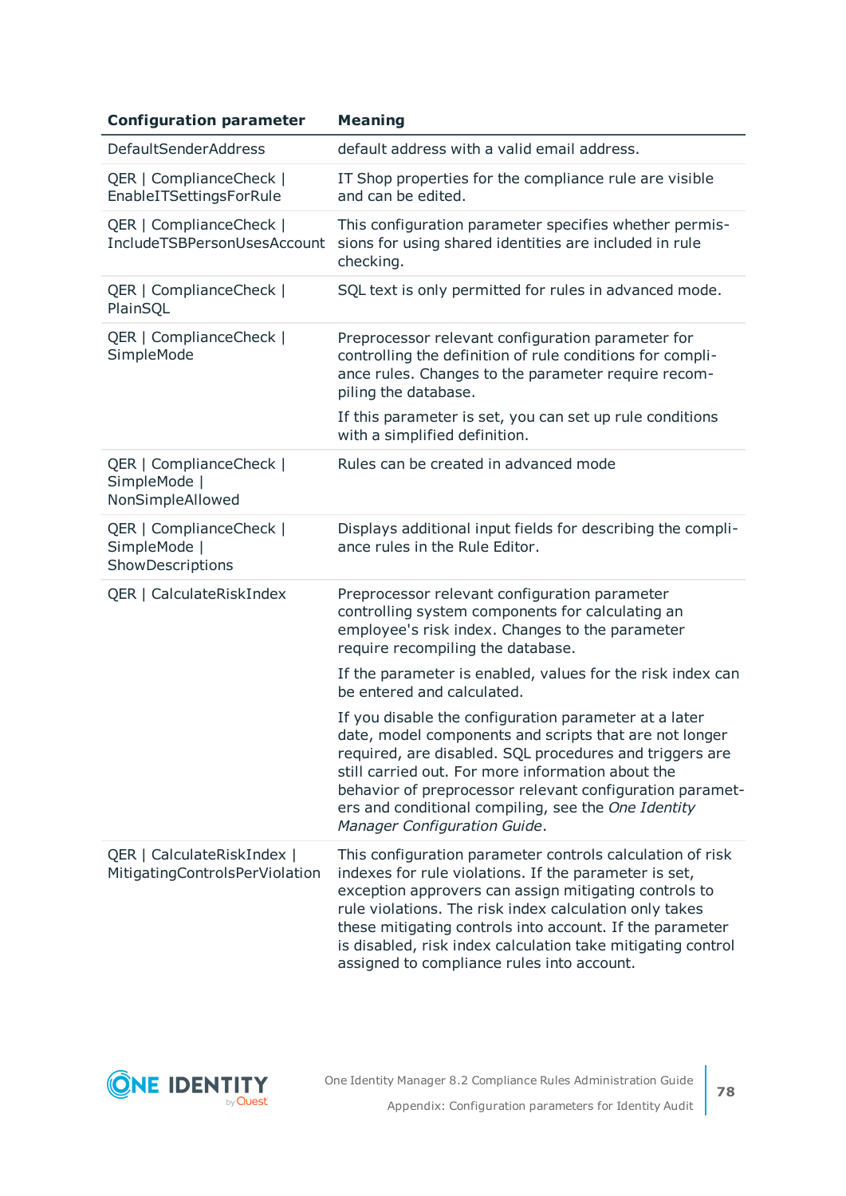| Configuration parameter | Meaning |
| --- | --- |
| DefaultSenderAddress | default address with a valid email address. |
| QER \| ComplianceCheck \| EnableITSettingsForRule | IT Shop properties for the compliance rule are visible and can be edited. |
| QER \| ComplianceCheck \| IncludeTSBPersonUsesAccount | This configuration parameter specifies whether permissions for using shared identities are included in rule checking. |
| QER \| ComplianceCheck \| PlainSQL | SQL text is only permitted for rules in advanced mode. |
| QER \| ComplianceCheck \| SimpleMode | Preprocessor relevant configuration parameter for controlling the definition of rule conditions for compliance rules. Changes to the parameter require recompiling the database.<br><br>If this parameter is set, you can set up rule conditions with a simplified definition. |
| QER \| ComplianceCheck \| SimpleMode \| NonSimpleAllowed | Rules can be created in advanced mode |
| QER \| ComplianceCheck \| SimpleMode \| ShowDescriptions | Displays additional input fields for describing the compliance rules in the Rule Editor. |
| QER \| CalculateRiskIndex | Preprocessor relevant configuration parameter controlling system components for calculating an employee's risk index. Changes to the parameter require recompiling the database.<br><br>If the parameter is enabled, values for the risk index can be entered and calculated.<br><br>If you disable the configuration parameter at a later date, model components and scripts that are not longer required, are disabled. SQL procedures and triggers are still carried out. For more information about the behavior of preprocessor relevant configuration parameters and conditional compiling, see the *One Identity Manager Configuration Guide*. |
| QER \| CalculateRiskIndex \| MitigatingControlsPerViolation | This configuration parameter controls calculation of risk indexes for rule violations. If the parameter is set, exception approvers can assign mitigating controls to rule violations. The risk index calculation only takes these mitigating controls into account. If the parameter is disabled, risk index calculation take mitigating control assigned to compliance rules into account. |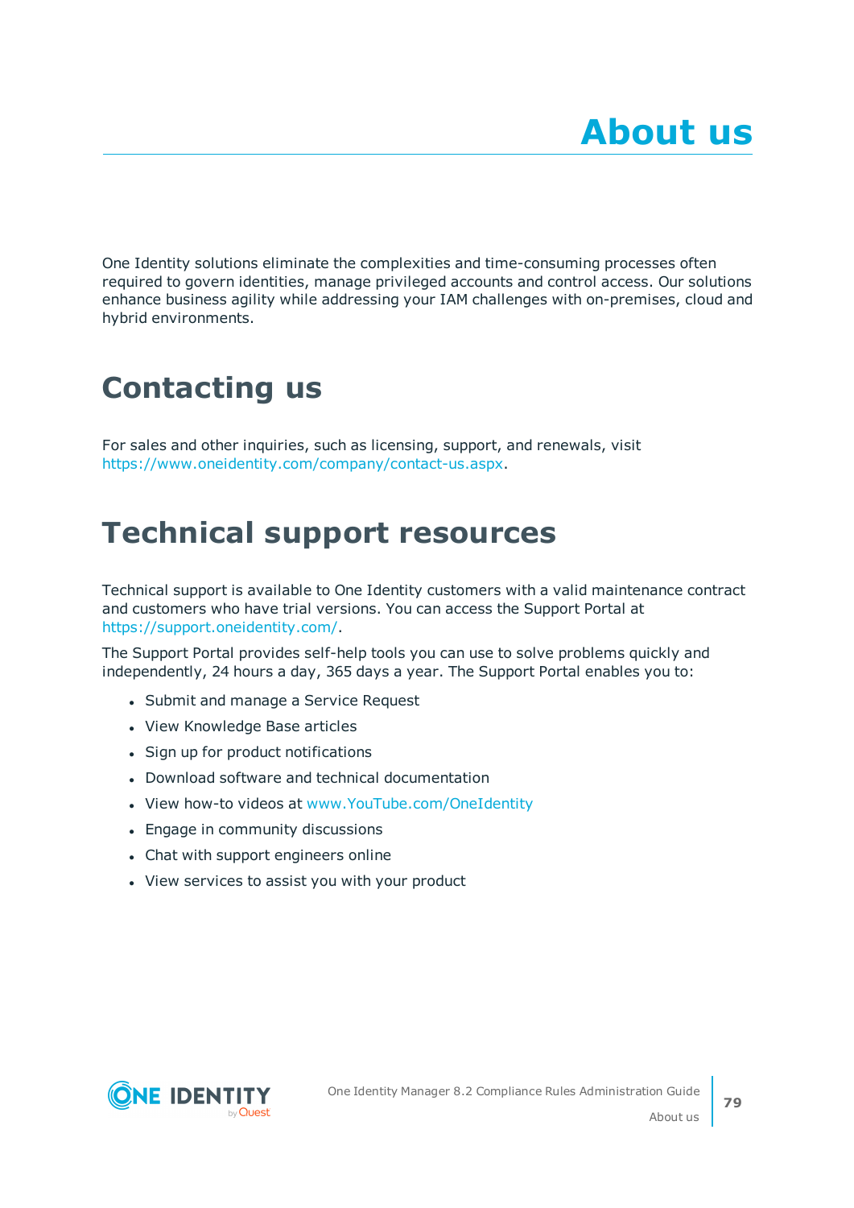# About us

One Identity solutions eliminate the complexities and time-consuming processes often required to govern identities, manage privileged accounts and control access. Our solutions enhance business agility while addressing your IAM challenges with on-premises, cloud and hybrid environments.

# Contacting us

For sales and other inquiries, such as licensing, support, and renewals, visit https://www.oneidentity.com/company/contact-us.aspx.

# Technical support resources

Technical support is available to One Identity customers with a valid maintenance contract and customers who have trial versions. You can access the Support Portal at https://support.oneidentity.com/.

The Support Portal provides self-help tools you can use to solve problems quickly and independently, 24 hours a day, 365 days a year. The Support Portal enables you to:

- Submit and manage a Service Request
- View Knowledge Base articles
- Sign up for product notifications
- Download software and technical documentation
- View how-to videos at www.YouTube.com/OneIdentity
- Engage in community discussions
- Chat with support engineers online
- View services to assist you with your product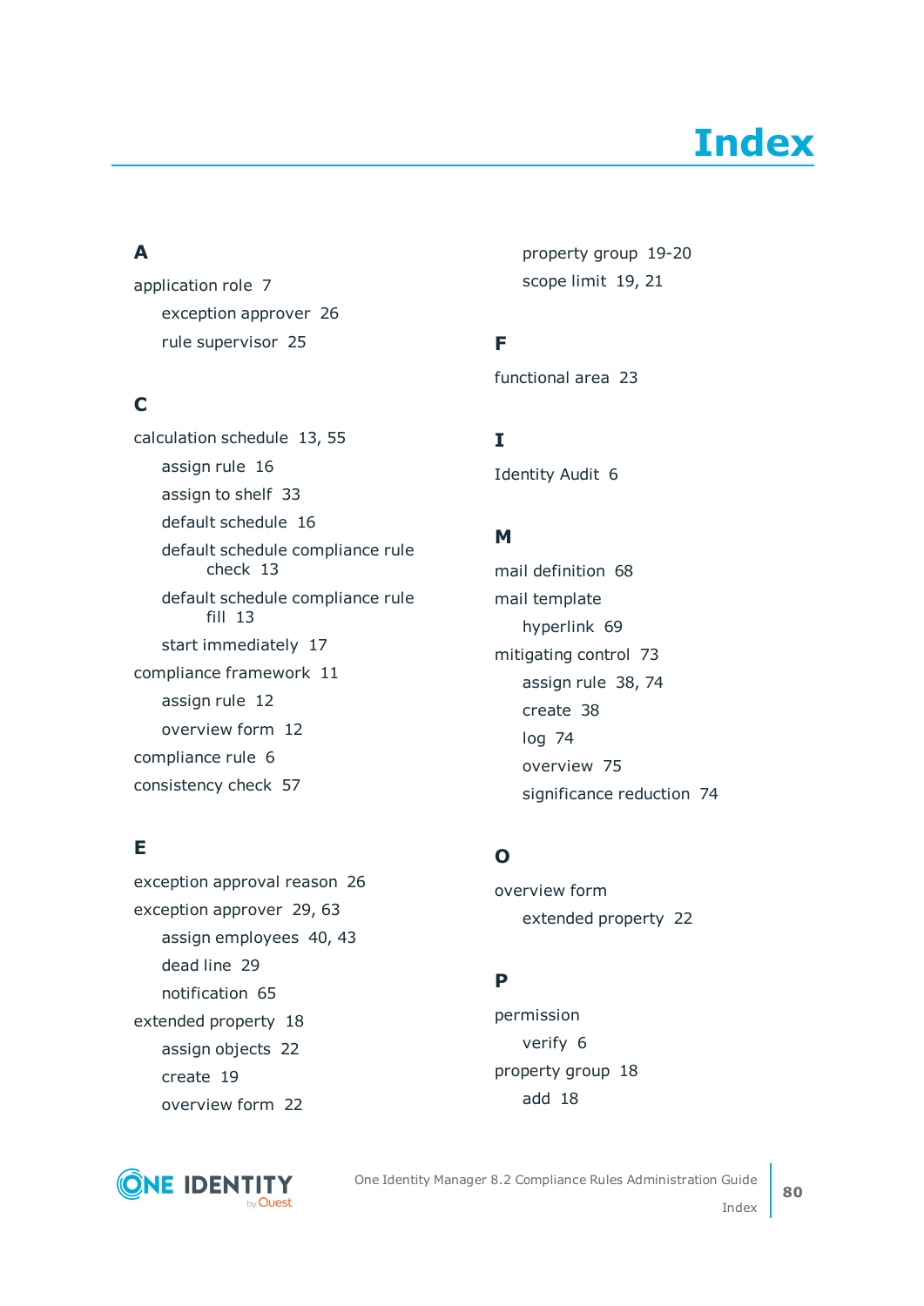# Index

## A

application role 7

- exception approver 26
- rule supervisor 25

## C

calculation schedule 13, 55

- assign rule 16
- assign to shelf 33
- default schedule 16
- default schedule compliance rule check 13
- default schedule compliance rule fill 13
- start immediately 17

compliance framework 11

- assign rule 12
- overview form 12

compliance rule 6

consistency check 57

## E

exception approval reason 26

exception approver 29, 63

- assign employees 40, 43
- dead line 29
- notification 65

extended property 18

- assign objects 22
- create 19
- overview form 22
- property group 19-20
- scope limit 19, 21

## F

functional area 23

## I

Identity Audit 6

## M

mail definition 68

mail template

- hyperlink 69

mitigating control 73

- assign rule 38, 74
- create 38
- log 74
- overview 75
- significance reduction 74

## O

overview form

- extended property 22

## P

permission

- verify 6

property group 18

- add 18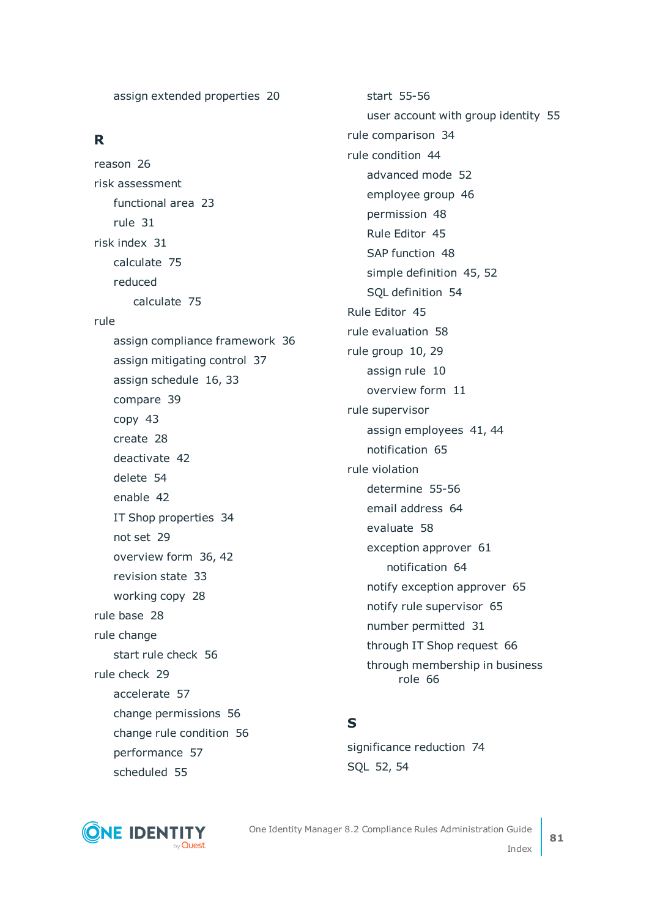- assign extended properties 20

## R

- reason 26
- risk assessment
  - functional area 23
  - rule 31
- risk index 31
  - calculate 75
  - reduced
    - calculate 75
- rule
  - assign compliance framework 36
  - assign mitigating control 37
  - assign schedule 16, 33
  - compare 39
  - copy 43
  - create 28
  - deactivate 42
  - delete 54
  - enable 42
  - IT Shop properties 34
  - not set 29
  - overview form 36, 42
  - revision state 33
  - working copy 28
- rule base 28
- rule change
  - start rule check 56
- rule check 29
  - accelerate 57
  - change permissions 56
  - change rule condition 56
  - performance 57
  - scheduled 55
  - start 55-56
  - user account with group identity 55
- rule comparison 34
- rule condition 44
  - advanced mode 52
  - employee group 46
  - permission 48
  - Rule Editor 45
  - SAP function 48
  - simple definition 45, 52
  - SQL definition 54
- Rule Editor 45
- rule evaluation 58
- rule group 10, 29
  - assign rule 10
  - overview form 11
- rule supervisor
  - assign employees 41, 44
  - notification 65
- rule violation
  - determine 55-56
  - email address 64
  - evaluate 58
  - exception approver 61
    - notification 64
  - notify exception approver 65
  - notify rule supervisor 65
  - number permitted 31
  - through IT Shop request 66
  - through membership in business role 66

## S

- significance reduction 74
- SQL 52, 54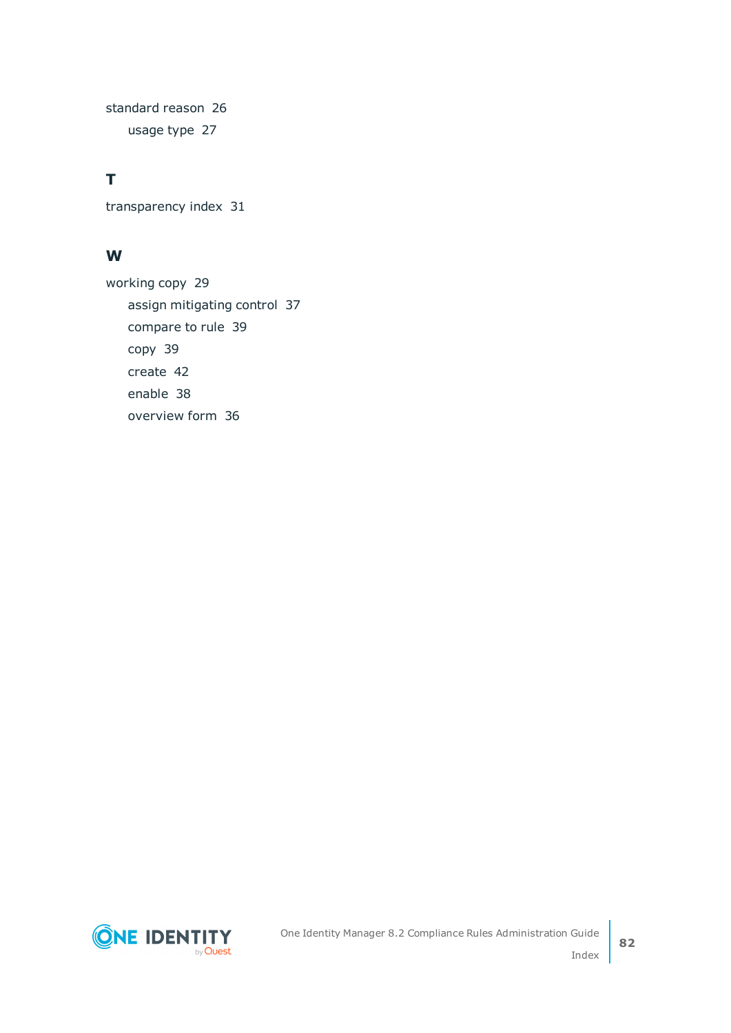standard reason 26

- usage type 27

## T

transparency index 31

## W

working copy 29

- assign mitigating control 37
- compare to rule 39
- copy 39
- create 42
- enable 38
- overview form 36